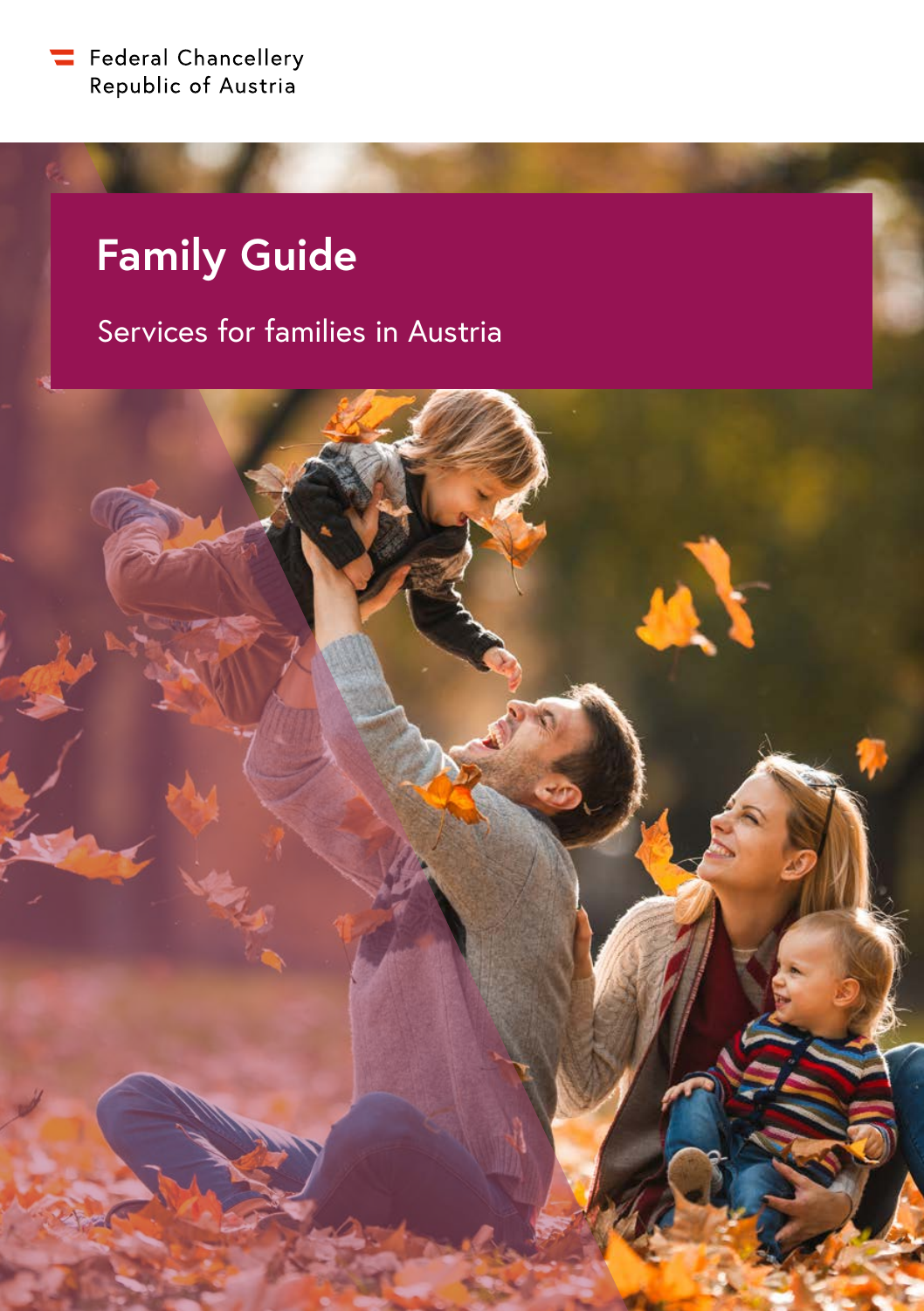Federal Chancellery
Republic of Austria

# Family Guide

Services for families in Austria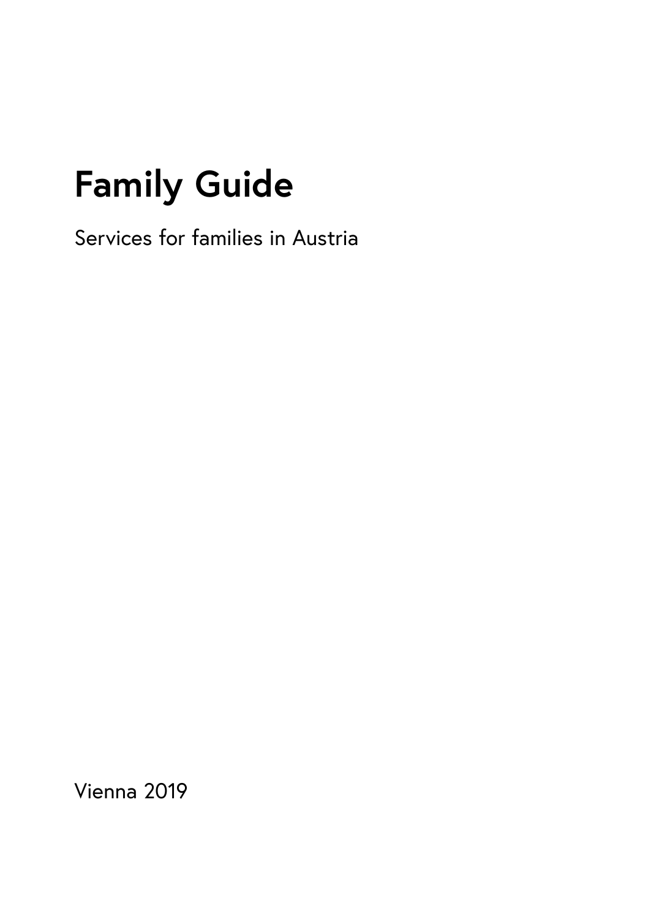# Family Guide

Services for families in Austria

Vienna 2019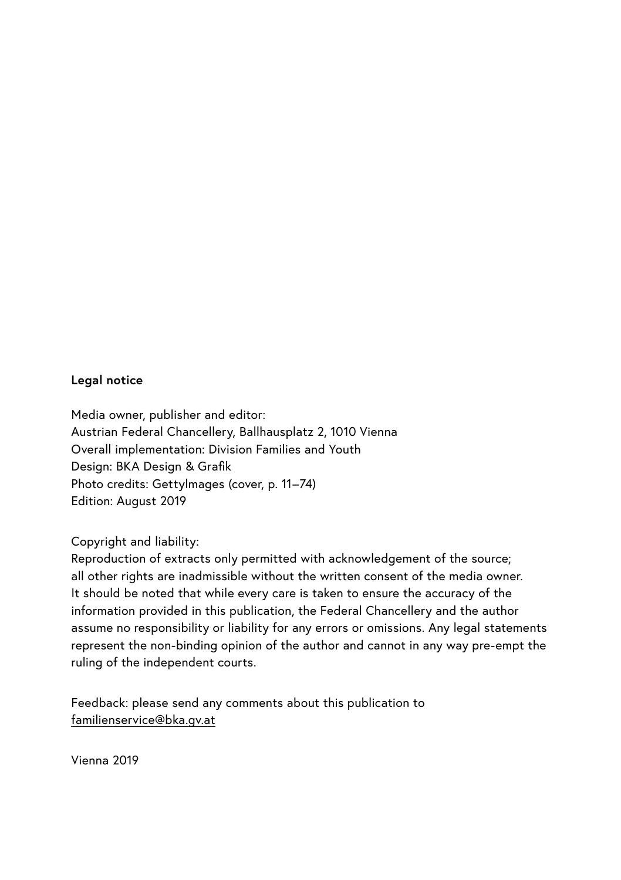**Legal notice**

Media owner, publisher and editor:
Austrian Federal Chancellery, Ballhausplatz 2, 1010 Vienna
Overall implementation: Division Families and Youth
Design: BKA Design & Grafik
Photo credits: GettyImages (cover, p. 11–74)
Edition: August 2019

Copyright and liability:
Reproduction of extracts only permitted with acknowledgement of the source; all other rights are inadmissible without the written consent of the media owner. It should be noted that while every care is taken to ensure the accuracy of the information provided in this publication, the Federal Chancellery and the author assume no responsibility or liability for any errors or omissions. Any legal statements represent the non-binding opinion of the author and cannot in any way pre-empt the ruling of the independent courts.

Feedback: please send any comments about this publication to familienservice@bka.gv.at

Vienna 2019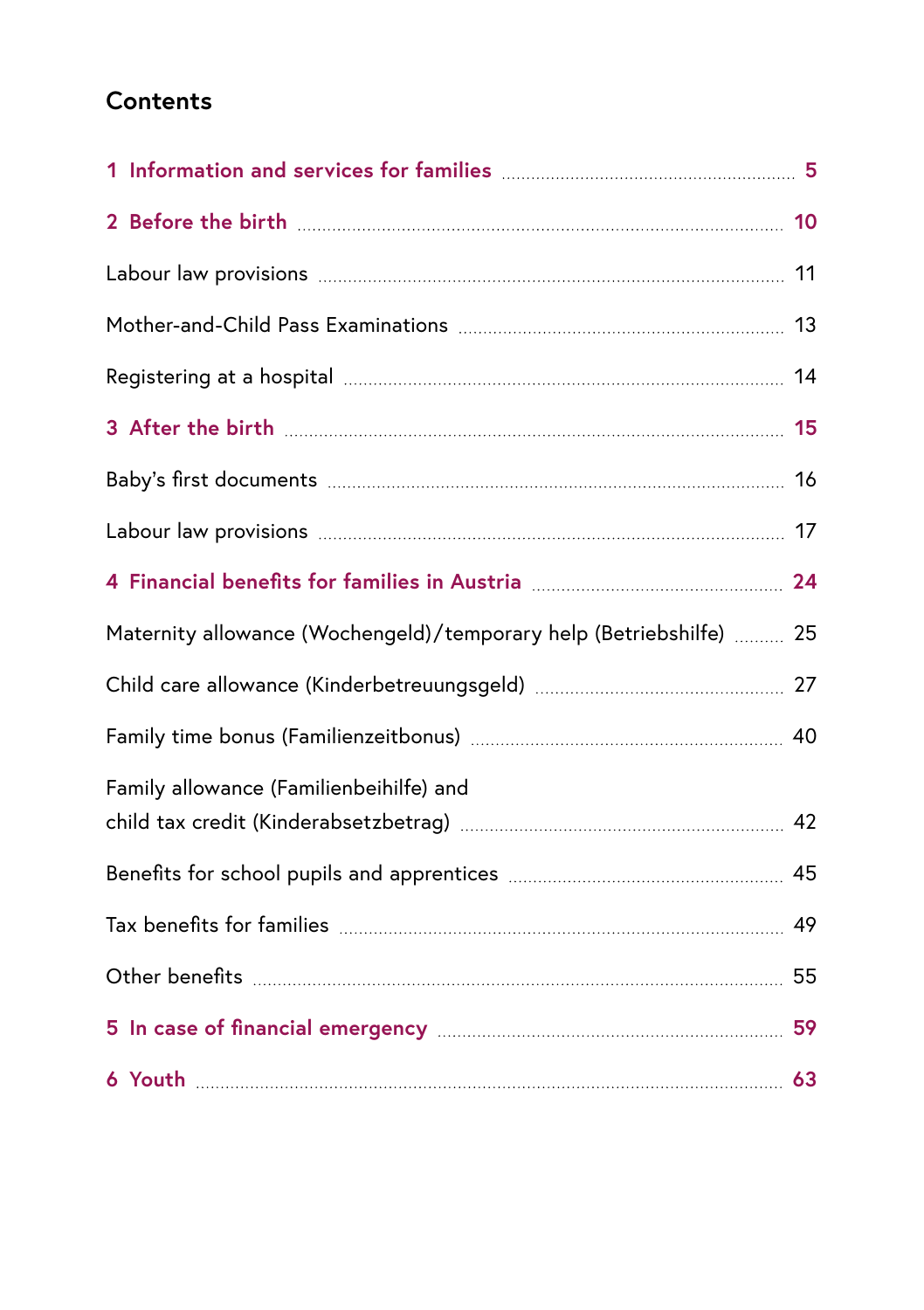# Contents

**1 Information and services for families** ........ **5**

**2 Before the birth** ........ **10**

Labour law provisions ........ 11

Mother-and-Child Pass Examinations ........ 13

Registering at a hospital ........ 14

**3 After the birth** ........ **15**

Baby's first documents ........ 16

Labour law provisions ........ 17

**4 Financial benefits for families in Austria** ........ **24**

Maternity allowance (Wochengeld)/temporary help (Betriebshilfe) ........ 25

Child care allowance (Kinderbetreuungsgeld) ........ 27

Family time bonus (Familienzeitbonus) ........ 40

Family allowance (Familienbeihilfe) and child tax credit (Kinderabsetzbetrag) ........ 42

Benefits for school pupils and apprentices ........ 45

Tax benefits for families ........ 49

Other benefits ........ 55

**5 In case of financial emergency** ........ **59**

**6 Youth** ........ **63**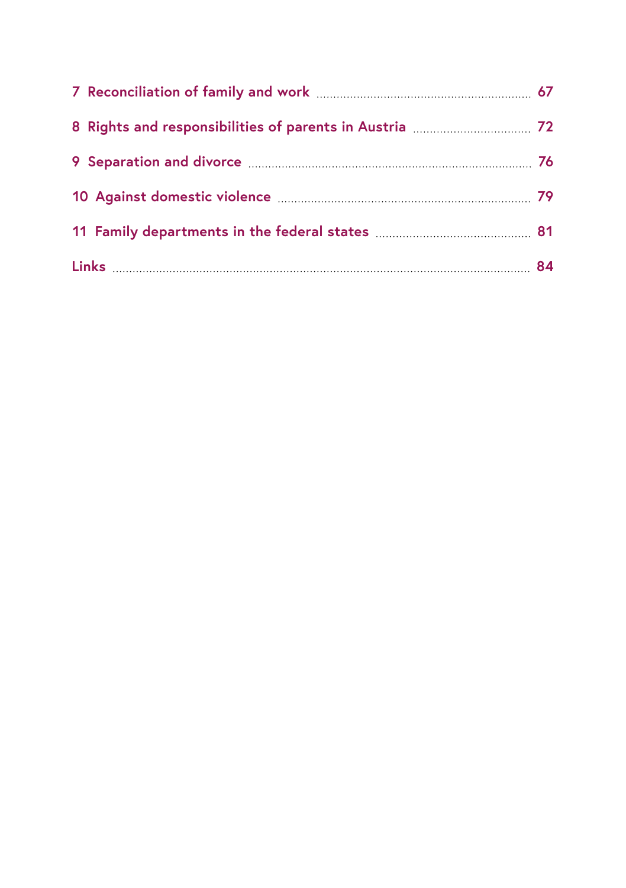7 Reconciliation of family and work ........ 67

8 Rights and responsibilities of parents in Austria ........ 72

9 Separation and divorce ........ 76

10 Against domestic violence ........ 79

11 Family departments in the federal states ........ 81

Links ........ 84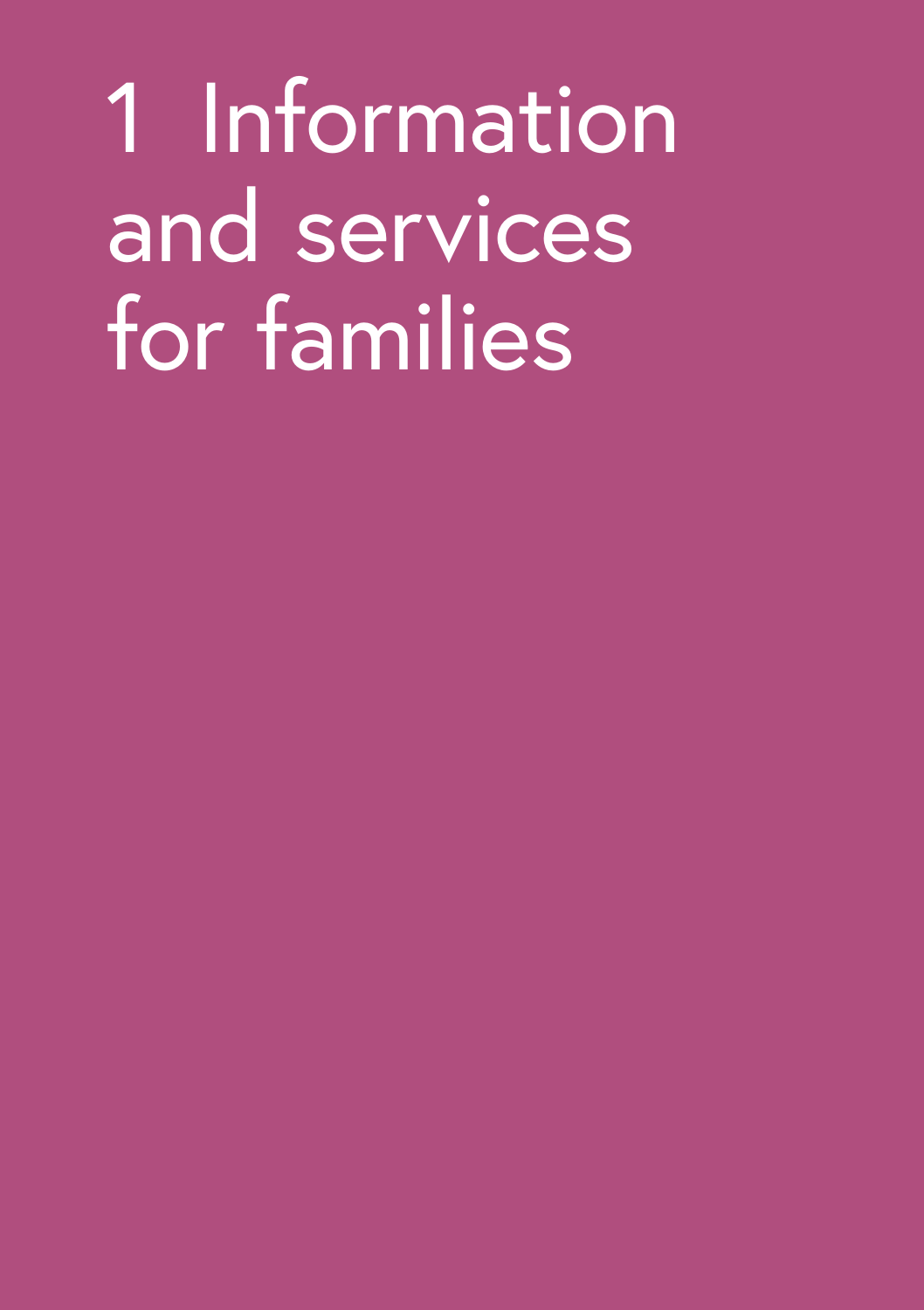# 1 Information and services for families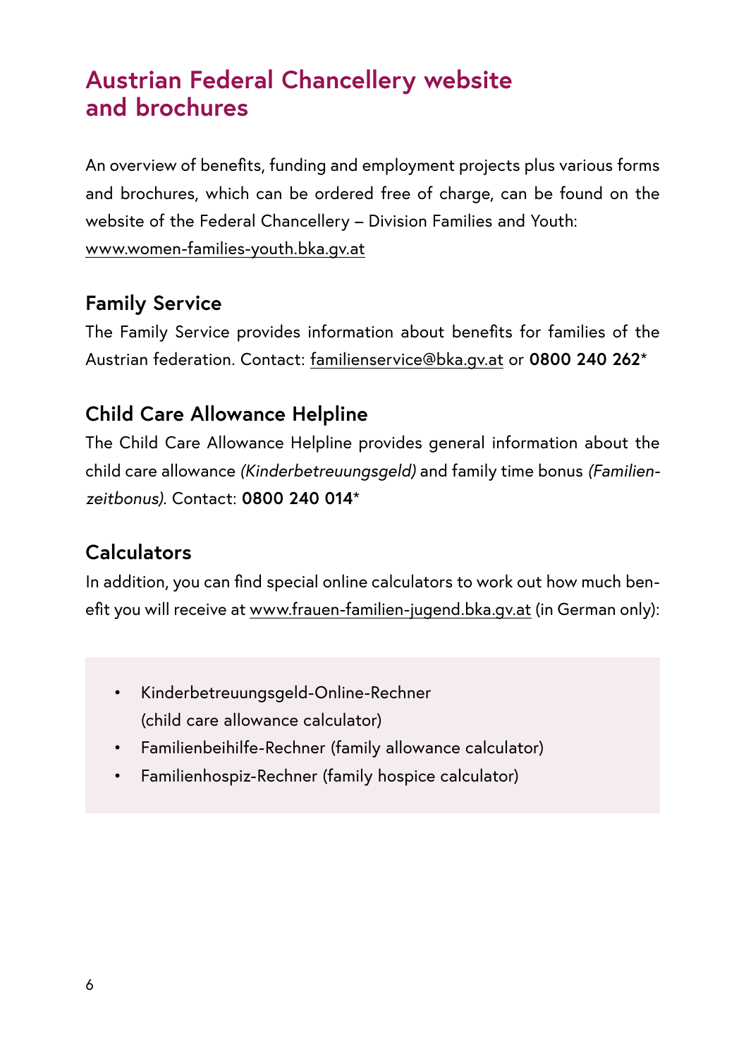## Austrian Federal Chancellery website and brochures

An overview of benefits, funding and employment projects plus various forms and brochures, which can be ordered free of charge, can be found on the website of the Federal Chancellery – Division Families and Youth: www.women-families-youth.bka.gv.at

### Family Service

The Family Service provides information about benefits for families of the Austrian federation. Contact: familienservice@bka.gv.at or **0800 240 262***

### Child Care Allowance Helpline

The Child Care Allowance Helpline provides general information about the child care allowance *(Kinderbetreuungsgeld)* and family time bonus *(Familienzeitbonus)*. Contact: **0800 240 014***

### Calculators

In addition, you can find special online calculators to work out how much benefit you will receive at www.frauen-familien-jugend.bka.gv.at (in German only):

- Kinderbetreuungsgeld-Online-Rechner (child care allowance calculator)
- Familienbeihilfe-Rechner (family allowance calculator)
- Familienhospiz-Rechner (family hospice calculator)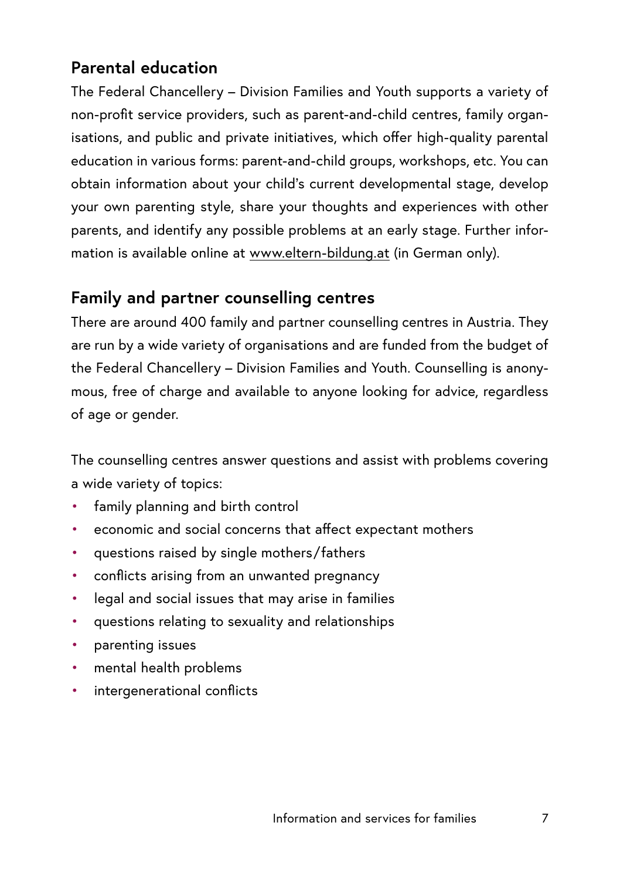## Parental education

The Federal Chancellery – Division Families and Youth supports a variety of non-profit service providers, such as parent-and-child centres, family organisations, and public and private initiatives, which offer high-quality parental education in various forms: parent-and-child groups, workshops, etc. You can obtain information about your child's current developmental stage, develop your own parenting style, share your thoughts and experiences with other parents, and identify any possible problems at an early stage. Further information is available online at www.eltern-bildung.at (in German only).

## Family and partner counselling centres

There are around 400 family and partner counselling centres in Austria. They are run by a wide variety of organisations and are funded from the budget of the Federal Chancellery – Division Families and Youth. Counselling is anonymous, free of charge and available to anyone looking for advice, regardless of age or gender.

The counselling centres answer questions and assist with problems covering a wide variety of topics:

- family planning and birth control
- economic and social concerns that affect expectant mothers
- questions raised by single mothers/fathers
- conflicts arising from an unwanted pregnancy
- legal and social issues that may arise in families
- questions relating to sexuality and relationships
- parenting issues
- mental health problems
- intergenerational conflicts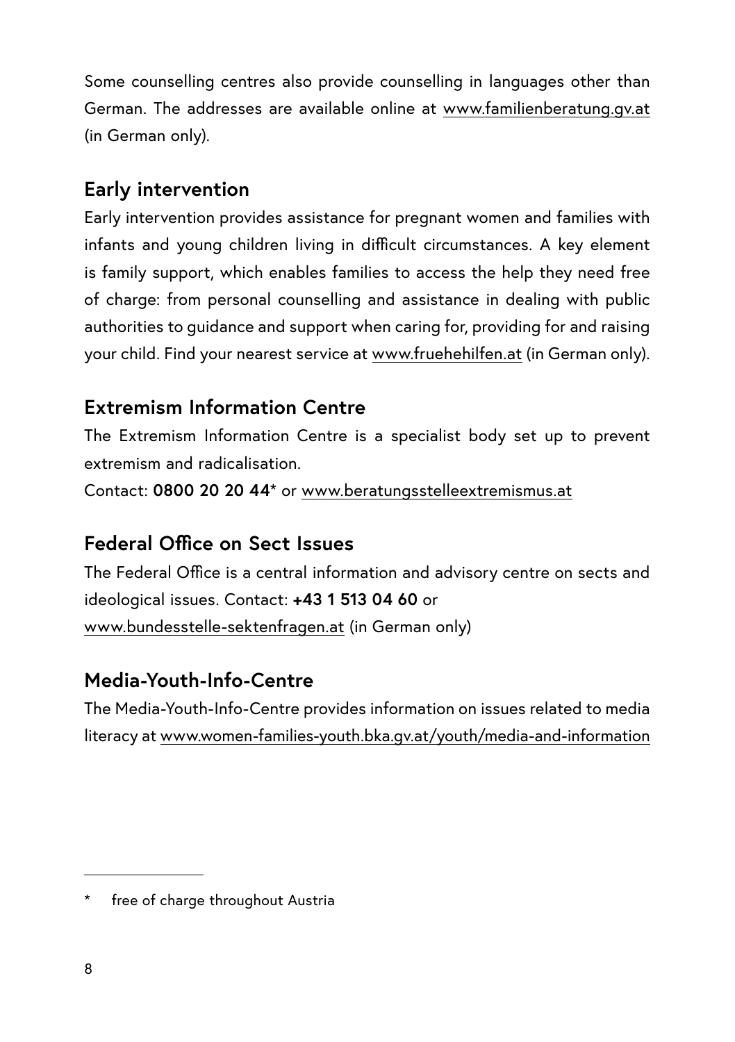Some counselling centres also provide counselling in languages other than German. The addresses are available online at www.familienberatung.gv.at (in German only).

## Early intervention

Early intervention provides assistance for pregnant women and families with infants and young children living in difficult circumstances. A key element is family support, which enables families to access the help they need free of charge: from personal counselling and assistance in dealing with public authorities to guidance and support when caring for, providing for and raising your child. Find your nearest service at www.fruehehilfen.at (in German only).

## Extremism Information Centre

The Extremism Information Centre is a specialist body set up to prevent extremism and radicalisation.
Contact: **0800 20 20 44*** or www.beratungsstelleextremismus.at

## Federal Office on Sect Issues

The Federal Office is a central information and advisory centre on sects and ideological issues. Contact: **+43 1 513 04 60** or www.bundesstelle-sektenfragen.at (in German only)

## Media-Youth-Info-Centre

The Media-Youth-Info-Centre provides information on issues related to media literacy at www.women-families-youth.bka.gv.at/youth/media-and-information

---

* free of charge throughout Austria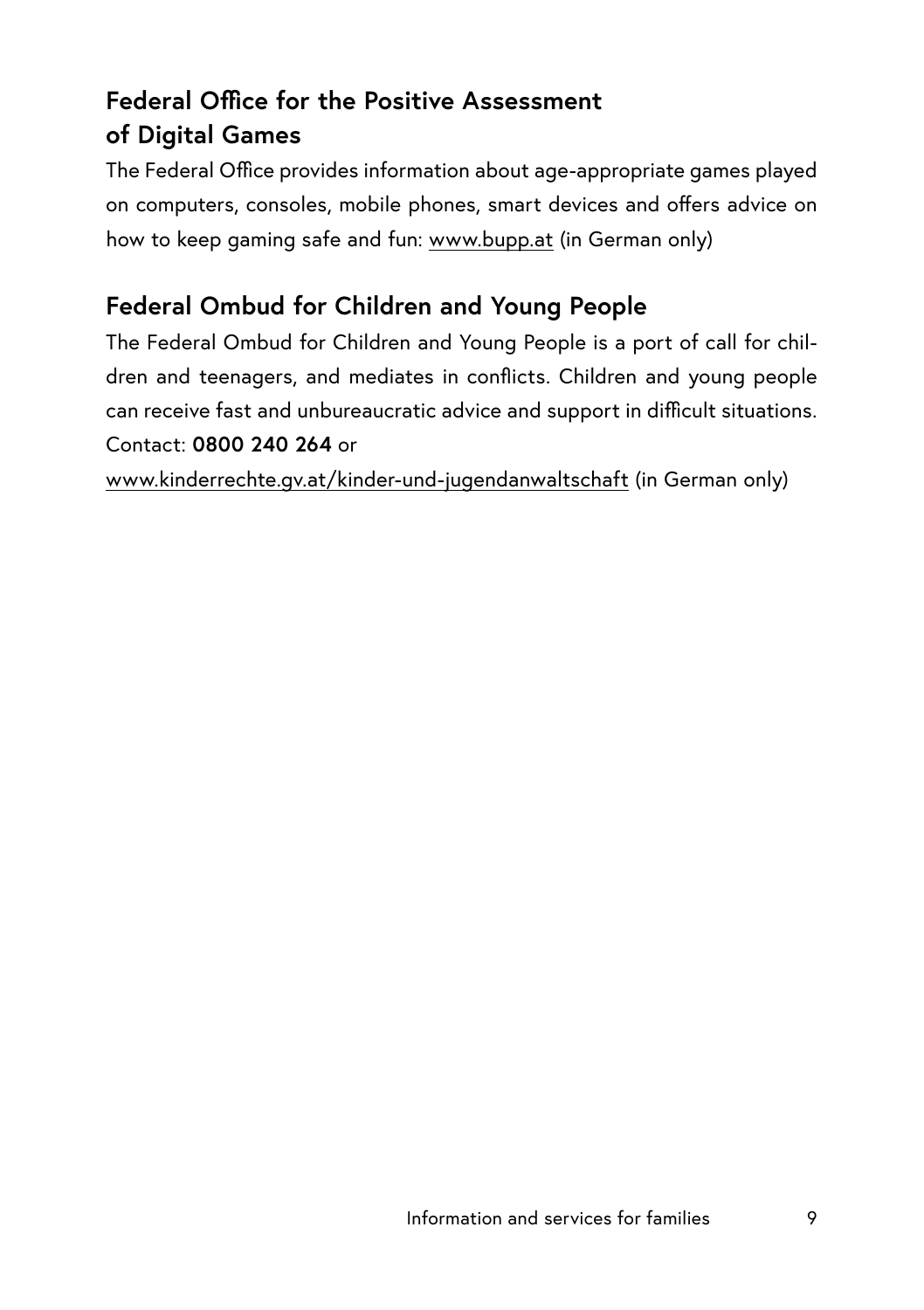## Federal Office for the Positive Assessment of Digital Games

The Federal Office provides information about age-appropriate games played on computers, consoles, mobile phones, smart devices and offers advice on how to keep gaming safe and fun: www.bupp.at (in German only)

## Federal Ombud for Children and Young People

The Federal Ombud for Children and Young People is a port of call for children and teenagers, and mediates in conflicts. Children and young people can receive fast and unbureaucratic advice and support in difficult situations. Contact: **0800 240 264** or
www.kinderrechte.gv.at/kinder-und-jugendanwaltschaft (in German only)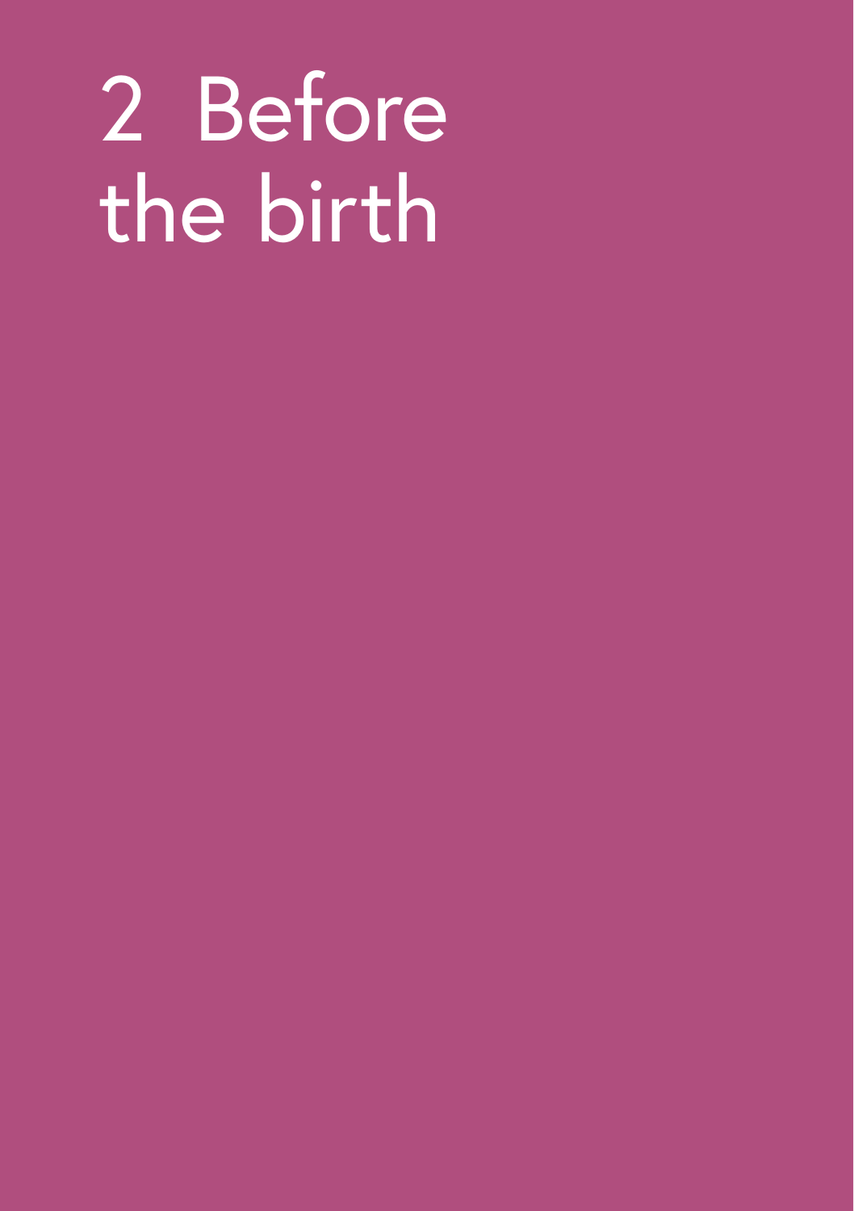# 2 Before the birth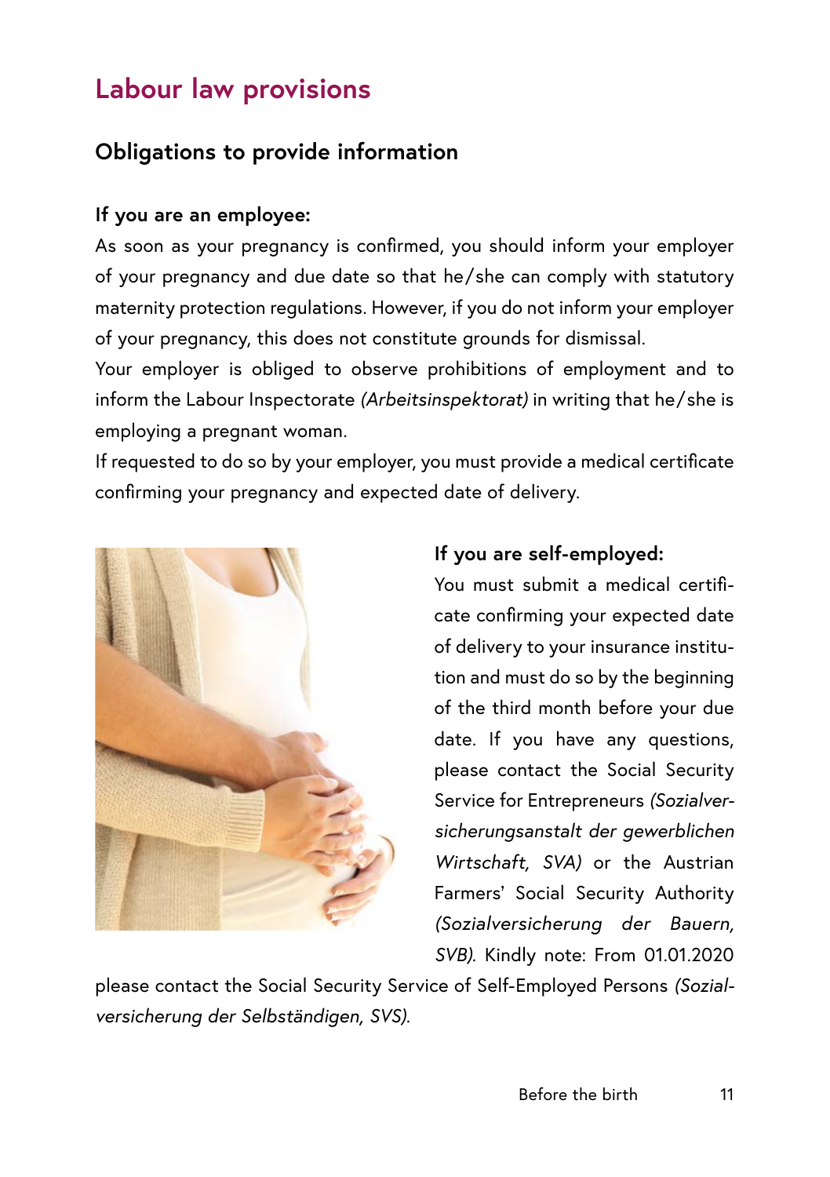# Labour law provisions

## Obligations to provide information

### If you are an employee:

As soon as your pregnancy is confirmed, you should inform your employer of your pregnancy and due date so that he/she can comply with statutory maternity protection regulations. However, if you do not inform your employer of your pregnancy, this does not constitute grounds for dismissal.

Your employer is obliged to observe prohibitions of employment and to inform the Labour Inspectorate *(Arbeitsinspektorat)* in writing that he/she is employing a pregnant woman.

If requested to do so by your employer, you must provide a medical certificate confirming your pregnancy and expected date of delivery.

### If you are self-employed:

You must submit a medical certificate confirming your expected date of delivery to your insurance institution and must do so by the beginning of the third month before your due date. If you have any questions, please contact the Social Security Service for Entrepreneurs *(Sozialversicherungsanstalt der gewerblichen Wirtschaft, SVA)* or the Austrian Farmers' Social Security Authority *(Sozialversicherung der Bauern, SVB)*. Kindly note: From 01.01.2020 please contact the Social Security Service of Self-Employed Persons *(Sozialversicherung der Selbständigen, SVS)*.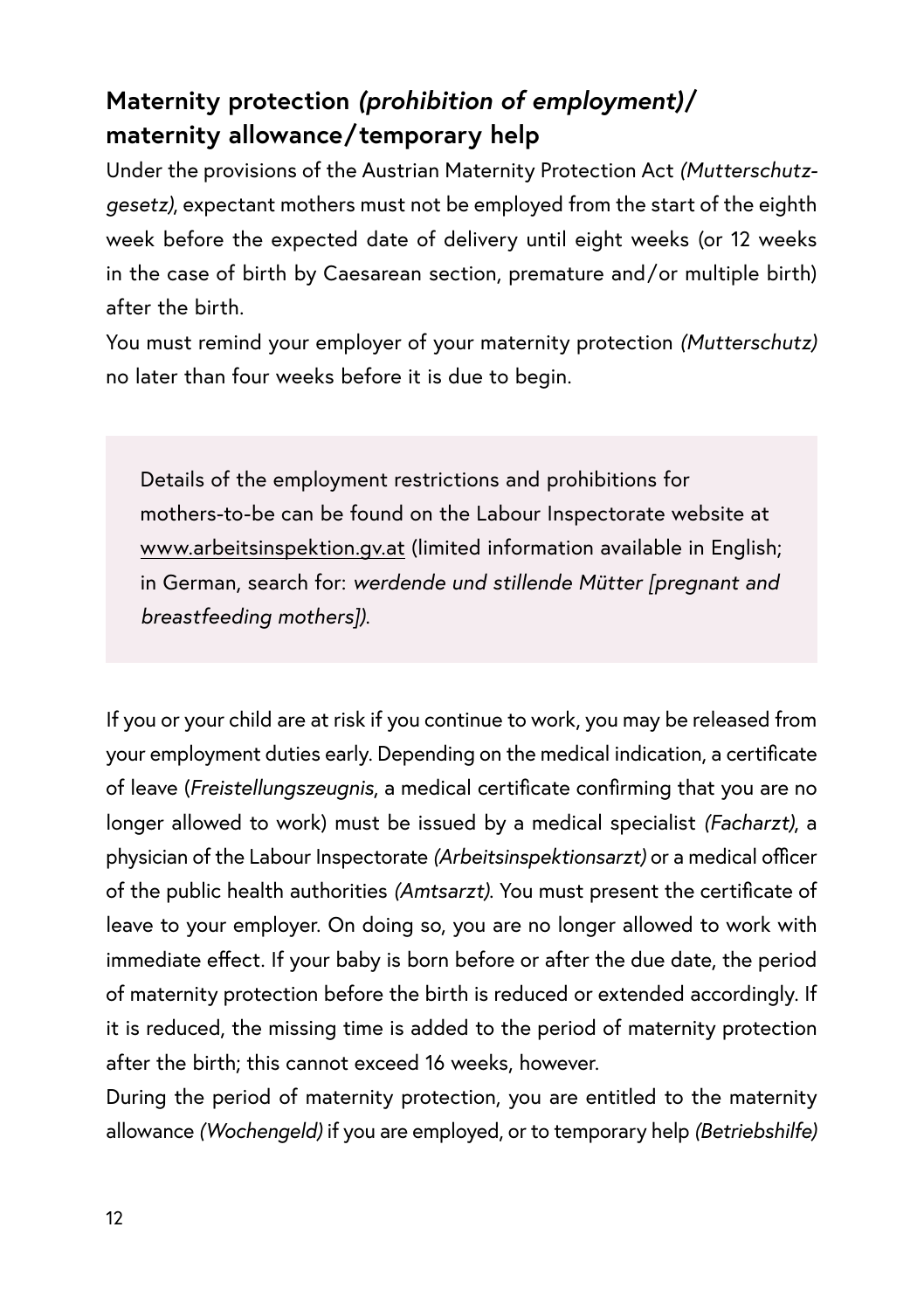## Maternity protection *(prohibition of employment)*/ maternity allowance/temporary help

Under the provisions of the Austrian Maternity Protection Act *(Mutterschutzgesetz)*, expectant mothers must not be employed from the start of the eighth week before the expected date of delivery until eight weeks (or 12 weeks in the case of birth by Caesarean section, premature and/or multiple birth) after the birth.

You must remind your employer of your maternity protection *(Mutterschutz)* no later than four weeks before it is due to begin.

> Details of the employment restrictions and prohibitions for mothers-to-be can be found on the Labour Inspectorate website at www.arbeitsinspektion.gv.at (limited information available in English; in German, search for: *werdende und stillende Mütter [pregnant and breastfeeding mothers])*.

If you or your child are at risk if you continue to work, you may be released from your employment duties early. Depending on the medical indication, a certificate of leave (*Freistellungszeugnis*, a medical certificate confirming that you are no longer allowed to work) must be issued by a medical specialist *(Facharzt)*, a physician of the Labour Inspectorate *(Arbeitsinspektionsarzt)* or a medical officer of the public health authorities *(Amtsarzt)*. You must present the certificate of leave to your employer. On doing so, you are no longer allowed to work with immediate effect. If your baby is born before or after the due date, the period of maternity protection before the birth is reduced or extended accordingly. If it is reduced, the missing time is added to the period of maternity protection after the birth; this cannot exceed 16 weeks, however.

During the period of maternity protection, you are entitled to the maternity allowance *(Wochengeld)* if you are employed, or to temporary help *(Betriebshilfe)*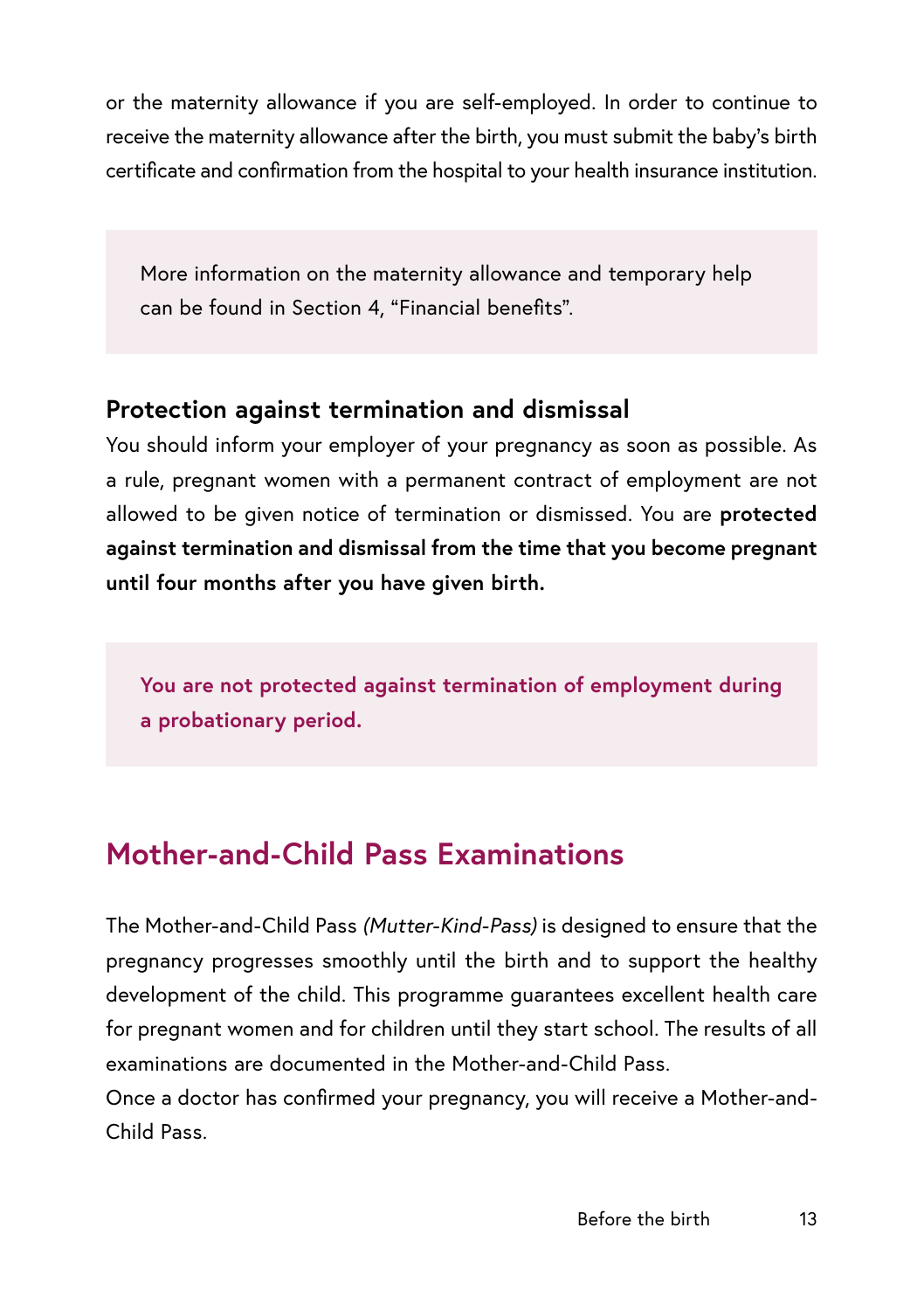or the maternity allowance if you are self-employed. In order to continue to receive the maternity allowance after the birth, you must submit the baby's birth certificate and confirmation from the hospital to your health insurance institution.

> More information on the maternity allowance and temporary help can be found in Section 4, "Financial benefits".

### Protection against termination and dismissal

You should inform your employer of your pregnancy as soon as possible. As a rule, pregnant women with a permanent contract of employment are not allowed to be given notice of termination or dismissed. You are **protected against termination and dismissal from the time that you become pregnant until four months after you have given birth.**

> **You are not protected against termination of employment during a probationary period.**

## Mother-and-Child Pass Examinations

The Mother-and-Child Pass *(Mutter-Kind-Pass)* is designed to ensure that the pregnancy progresses smoothly until the birth and to support the healthy development of the child. This programme guarantees excellent health care for pregnant women and for children until they start school. The results of all examinations are documented in the Mother-and-Child Pass.
Once a doctor has confirmed your pregnancy, you will receive a Mother-and-Child Pass.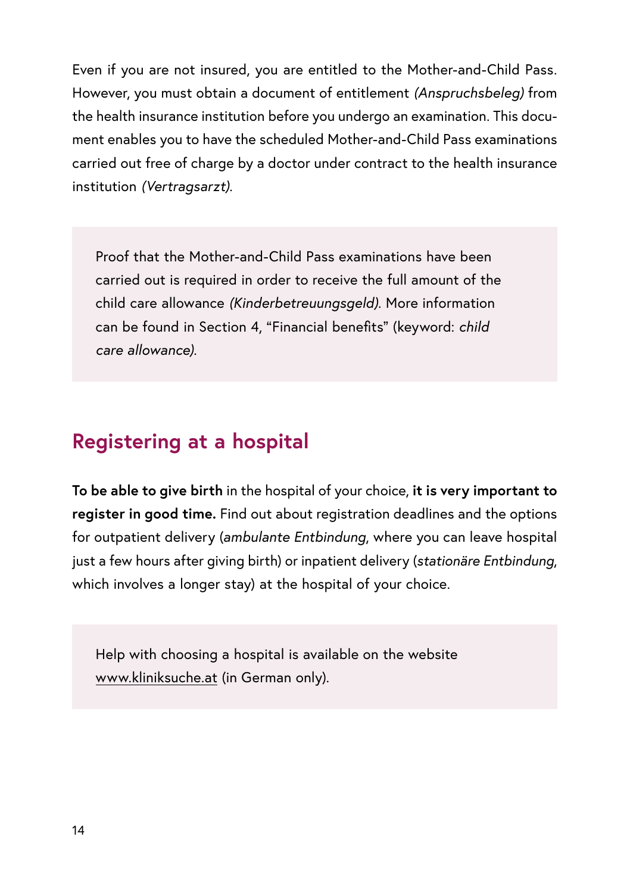Even if you are not insured, you are entitled to the Mother-and-Child Pass. However, you must obtain a document of entitlement *(Anspruchsbeleg)* from the health insurance institution before you undergo an examination. This document enables you to have the scheduled Mother-and-Child Pass examinations carried out free of charge by a doctor under contract to the health insurance institution *(Vertragsarzt)*.

> Proof that the Mother-and-Child Pass examinations have been carried out is required in order to receive the full amount of the child care allowance *(Kinderbetreuungsgeld)*. More information can be found in Section 4, “Financial benefits” (keyword: *child care allowance)*.

## Registering at a hospital

**To be able to give birth** in the hospital of your choice, **it is very important to register in good time.** Find out about registration deadlines and the options for outpatient delivery (*ambulante Entbindung*, where you can leave hospital just a few hours after giving birth) or inpatient delivery (*stationäre Entbindung*, which involves a longer stay) at the hospital of your choice.

> Help with choosing a hospital is available on the website www.kliniksuche.at (in German only).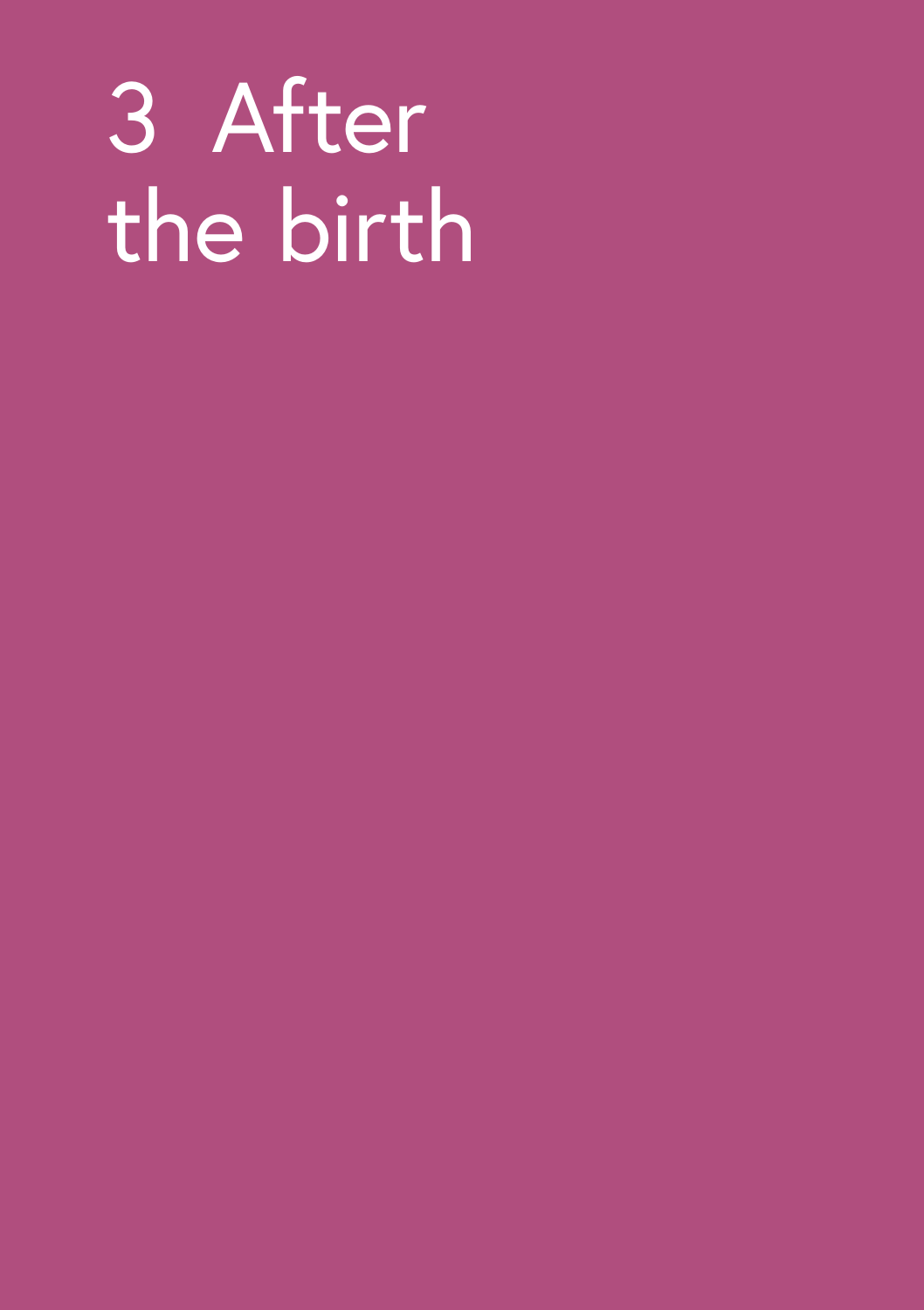# 3 After the birth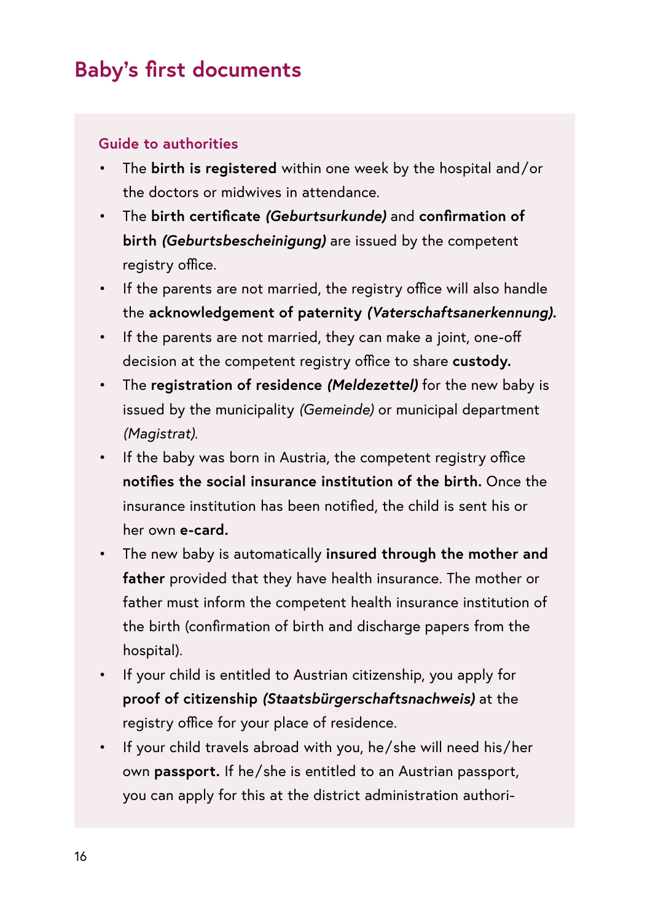# Baby's first documents

### Guide to authorities

- The **birth is registered** within one week by the hospital and/or the doctors or midwives in attendance.
- The **birth certificate *(Geburtsurkunde)*** and **confirmation of birth *(Geburtsbescheinigung)*** are issued by the competent registry office.
- If the parents are not married, the registry office will also handle the **acknowledgement of paternity *(Vaterschaftsanerkennung)*.**
- If the parents are not married, they can make a joint, one-off decision at the competent registry office to share **custody.**
- The **registration of residence *(Meldezettel)*** for the new baby is issued by the municipality *(Gemeinde)* or municipal department *(Magistrat)*.
- If the baby was born in Austria, the competent registry office **notifies the social insurance institution of the birth.** Once the insurance institution has been notified, the child is sent his or her own **e-card.**
- The new baby is automatically **insured through the mother and father** provided that they have health insurance. The mother or father must inform the competent health insurance institution of the birth (confirmation of birth and discharge papers from the hospital).
- If your child is entitled to Austrian citizenship, you apply for **proof of citizenship *(Staatsbürgerschaftsnachweis)*** at the registry office for your place of residence.
- If your child travels abroad with you, he/she will need his/her own **passport.** If he/she is entitled to an Austrian passport, you can apply for this at the district administration authori-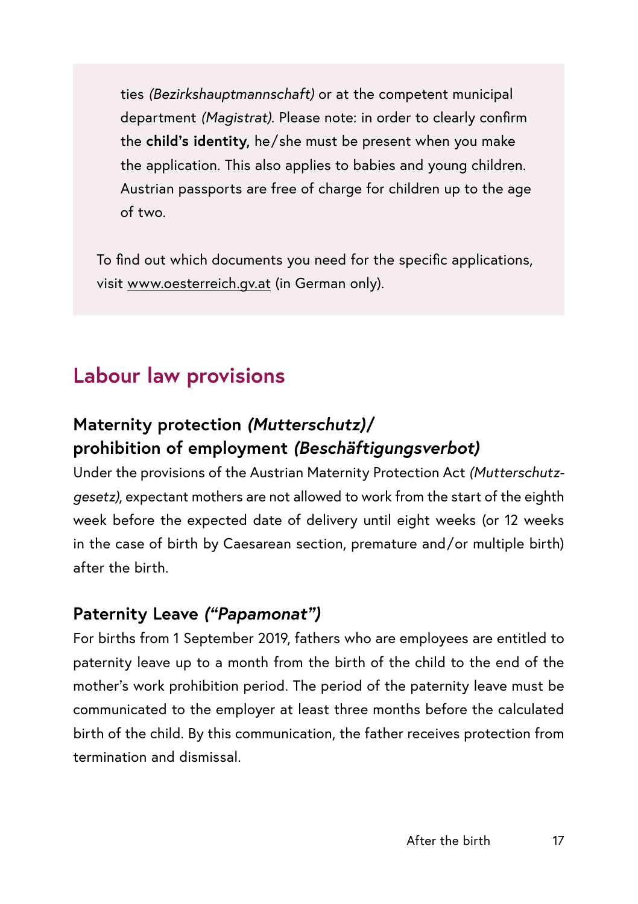ties *(Bezirkshauptmannschaft)* or at the competent municipal department *(Magistrat)*. Please note: in order to clearly confirm the **child's identity,** he/she must be present when you make the application. This also applies to babies and young children. Austrian passports are free of charge for children up to the age of two.

To find out which documents you need for the specific applications, visit www.oesterreich.gv.at (in German only).

## Labour law provisions

### Maternity protection *(Mutterschutz)*/ prohibition of employment *(Beschäftigungsverbot)*

Under the provisions of the Austrian Maternity Protection Act *(Mutterschutzgesetz)*, expectant mothers are not allowed to work from the start of the eighth week before the expected date of delivery until eight weeks (or 12 weeks in the case of birth by Caesarean section, premature and/or multiple birth) after the birth.

### Paternity Leave *("Papamonat")*

For births from 1 September 2019, fathers who are employees are entitled to paternity leave up to a month from the birth of the child to the end of the mother's work prohibition period. The period of the paternity leave must be communicated to the employer at least three months before the calculated birth of the child. By this communication, the father receives protection from termination and dismissal.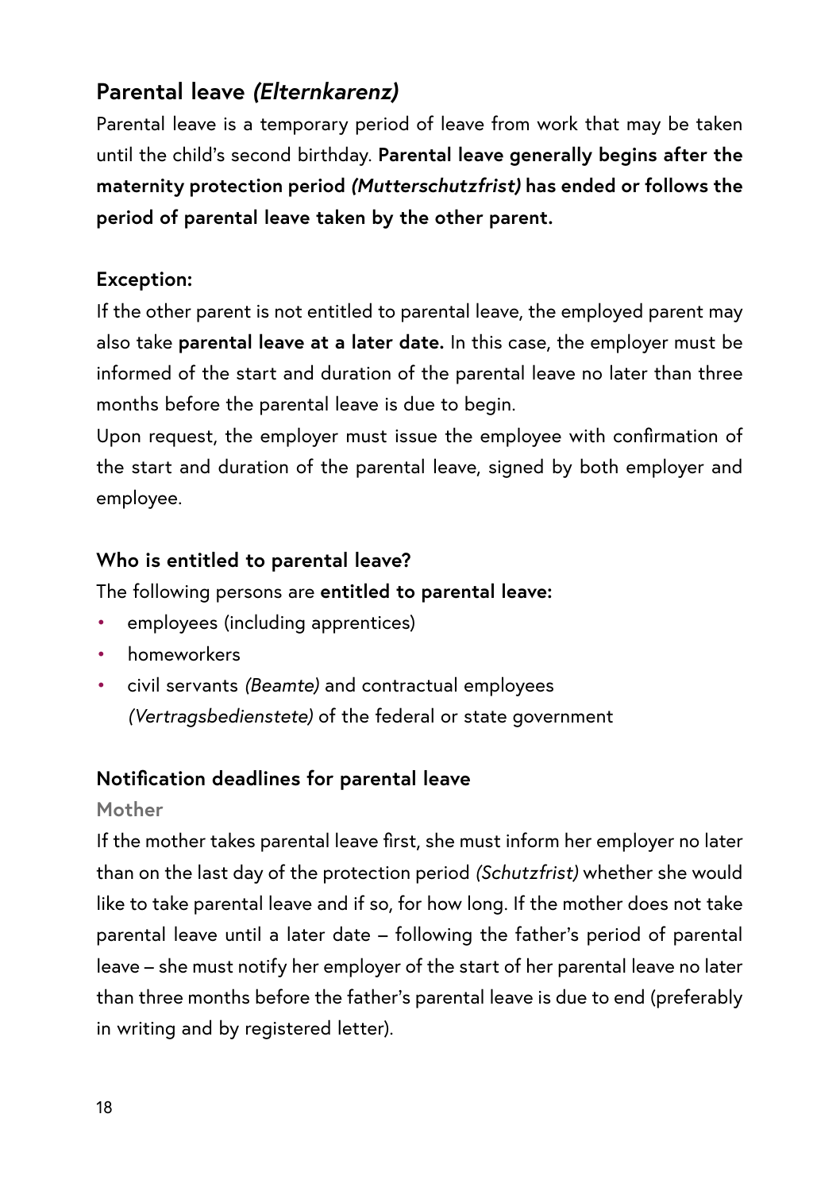## Parental leave *(Elternkarenz)*

Parental leave is a temporary period of leave from work that may be taken until the child's second birthday. **Parental leave generally begins after the maternity protection period *(Mutterschutzfrist)* has ended or follows the period of parental leave taken by the other parent.**

### Exception:

If the other parent is not entitled to parental leave, the employed parent may also take **parental leave at a later date.** In this case, the employer must be informed of the start and duration of the parental leave no later than three months before the parental leave is due to begin.

Upon request, the employer must issue the employee with confirmation of the start and duration of the parental leave, signed by both employer and employee.

### Who is entitled to parental leave?

The following persons are **entitled to parental leave:**

- employees (including apprentices)
- homeworkers
- civil servants *(Beamte)* and contractual employees *(Vertragsbedienstete)* of the federal or state government

### Notification deadlines for parental leave

#### Mother

If the mother takes parental leave first, she must inform her employer no later than on the last day of the protection period *(Schutzfrist)* whether she would like to take parental leave and if so, for how long. If the mother does not take parental leave until a later date – following the father's period of parental leave – she must notify her employer of the start of her parental leave no later than three months before the father's parental leave is due to end (preferably in writing and by registered letter).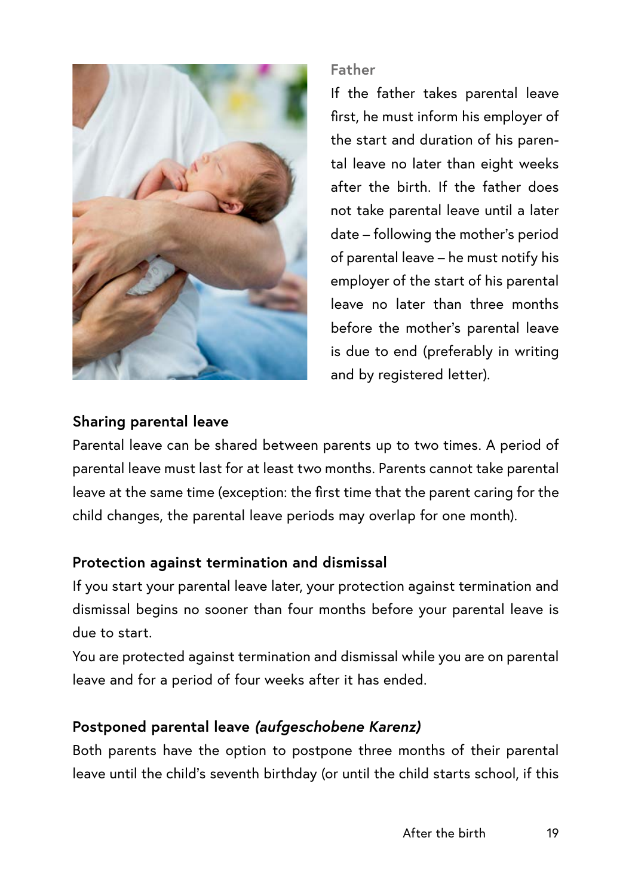### Father

If the father takes parental leave first, he must inform his employer of the start and duration of his parental leave no later than eight weeks after the birth. If the father does not take parental leave until a later date – following the mother's period of parental leave – he must notify his employer of the start of his parental leave no later than three months before the mother's parental leave is due to end (preferably in writing and by registered letter).

### Sharing parental leave

Parental leave can be shared between parents up to two times. A period of parental leave must last for at least two months. Parents cannot take parental leave at the same time (exception: the first time that the parent caring for the child changes, the parental leave periods may overlap for one month).

### Protection against termination and dismissal

If you start your parental leave later, your protection against termination and dismissal begins no sooner than four months before your parental leave is due to start.

You are protected against termination and dismissal while you are on parental leave and for a period of four weeks after it has ended.

### Postponed parental leave *(aufgeschobene Karenz)*

Both parents have the option to postpone three months of their parental leave until the child's seventh birthday (or until the child starts school, if this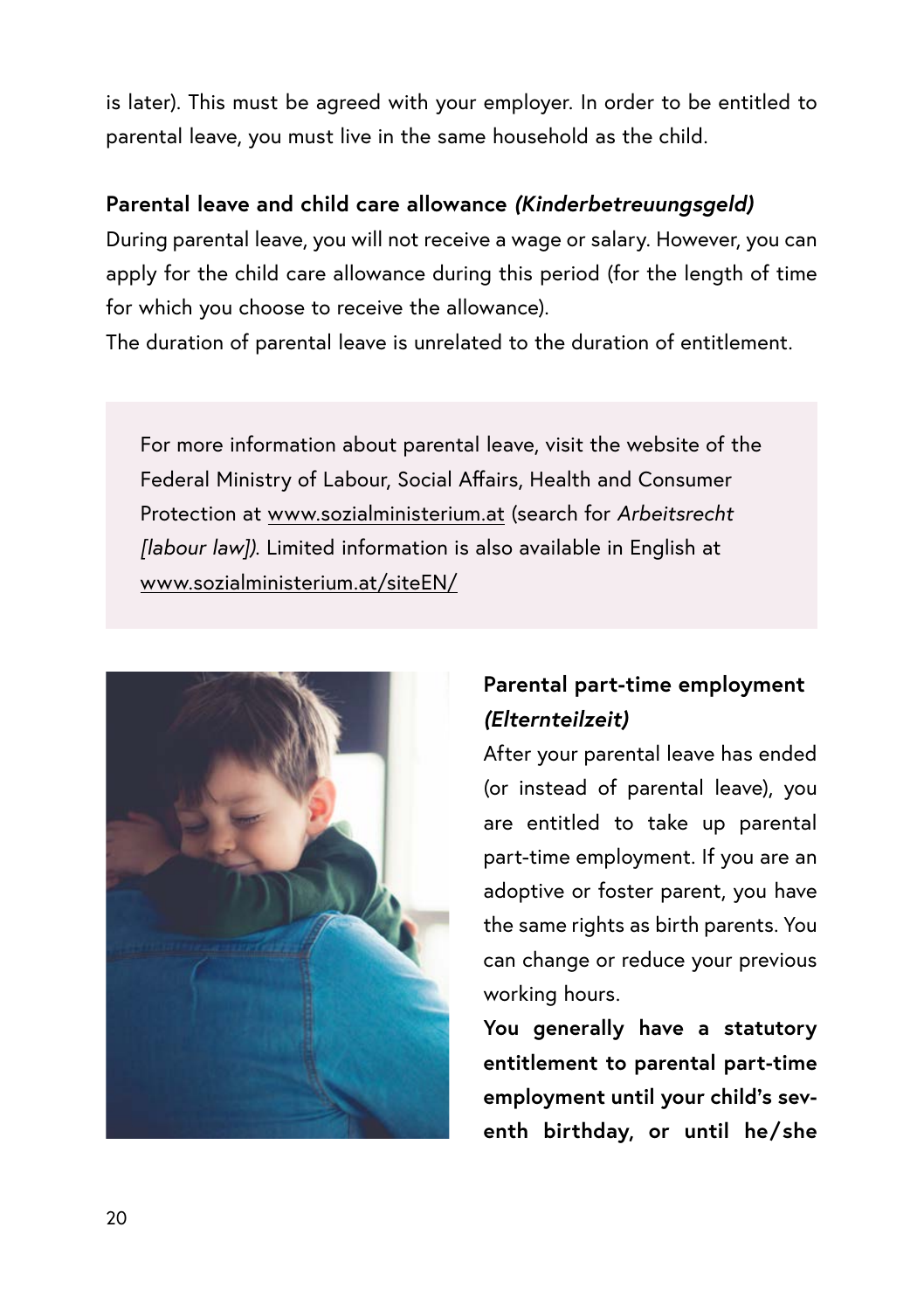is later). This must be agreed with your employer. In order to be entitled to parental leave, you must live in the same household as the child.

**Parental leave and child care allowance *(Kinderbetreuungsgeld)***

During parental leave, you will not receive a wage or salary. However, you can apply for the child care allowance during this period (for the length of time for which you choose to receive the allowance).

The duration of parental leave is unrelated to the duration of entitlement.

> For more information about parental leave, visit the website of the Federal Ministry of Labour, Social Affairs, Health and Consumer Protection at www.sozialministerium.at (search for *Arbeitsrecht [labour law])*. Limited information is also available in English at www.sozialministerium.at/siteEN/

**Parental part-time employment *(Elternteilzeit)***

After your parental leave has ended (or instead of parental leave), you are entitled to take up parental part-time employment. If you are an adoptive or foster parent, you have the same rights as birth parents. You can change or reduce your previous working hours.

**You generally have a statutory entitlement to parental part-time employment until your child's seventh birthday, or until he/she**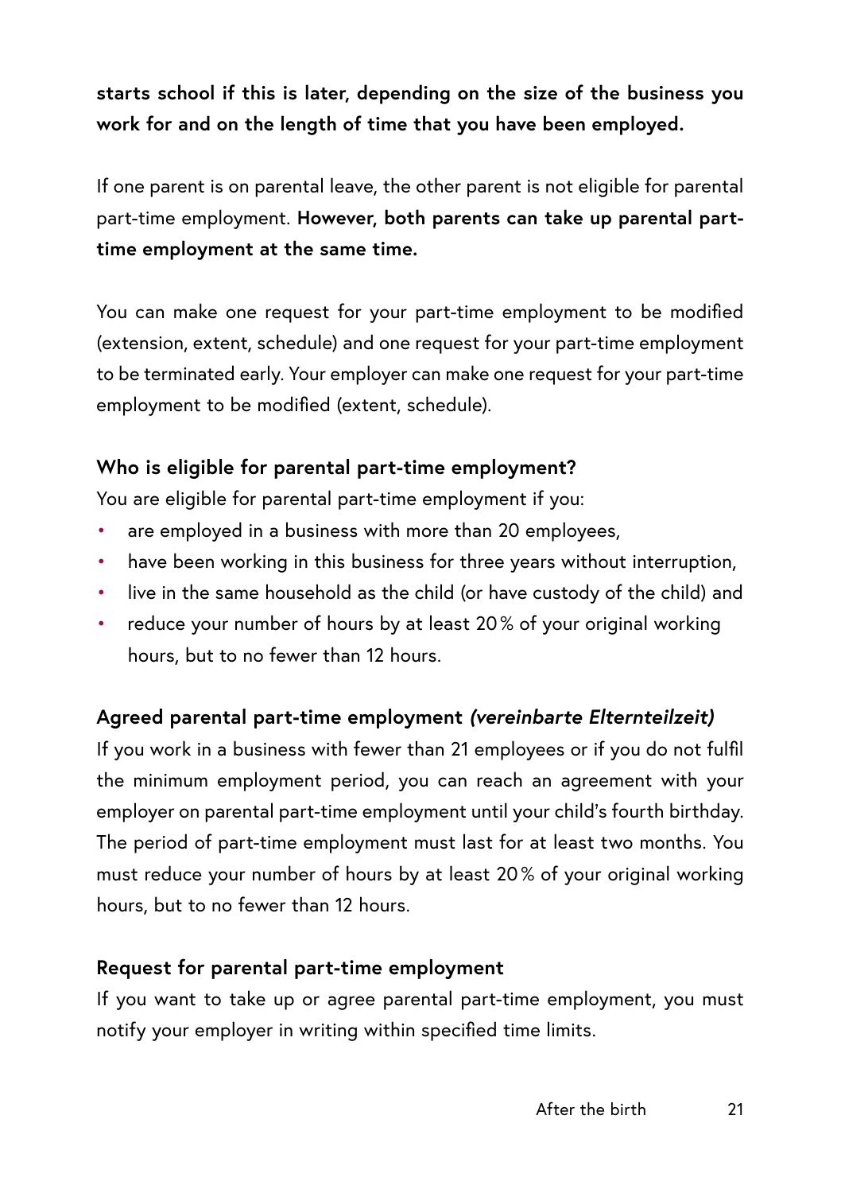**starts school if this is later, depending on the size of the business you work for and on the length of time that you have been employed.**

If one parent is on parental leave, the other parent is not eligible for parental part-time employment. **However, both parents can take up parental part-time employment at the same time.**

You can make one request for your part-time employment to be modified (extension, extent, schedule) and one request for your part-time employment to be terminated early. Your employer can make one request for your part-time employment to be modified (extent, schedule).

### Who is eligible for parental part-time employment?

You are eligible for parental part-time employment if you:

- are employed in a business with more than 20 employees,
- have been working in this business for three years without interruption,
- live in the same household as the child (or have custody of the child) and
- reduce your number of hours by at least 20 % of your original working hours, but to no fewer than 12 hours.

### Agreed parental part-time employment *(vereinbarte Elternteilzeit)*

If you work in a business with fewer than 21 employees or if you do not fulfil the minimum employment period, you can reach an agreement with your employer on parental part-time employment until your child's fourth birthday. The period of part-time employment must last for at least two months. You must reduce your number of hours by at least 20 % of your original working hours, but to no fewer than 12 hours.

### Request for parental part-time employment

If you want to take up or agree parental part-time employment, you must notify your employer in writing within specified time limits.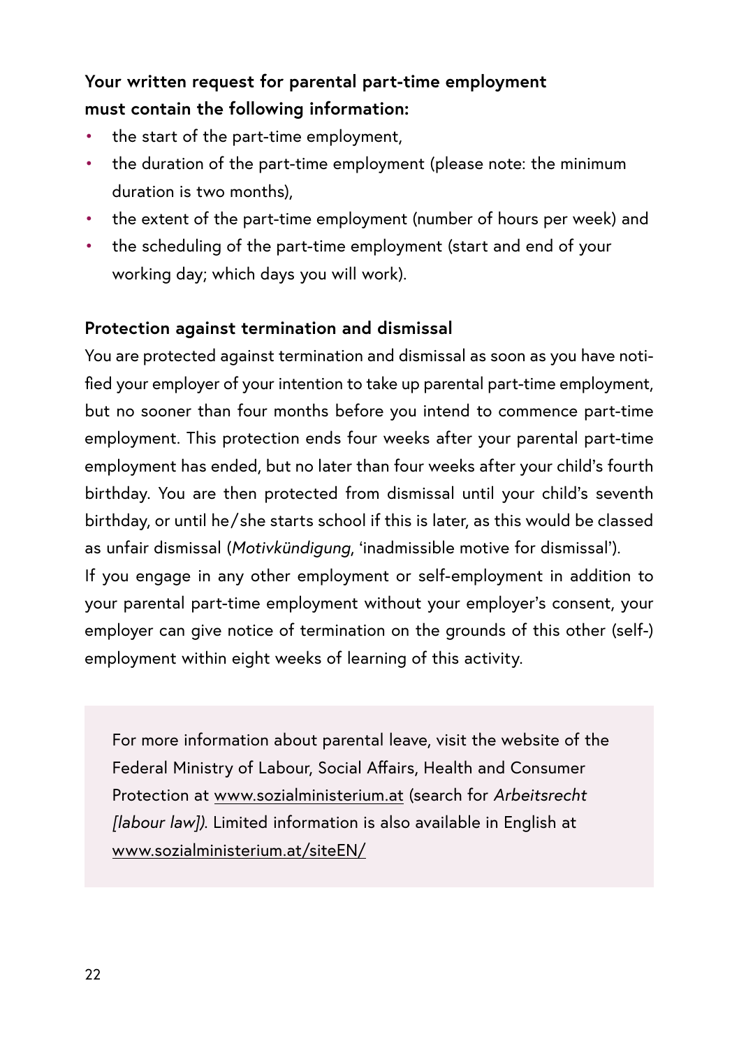**Your written request for parental part-time employment must contain the following information:**

- the start of the part-time employment,
- the duration of the part-time employment (please note: the minimum duration is two months),
- the extent of the part-time employment (number of hours per week) and
- the scheduling of the part-time employment (start and end of your working day; which days you will work).

**Protection against termination and dismissal**

You are protected against termination and dismissal as soon as you have notified your employer of your intention to take up parental part-time employment, but no sooner than four months before you intend to commence part-time employment. This protection ends four weeks after your parental part-time employment has ended, but no later than four weeks after your child's fourth birthday. You are then protected from dismissal until your child's seventh birthday, or until he/she starts school if this is later, as this would be classed as unfair dismissal (*Motivkündigung*, 'inadmissible motive for dismissal').

If you engage in any other employment or self-employment in addition to your parental part-time employment without your employer's consent, your employer can give notice of termination on the grounds of this other (self-) employment within eight weeks of learning of this activity.

For more information about parental leave, visit the website of the Federal Ministry of Labour, Social Affairs, Health and Consumer Protection at www.sozialministerium.at (search for *Arbeitsrecht [labour law]*). Limited information is also available in English at www.sozialministerium.at/siteEN/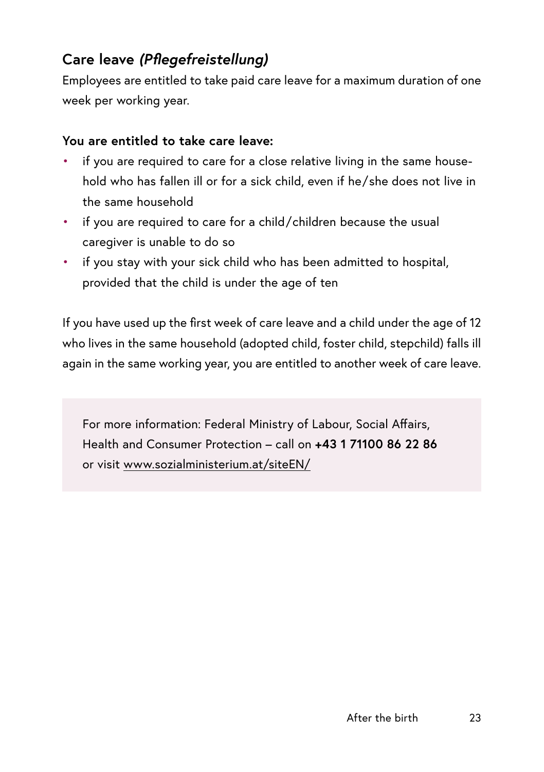## Care leave *(Pflegefreistellung)*

Employees are entitled to take paid care leave for a maximum duration of one week per working year.

**You are entitled to take care leave:**

- if you are required to care for a close relative living in the same household who has fallen ill or for a sick child, even if he/she does not live in the same household
- if you are required to care for a child/children because the usual caregiver is unable to do so
- if you stay with your sick child who has been admitted to hospital, provided that the child is under the age of ten

If you have used up the first week of care leave and a child under the age of 12 who lives in the same household (adopted child, foster child, stepchild) falls ill again in the same working year, you are entitled to another week of care leave.

For more information: Federal Ministry of Labour, Social Affairs, Health and Consumer Protection – call on **+43 1 71100 86 22 86** or visit www.sozialministerium.at/siteEN/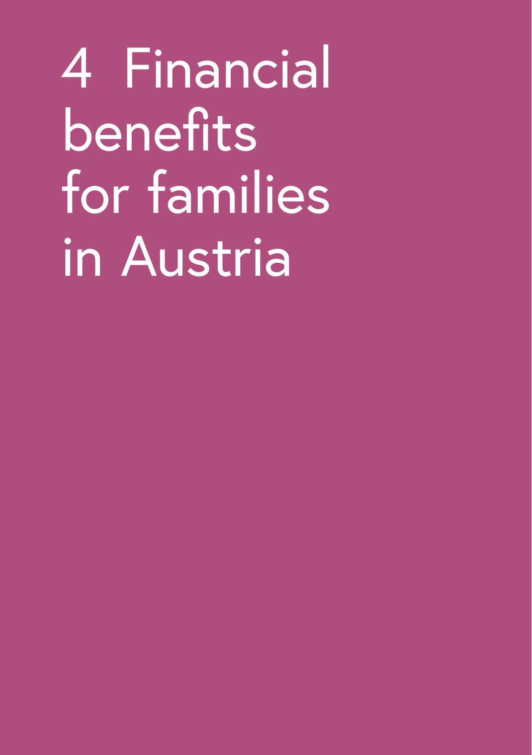# 4 Financial benefits for families in Austria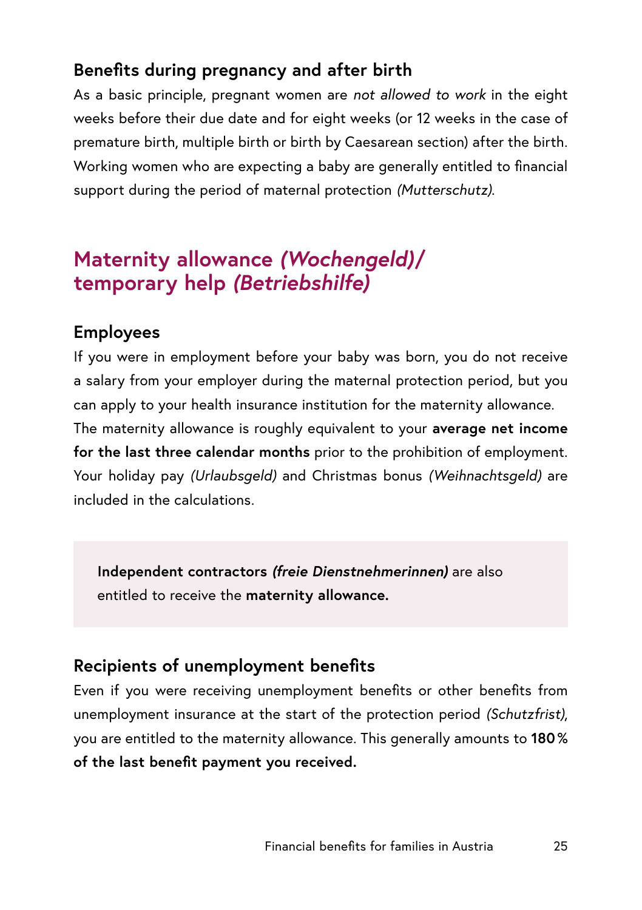### Benefits during pregnancy and after birth

As a basic principle, pregnant women are *not allowed to work* in the eight weeks before their due date and for eight weeks (or 12 weeks in the case of premature birth, multiple birth or birth by Caesarean section) after the birth. Working women who are expecting a baby are generally entitled to financial support during the period of maternal protection *(Mutterschutz)*.

## Maternity allowance *(Wochengeld)*/ temporary help *(Betriebshilfe)*

### Employees

If you were in employment before your baby was born, you do not receive a salary from your employer during the maternal protection period, but you can apply to your health insurance institution for the maternity allowance. The maternity allowance is roughly equivalent to your **average net income for the last three calendar months** prior to the prohibition of employment. Your holiday pay *(Urlaubsgeld)* and Christmas bonus *(Weihnachtsgeld)* are included in the calculations.

**Independent contractors *(freie Dienstnehmerinnen)*** are also entitled to receive the **maternity allowance.**

### Recipients of unemployment benefits

Even if you were receiving unemployment benefits or other benefits from unemployment insurance at the start of the protection period *(Schutzfrist)*, you are entitled to the maternity allowance. This generally amounts to **180 % of the last benefit payment you received.**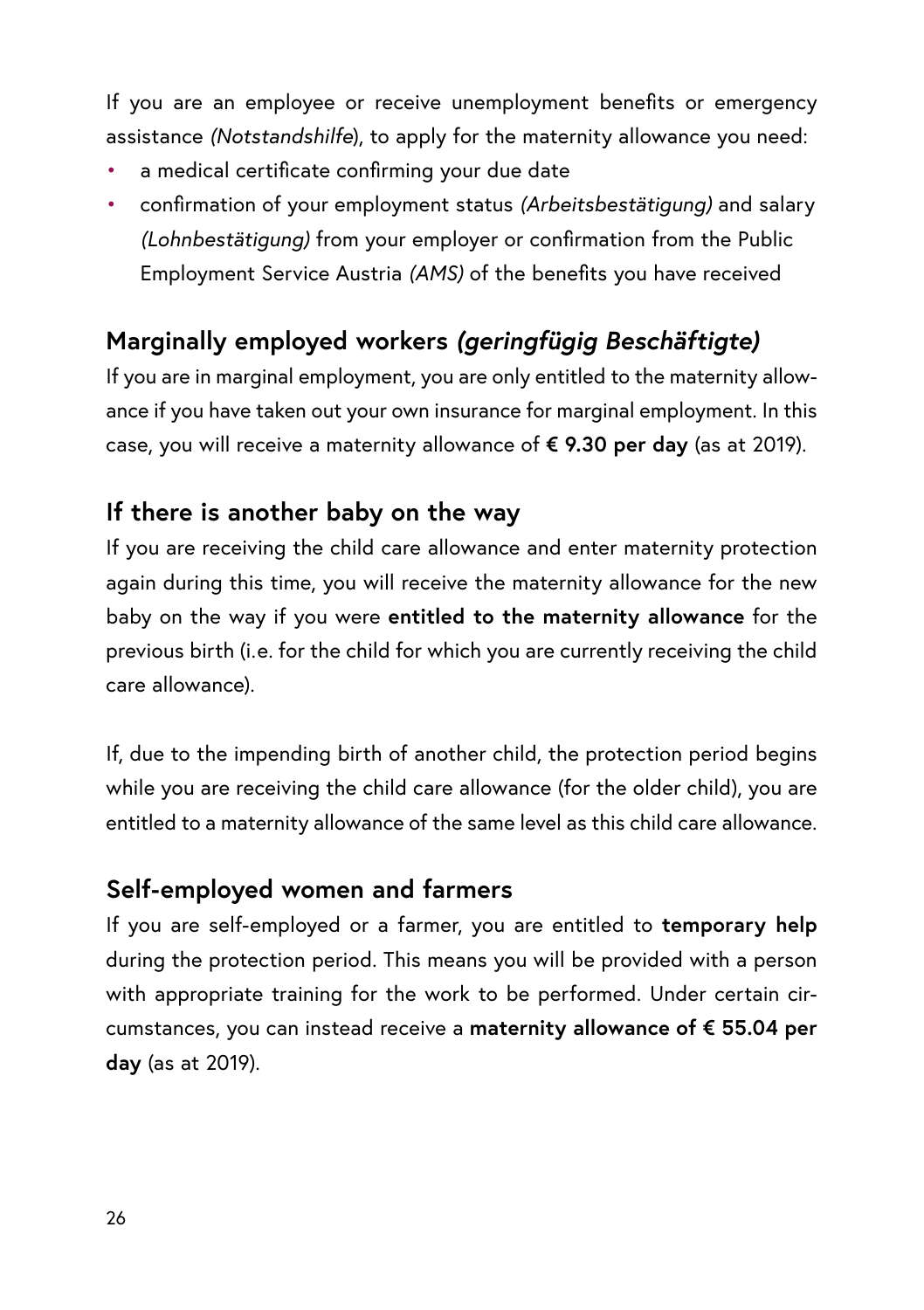If you are an employee or receive unemployment benefits or emergency assistance *(Notstandshilfe*), to apply for the maternity allowance you need:

- a medical certificate confirming your due date
- confirmation of your employment status *(Arbeitsbestätigung)* and salary *(Lohnbestätigung)* from your employer or confirmation from the Public Employment Service Austria *(AMS)* of the benefits you have received

## Marginally employed workers *(geringfügig Beschäftigte)*

If you are in marginal employment, you are only entitled to the maternity allowance if you have taken out your own insurance for marginal employment. In this case, you will receive a maternity allowance of **€ 9.30 per day** (as at 2019).

## If there is another baby on the way

If you are receiving the child care allowance and enter maternity protection again during this time, you will receive the maternity allowance for the new baby on the way if you were **entitled to the maternity allowance** for the previous birth (i.e. for the child for which you are currently receiving the child care allowance).

If, due to the impending birth of another child, the protection period begins while you are receiving the child care allowance (for the older child), you are entitled to a maternity allowance of the same level as this child care allowance.

## Self-employed women and farmers

If you are self-employed or a farmer, you are entitled to **temporary help** during the protection period. This means you will be provided with a person with appropriate training for the work to be performed. Under certain circumstances, you can instead receive a **maternity allowance of € 55.04 per day** (as at 2019).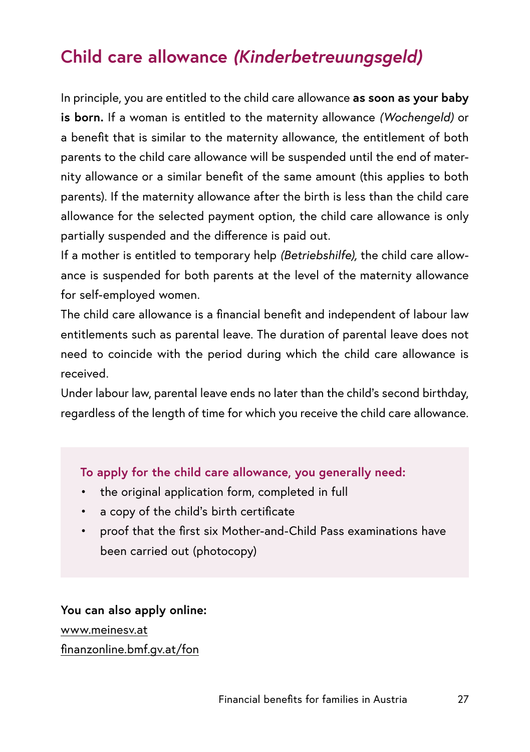## Child care allowance *(Kinderbetreuungsgeld)*

In principle, you are entitled to the child care allowance **as soon as your baby is born.** If a woman is entitled to the maternity allowance *(Wochengeld)* or a benefit that is similar to the maternity allowance, the entitlement of both parents to the child care allowance will be suspended until the end of maternity allowance or a similar benefit of the same amount (this applies to both parents). If the maternity allowance after the birth is less than the child care allowance for the selected payment option, the child care allowance is only partially suspended and the difference is paid out.

If a mother is entitled to temporary help *(Betriebshilfe)*, the child care allowance is suspended for both parents at the level of the maternity allowance for self-employed women.

The child care allowance is a financial benefit and independent of labour law entitlements such as parental leave. The duration of parental leave does not need to coincide with the period during which the child care allowance is received.

Under labour law, parental leave ends no later than the child's second birthday, regardless of the length of time for which you receive the child care allowance.

**To apply for the child care allowance, you generally need:**

- the original application form, completed in full
- a copy of the child's birth certificate
- proof that the first six Mother-and-Child Pass examinations have been carried out (photocopy)

**You can also apply online:**
www.meinesv.at
finanzonline.bmf.gv.at/fon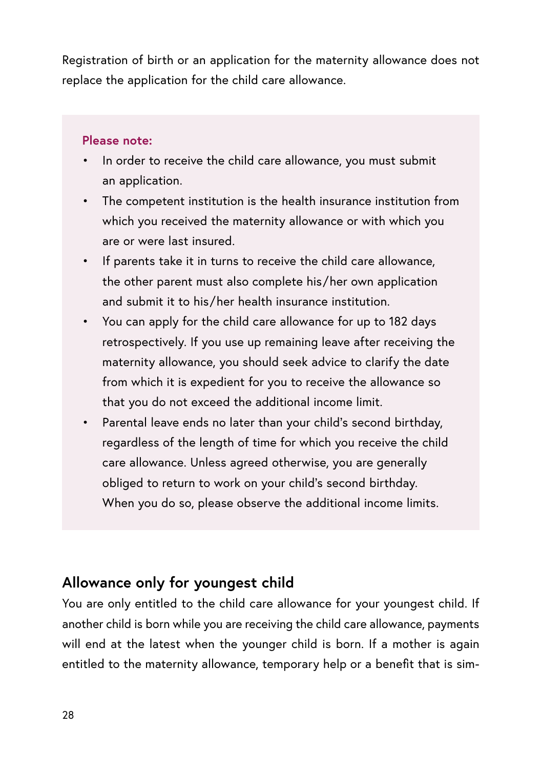Registration of birth or an application for the maternity allowance does not replace the application for the child care allowance.

**Please note:**

- In order to receive the child care allowance, you must submit an application.
- The competent institution is the health insurance institution from which you received the maternity allowance or with which you are or were last insured.
- If parents take it in turns to receive the child care allowance, the other parent must also complete his/her own application and submit it to his/her health insurance institution.
- You can apply for the child care allowance for up to 182 days retrospectively. If you use up remaining leave after receiving the maternity allowance, you should seek advice to clarify the date from which it is expedient for you to receive the allowance so that you do not exceed the additional income limit.
- Parental leave ends no later than your child's second birthday, regardless of the length of time for which you receive the child care allowance. Unless agreed otherwise, you are generally obliged to return to work on your child's second birthday. When you do so, please observe the additional income limits.

## Allowance only for youngest child

You are only entitled to the child care allowance for your youngest child. If another child is born while you are receiving the child care allowance, payments will end at the latest when the younger child is born. If a mother is again entitled to the maternity allowance, temporary help or a benefit that is sim-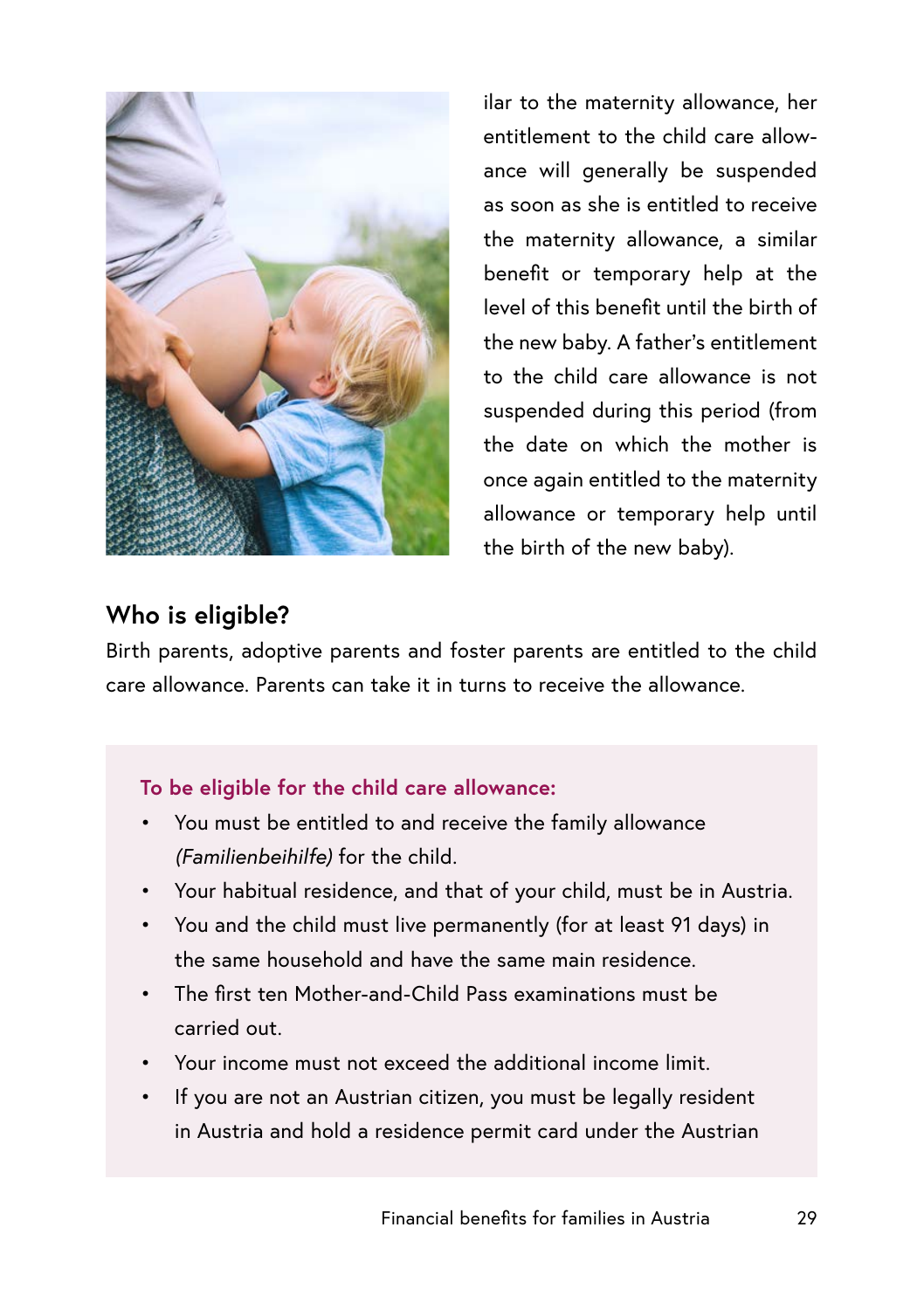ilar to the maternity allowance, her entitlement to the child care allowance will generally be suspended as soon as she is entitled to receive the maternity allowance, a similar benefit or temporary help at the level of this benefit until the birth of the new baby. A father's entitlement to the child care allowance is not suspended during this period (from the date on which the mother is once again entitled to the maternity allowance or temporary help until the birth of the new baby).

## Who is eligible?

Birth parents, adoptive parents and foster parents are entitled to the child care allowance. Parents can take it in turns to receive the allowance.

**To be eligible for the child care allowance:**

- You must be entitled to and receive the family allowance *(Familienbeihilfe)* for the child.
- Your habitual residence, and that of your child, must be in Austria.
- You and the child must live permanently (for at least 91 days) in the same household and have the same main residence.
- The first ten Mother-and-Child Pass examinations must be carried out.
- Your income must not exceed the additional income limit.
- If you are not an Austrian citizen, you must be legally resident in Austria and hold a residence permit card under the Austrian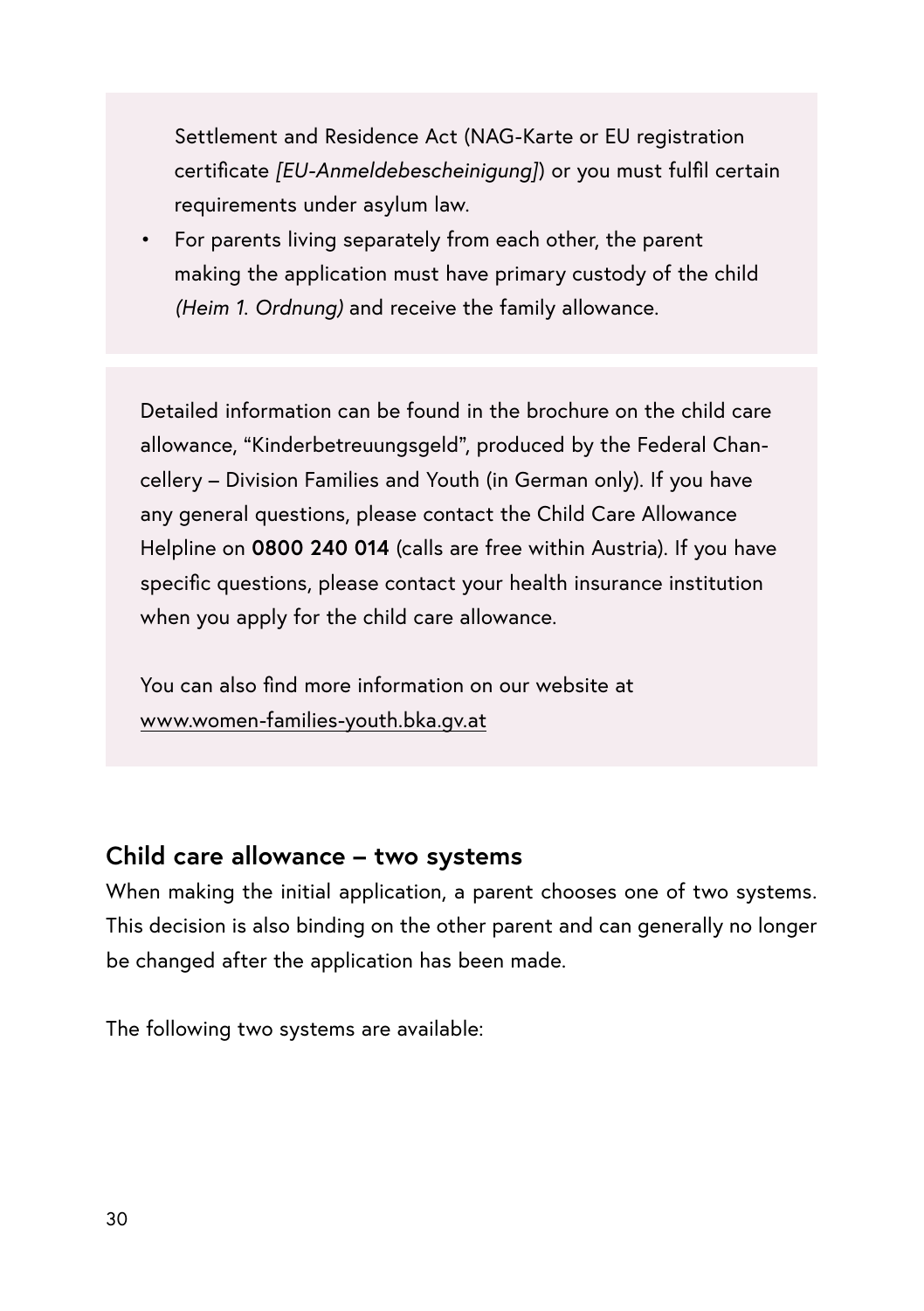Settlement and Residence Act (NAG-Karte or EU registration certificate *[EU-Anmeldebescheinigung]*) or you must fulfil certain requirements under asylum law.

- For parents living separately from each other, the parent making the application must have primary custody of the child *(Heim 1. Ordnung)* and receive the family allowance.

Detailed information can be found in the brochure on the child care allowance, “Kinderbetreuungsgeld”, produced by the Federal Chancellery – Division Families and Youth (in German only). If you have any general questions, please contact the Child Care Allowance Helpline on **0800 240 014** (calls are free within Austria). If you have specific questions, please contact your health insurance institution when you apply for the child care allowance.

You can also find more information on our website at www.women-families-youth.bka.gv.at

## Child care allowance – two systems

When making the initial application, a parent chooses one of two systems. This decision is also binding on the other parent and can generally no longer be changed after the application has been made.

The following two systems are available: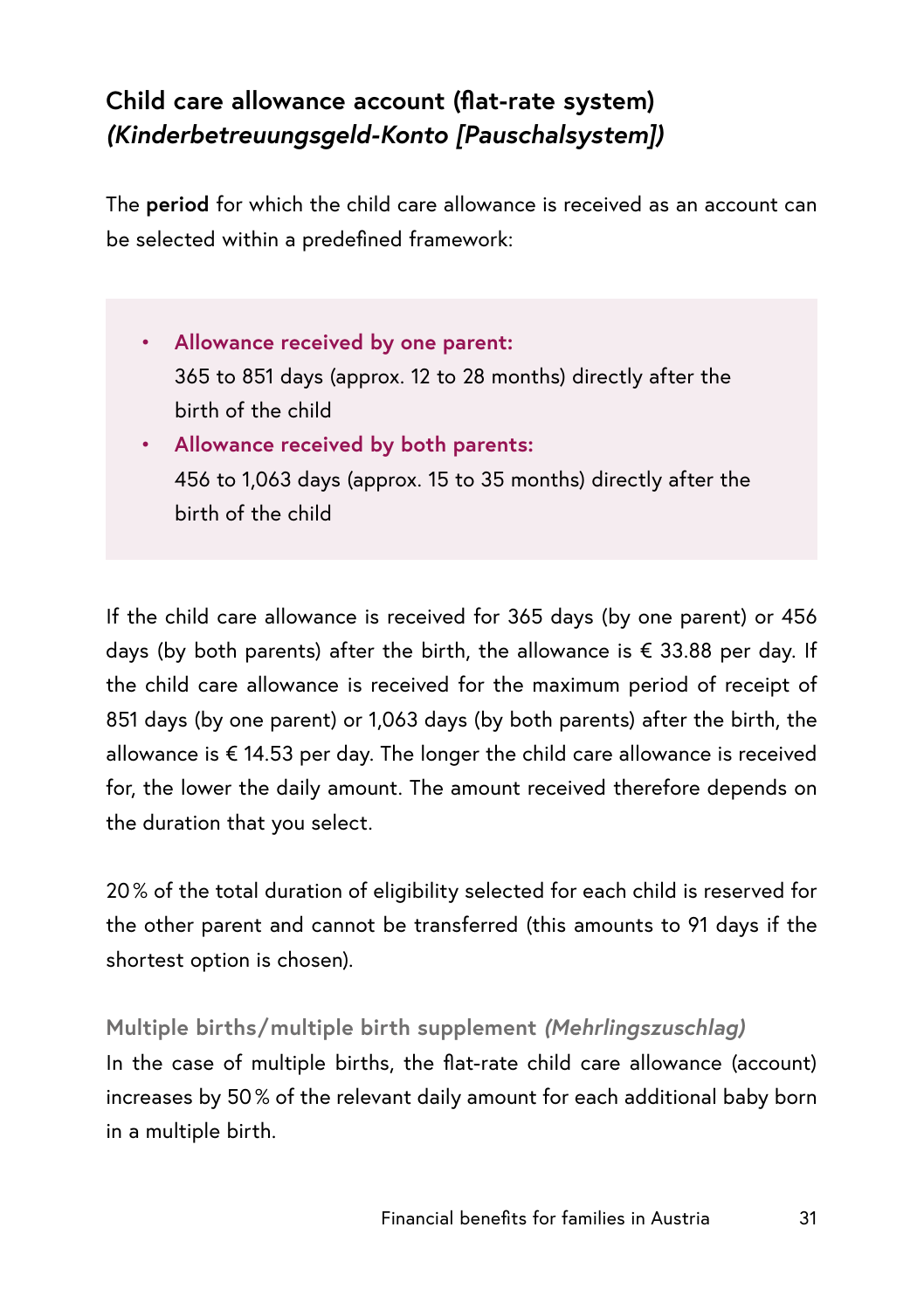## Child care allowance account (flat-rate system) *(Kinderbetreuungsgeld-Konto [Pauschalsystem])*

The **period** for which the child care allowance is received as an account can be selected within a predefined framework:

- **Allowance received by one parent:**
  365 to 851 days (approx. 12 to 28 months) directly after the birth of the child
- **Allowance received by both parents:**
  456 to 1,063 days (approx. 15 to 35 months) directly after the birth of the child

If the child care allowance is received for 365 days (by one parent) or 456 days (by both parents) after the birth, the allowance is € 33.88 per day. If the child care allowance is received for the maximum period of receipt of 851 days (by one parent) or 1,063 days (by both parents) after the birth, the allowance is € 14.53 per day. The longer the child care allowance is received for, the lower the daily amount. The amount received therefore depends on the duration that you select.

20 % of the total duration of eligibility selected for each child is reserved for the other parent and cannot be transferred (this amounts to 91 days if the shortest option is chosen).

### Multiple births/multiple birth supplement *(Mehrlingszuschlag)*

In the case of multiple births, the flat-rate child care allowance (account) increases by 50 % of the relevant daily amount for each additional baby born in a multiple birth.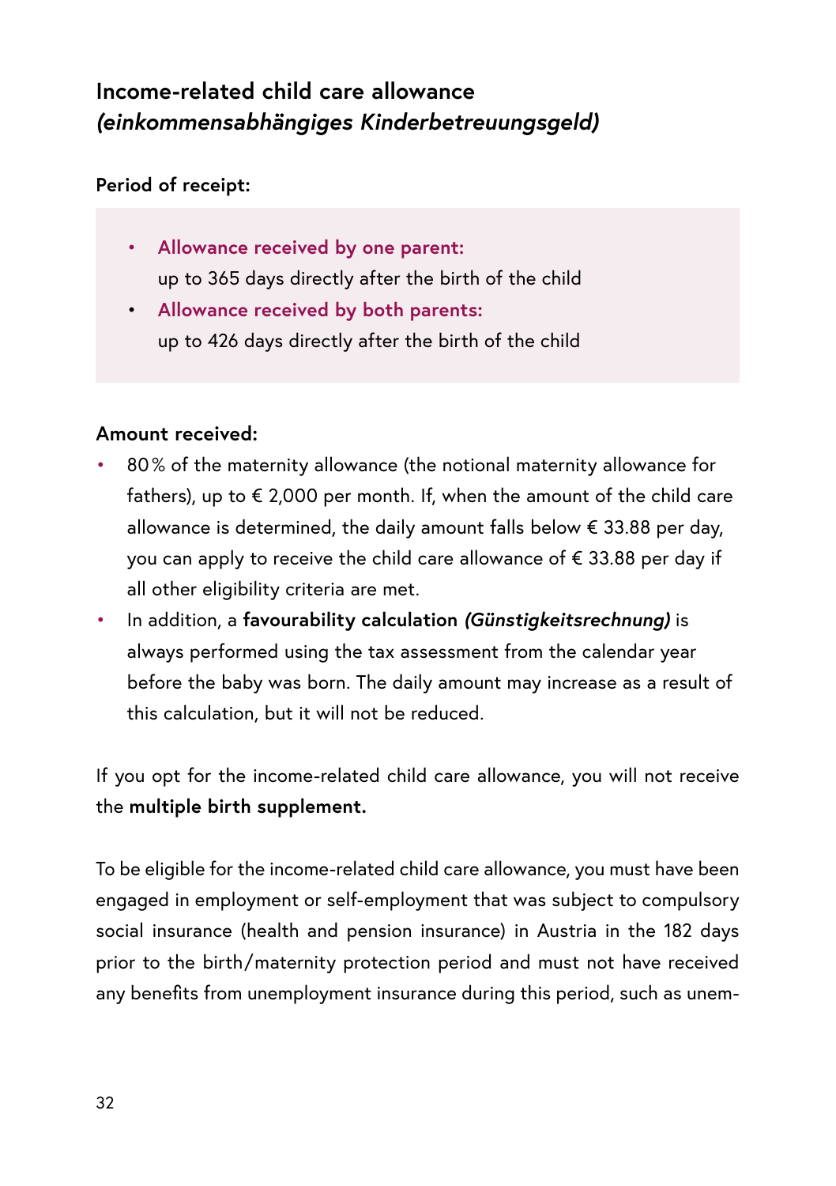## Income-related child care allowance *(einkommensabhängiges Kinderbetreuungsgeld)*

**Period of receipt:**

- **Allowance received by one parent:**
  up to 365 days directly after the birth of the child
- **Allowance received by both parents:**
  up to 426 days directly after the birth of the child

**Amount received:**

- 80 % of the maternity allowance (the notional maternity allowance for fathers), up to € 2,000 per month. If, when the amount of the child care allowance is determined, the daily amount falls below € 33.88 per day, you can apply to receive the child care allowance of € 33.88 per day if all other eligibility criteria are met.
- In addition, a **favourability calculation *(Günstigkeitsrechnung)*** is always performed using the tax assessment from the calendar year before the baby was born. The daily amount may increase as a result of this calculation, but it will not be reduced.

If you opt for the income-related child care allowance, you will not receive the **multiple birth supplement.**

To be eligible for the income-related child care allowance, you must have been engaged in employment or self-employment that was subject to compulsory social insurance (health and pension insurance) in Austria in the 182 days prior to the birth/maternity protection period and must not have received any benefits from unemployment insurance during this period, such as unem-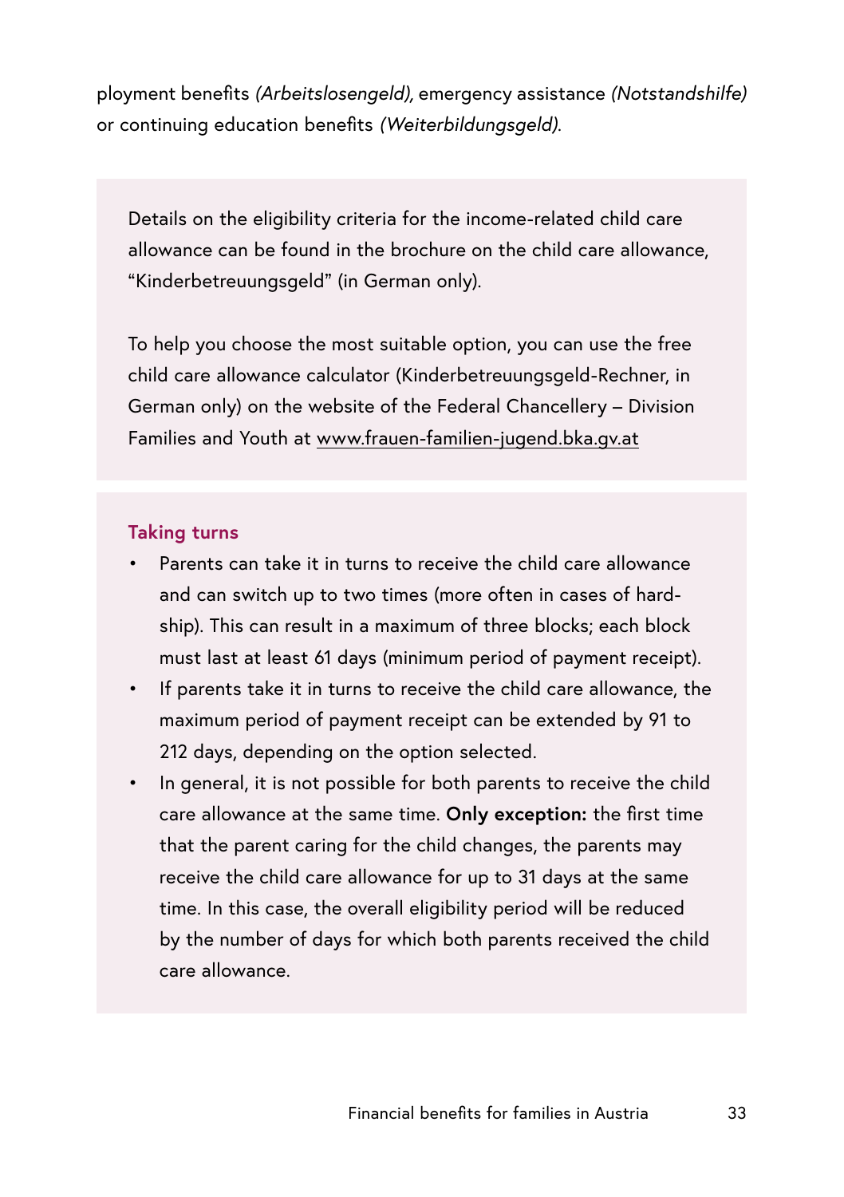ployment benefits *(Arbeitslosengeld)*, emergency assistance *(Notstandshilfe)* or continuing education benefits *(Weiterbildungsgeld)*.

Details on the eligibility criteria for the income-related child care allowance can be found in the brochure on the child care allowance, "Kinderbetreuungsgeld" (in German only).

To help you choose the most suitable option, you can use the free child care allowance calculator (Kinderbetreuungsgeld-Rechner, in German only) on the website of the Federal Chancellery – Division Families and Youth at www.frauen-familien-jugend.bka.gv.at

**Taking turns**

- Parents can take it in turns to receive the child care allowance and can switch up to two times (more often in cases of hardship). This can result in a maximum of three blocks; each block must last at least 61 days (minimum period of payment receipt).
- If parents take it in turns to receive the child care allowance, the maximum period of payment receipt can be extended by 91 to 212 days, depending on the option selected.
- In general, it is not possible for both parents to receive the child care allowance at the same time. **Only exception:** the first time that the parent caring for the child changes, the parents may receive the child care allowance for up to 31 days at the same time. In this case, the overall eligibility period will be reduced by the number of days for which both parents received the child care allowance.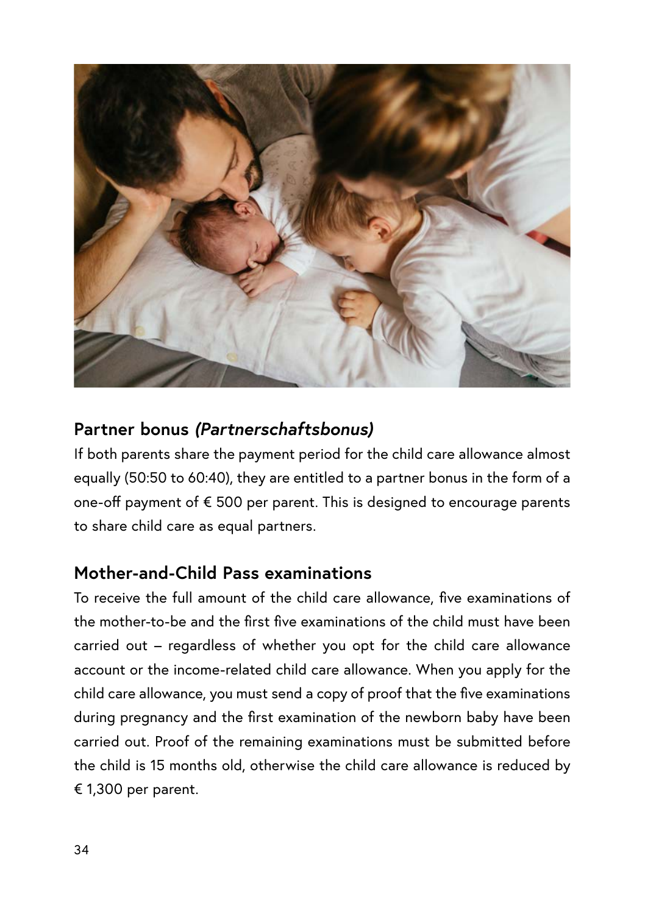## Partner bonus *(Partnerschaftsbonus)*

If both parents share the payment period for the child care allowance almost equally (50:50 to 60:40), they are entitled to a partner bonus in the form of a one-off payment of € 500 per parent. This is designed to encourage parents to share child care as equal partners.

## Mother-and-Child Pass examinations

To receive the full amount of the child care allowance, five examinations of the mother-to-be and the first five examinations of the child must have been carried out – regardless of whether you opt for the child care allowance account or the income-related child care allowance. When you apply for the child care allowance, you must send a copy of proof that the five examinations during pregnancy and the first examination of the newborn baby have been carried out. Proof of the remaining examinations must be submitted before the child is 15 months old, otherwise the child care allowance is reduced by € 1,300 per parent.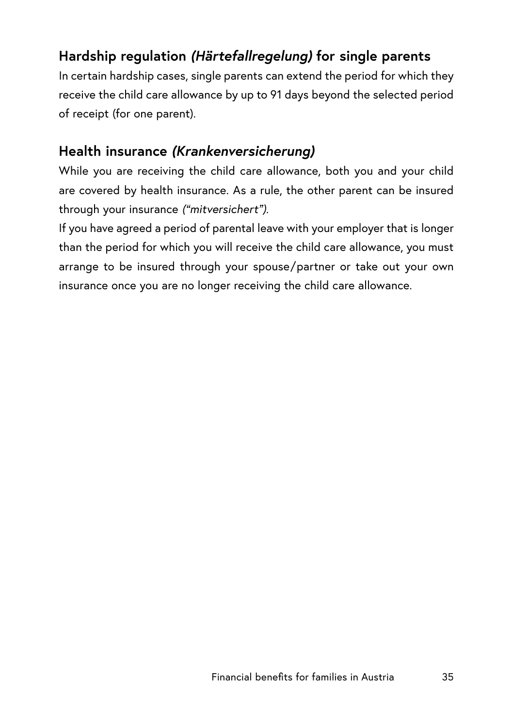### Hardship regulation *(Härtefallregelung)* for single parents

In certain hardship cases, single parents can extend the period for which they receive the child care allowance by up to 91 days beyond the selected period of receipt (for one parent).

### Health insurance *(Krankenversicherung)*

While you are receiving the child care allowance, both you and your child are covered by health insurance. As a rule, the other parent can be insured through your insurance *("mitversichert")*.

If you have agreed a period of parental leave with your employer that is longer than the period for which you will receive the child care allowance, you must arrange to be insured through your spouse/partner or take out your own insurance once you are no longer receiving the child care allowance.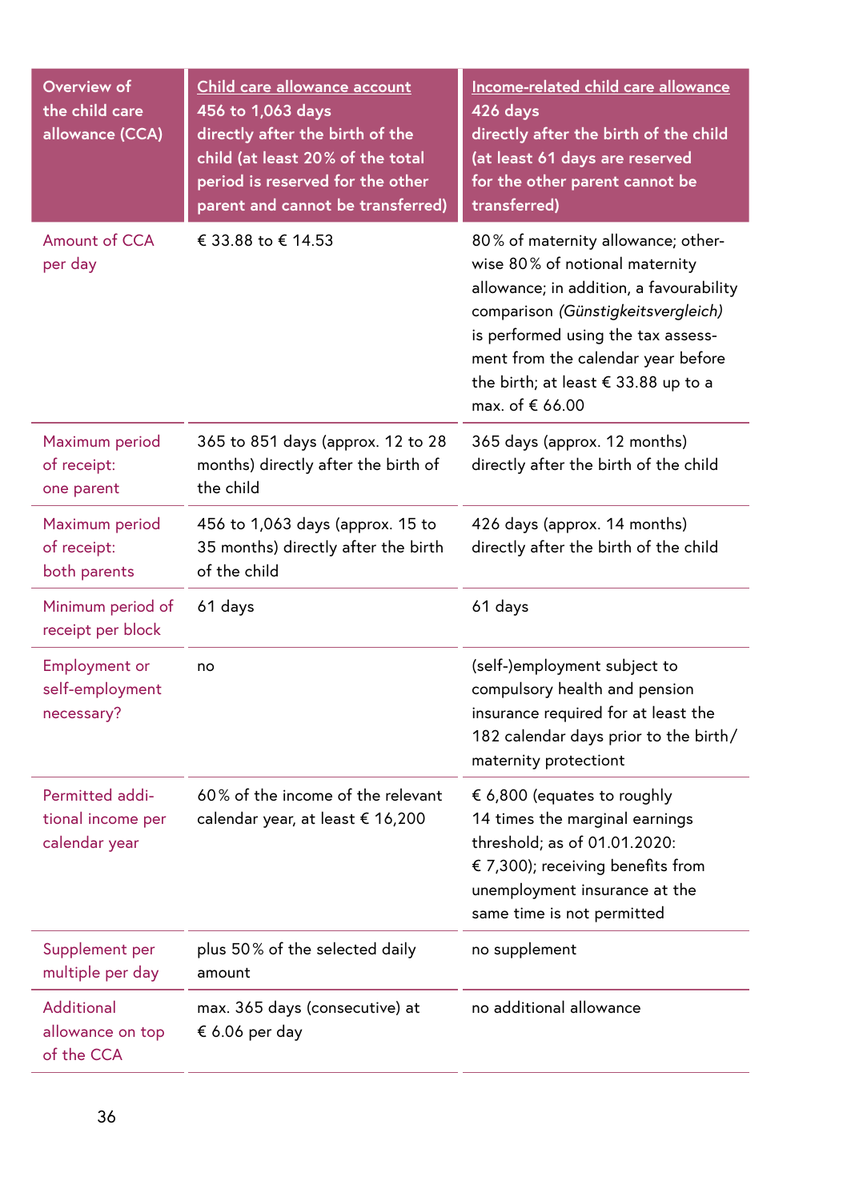| Overview of the child care allowance (CCA) | Child care allowance account 456 to 1,063 days directly after the birth of the child (at least 20% of the total period is reserved for the other parent and cannot be transferred) | Income-related child care allowance 426 days directly after the birth of the child (at least 61 days are reserved for the other parent cannot be transferred) |
|---|---|---|
| Amount of CCA per day | € 33.88 to € 14.53 | 80% of maternity allowance; otherwise 80% of notional maternity allowance; in addition, a favourability comparison *(Günstigkeitsvergleich)* is performed using the tax assessment from the calendar year before the birth; at least € 33.88 up to a max. of € 66.00 |
| Maximum period of receipt: one parent | 365 to 851 days (approx. 12 to 28 months) directly after the birth of the child | 365 days (approx. 12 months) directly after the birth of the child |
| Maximum period of receipt: both parents | 456 to 1,063 days (approx. 15 to 35 months) directly after the birth of the child | 426 days (approx. 14 months) directly after the birth of the child |
| Minimum period of receipt per block | 61 days | 61 days |
| Employment or self-employment necessary? | no | (self-)employment subject to compulsory health and pension insurance required for at least the 182 calendar days prior to the birth/maternity protectiont |
| Permitted additional income per calendar year | 60% of the income of the relevant calendar year, at least € 16,200 | € 6,800 (equates to roughly 14 times the marginal earnings threshold; as of 01.01.2020: € 7,300); receiving benefits from unemployment insurance at the same time is not permitted |
| Supplement per multiple per day | plus 50% of the selected daily amount | no supplement |
| Additional allowance on top of the CCA | max. 365 days (consecutive) at € 6.06 per day | no additional allowance |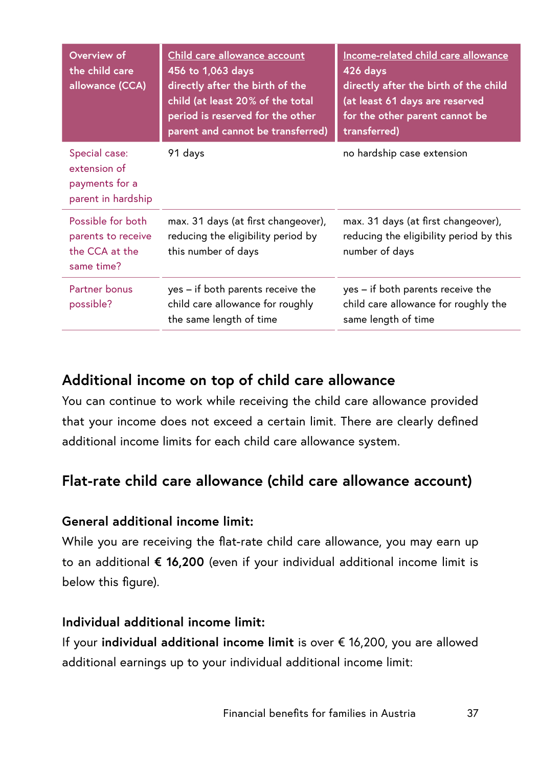| Overview of the child care allowance (CCA) | Child care allowance account 456 to 1,063 days directly after the birth of the child (at least 20% of the total period is reserved for the other parent and cannot be transferred) | Income-related child care allowance 426 days directly after the birth of the child (at least 61 days are reserved for the other parent cannot be transferred) |
|---|---|---|
| Special case: extension of payments for a parent in hardship | 91 days | no hardship case extension |
| Possible for both parents to receive the CCA at the same time? | max. 31 days (at first changeover), reducing the eligibility period by this number of days | max. 31 days (at first changeover), reducing the eligibility period by this number of days |
| Partner bonus possible? | yes – if both parents receive the child care allowance for roughly the same length of time | yes – if both parents receive the child care allowance for roughly the same length of time |

## Additional income on top of child care allowance

You can continue to work while receiving the child care allowance provided that your income does not exceed a certain limit. There are clearly defined additional income limits for each child care allowance system.

## Flat-rate child care allowance (child care allowance account)

### General additional income limit:

While you are receiving the flat-rate child care allowance, you may earn up to an additional **€ 16,200** (even if your individual additional income limit is below this figure).

### Individual additional income limit:

If your **individual additional income limit** is over € 16,200, you are allowed additional earnings up to your individual additional income limit: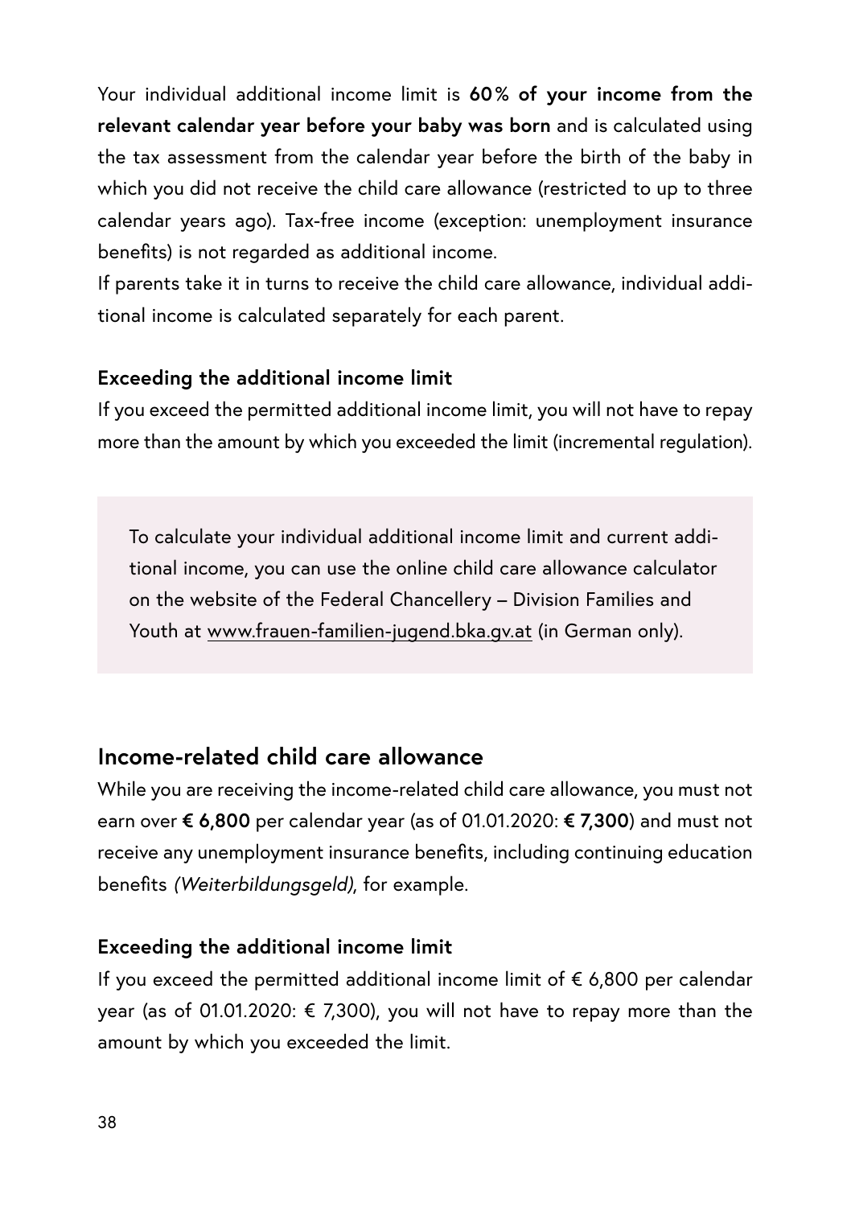Your individual additional income limit is **60 % of your income from the relevant calendar year before your baby was born** and is calculated using the tax assessment from the calendar year before the birth of the baby in which you did not receive the child care allowance (restricted to up to three calendar years ago). Tax-free income (exception: unemployment insurance benefits) is not regarded as additional income.

If parents take it in turns to receive the child care allowance, individual additional income is calculated separately for each parent.

### Exceeding the additional income limit

If you exceed the permitted additional income limit, you will not have to repay more than the amount by which you exceeded the limit (incremental regulation).

> To calculate your individual additional income limit and current additional income, you can use the online child care allowance calculator on the website of the Federal Chancellery – Division Families and Youth at www.frauen-familien-jugend.bka.gv.at (in German only).

## Income-related child care allowance

While you are receiving the income-related child care allowance, you must not earn over **€ 6,800** per calendar year (as of 01.01.2020: **€ 7,300**) and must not receive any unemployment insurance benefits, including continuing education benefits *(Weiterbildungsgeld)*, for example.

### Exceeding the additional income limit

If you exceed the permitted additional income limit of € 6,800 per calendar year (as of 01.01.2020: € 7,300), you will not have to repay more than the amount by which you exceeded the limit.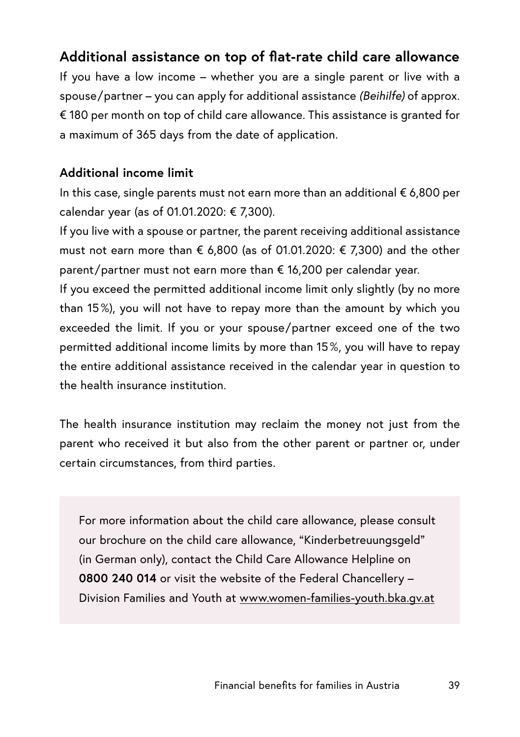## Additional assistance on top of flat-rate child care allowance

If you have a low income – whether you are a single parent or live with a spouse/partner – you can apply for additional assistance *(Beihilfe)* of approx. € 180 per month on top of child care allowance. This assistance is granted for a maximum of 365 days from the date of application.

### Additional income limit

In this case, single parents must not earn more than an additional € 6,800 per calendar year (as of 01.01.2020: € 7,300).

If you live with a spouse or partner, the parent receiving additional assistance must not earn more than € 6,800 (as of 01.01.2020: € 7,300) and the other parent/partner must not earn more than € 16,200 per calendar year.

If you exceed the permitted additional income limit only slightly (by no more than 15 %), you will not have to repay more than the amount by which you exceeded the limit. If you or your spouse/partner exceed one of the two permitted additional income limits by more than 15 %, you will have to repay the entire additional assistance received in the calendar year in question to the health insurance institution.

The health insurance institution may reclaim the money not just from the parent who received it but also from the other parent or partner or, under certain circumstances, from third parties.

For more information about the child care allowance, please consult our brochure on the child care allowance, "Kinderbetreuungsgeld" (in German only), contact the Child Care Allowance Helpline on **0800 240 014** or visit the website of the Federal Chancellery – Division Families and Youth at www.women-families-youth.bka.gv.at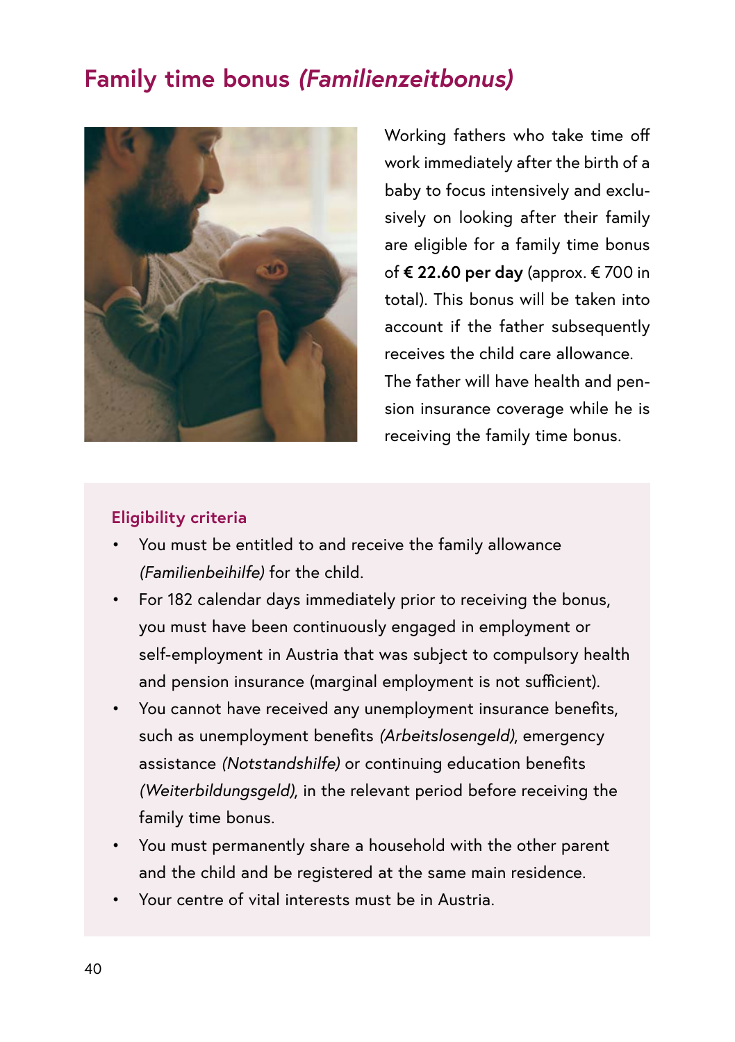## Family time bonus *(Familienzeitbonus)*

Working fathers who take time off work immediately after the birth of a baby to focus intensively and exclusively on looking after their family are eligible for a family time bonus of **€ 22.60 per day** (approx. € 700 in total). This bonus will be taken into account if the father subsequently receives the child care allowance. The father will have health and pension insurance coverage while he is receiving the family time bonus.

### Eligibility criteria

- You must be entitled to and receive the family allowance *(Familienbeihilfe)* for the child.
- For 182 calendar days immediately prior to receiving the bonus, you must have been continuously engaged in employment or self-employment in Austria that was subject to compulsory health and pension insurance (marginal employment is not sufficient).
- You cannot have received any unemployment insurance benefits, such as unemployment benefits *(Arbeitslosengeld)*, emergency assistance *(Notstandshilfe)* or continuing education benefits *(Weiterbildungsgeld)*, in the relevant period before receiving the family time bonus.
- You must permanently share a household with the other parent and the child and be registered at the same main residence.
- Your centre of vital interests must be in Austria.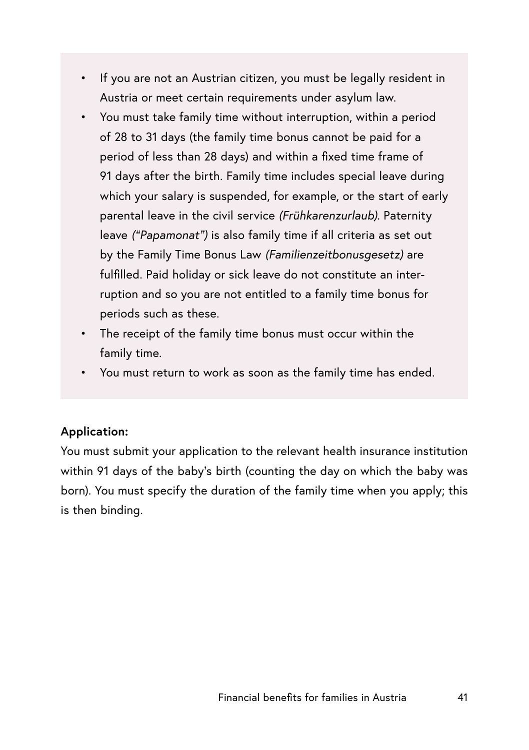- If you are not an Austrian citizen, you must be legally resident in Austria or meet certain requirements under asylum law.
- You must take family time without interruption, within a period of 28 to 31 days (the family time bonus cannot be paid for a period of less than 28 days) and within a fixed time frame of 91 days after the birth. Family time includes special leave during which your salary is suspended, for example, or the start of early parental leave in the civil service *(Frühkarenzurlaub)*. Paternity leave *("Papamonat")* is also family time if all criteria as set out by the Family Time Bonus Law *(Familienzeitbonusgesetz)* are fulfilled. Paid holiday or sick leave do not constitute an interruption and so you are not entitled to a family time bonus for periods such as these.
- The receipt of the family time bonus must occur within the family time.
- You must return to work as soon as the family time has ended.

**Application:**
You must submit your application to the relevant health insurance institution within 91 days of the baby's birth (counting the day on which the baby was born). You must specify the duration of the family time when you apply; this is then binding.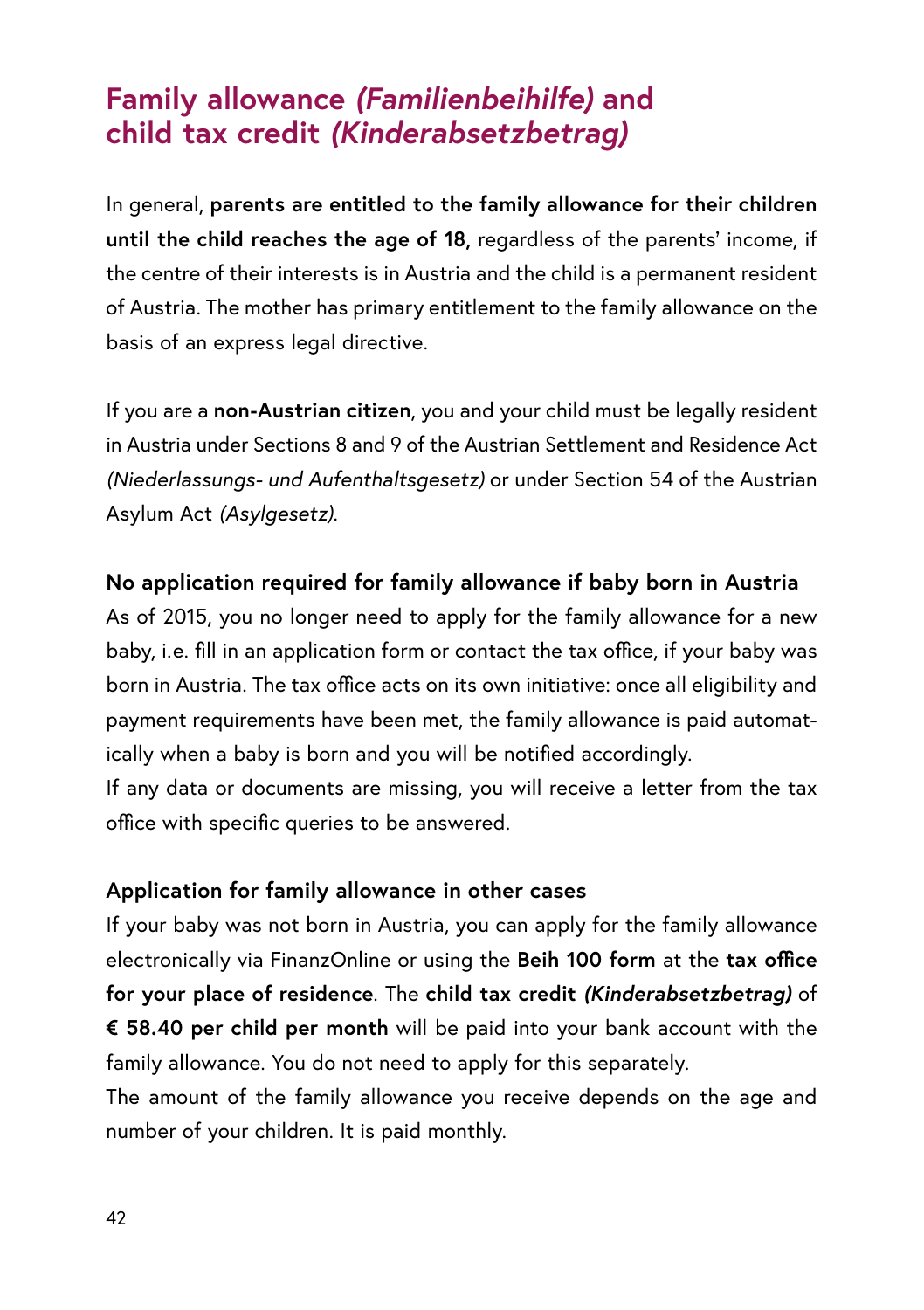# Family allowance *(Familienbeihilfe)* and child tax credit *(Kinderabsetzbetrag)*

In general, **parents are entitled to the family allowance for their children until the child reaches the age of 18,** regardless of the parents' income, if the centre of their interests is in Austria and the child is a permanent resident of Austria. The mother has primary entitlement to the family allowance on the basis of an express legal directive.

If you are a **non-Austrian citizen**, you and your child must be legally resident in Austria under Sections 8 and 9 of the Austrian Settlement and Residence Act *(Niederlassungs- und Aufenthaltsgesetz)* or under Section 54 of the Austrian Asylum Act *(Asylgesetz)*.

**No application required for family allowance if baby born in Austria**

As of 2015, you no longer need to apply for the family allowance for a new baby, i.e. fill in an application form or contact the tax office, if your baby was born in Austria. The tax office acts on its own initiative: once all eligibility and payment requirements have been met, the family allowance is paid automatically when a baby is born and you will be notified accordingly.

If any data or documents are missing, you will receive a letter from the tax office with specific queries to be answered.

**Application for family allowance in other cases**

If your baby was not born in Austria, you can apply for the family allowance electronically via FinanzOnline or using the **Beih 100 form** at the **tax office for your place of residence**. The **child tax credit *(Kinderabsetzbetrag)*** of **€ 58.40 per child per month** will be paid into your bank account with the family allowance. You do not need to apply for this separately.

The amount of the family allowance you receive depends on the age and number of your children. It is paid monthly.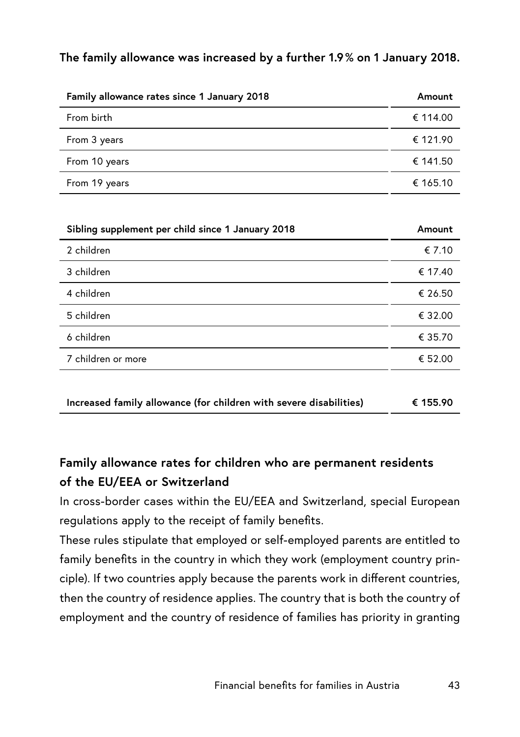**The family allowance was increased by a further 1.9 % on 1 January 2018.**

| Family allowance rates since 1 January 2018 | Amount |
|---|---|
| From birth | € 114.00 |
| From 3 years | € 121.90 |
| From 10 years | € 141.50 |
| From 19 years | € 165.10 |

| Sibling supplement per child since 1 January 2018 | Amount |
|---|---|
| 2 children | € 7.10 |
| 3 children | € 17.40 |
| 4 children | € 26.50 |
| 5 children | € 32.00 |
| 6 children | € 35.70 |
| 7 children or more | € 52.00 |

| Increased family allowance (for children with severe disabilities) | € 155.90 |
|---|---|

## Family allowance rates for children who are permanent residents of the EU/EEA or Switzerland

In cross-border cases within the EU/EEA and Switzerland, special European regulations apply to the receipt of family benefits.

These rules stipulate that employed or self-employed parents are entitled to family benefits in the country in which they work (employment country principle). If two countries apply because the parents work in different countries, then the country of residence applies. The country that is both the country of employment and the country of residence of families has priority in granting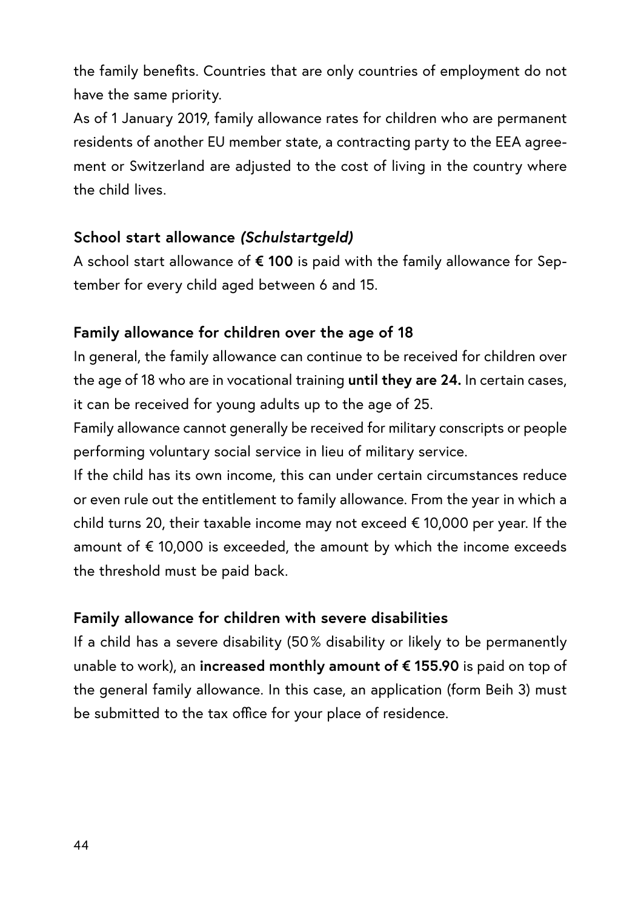the family benefits. Countries that are only countries of employment do not have the same priority.

As of 1 January 2019, family allowance rates for children who are permanent residents of another EU member state, a contracting party to the EEA agreement or Switzerland are adjusted to the cost of living in the country where the child lives.

### School start allowance *(Schulstartgeld)*

A school start allowance of **€ 100** is paid with the family allowance for September for every child aged between 6 and 15.

### Family allowance for children over the age of 18

In general, the family allowance can continue to be received for children over the age of 18 who are in vocational training **until they are 24.** In certain cases, it can be received for young adults up to the age of 25.

Family allowance cannot generally be received for military conscripts or people performing voluntary social service in lieu of military service.

If the child has its own income, this can under certain circumstances reduce or even rule out the entitlement to family allowance. From the year in which a child turns 20, their taxable income may not exceed € 10,000 per year. If the amount of € 10,000 is exceeded, the amount by which the income exceeds the threshold must be paid back.

### Family allowance for children with severe disabilities

If a child has a severe disability (50 % disability or likely to be permanently unable to work), an **increased monthly amount of € 155.90** is paid on top of the general family allowance. In this case, an application (form Beih 3) must be submitted to the tax office for your place of residence.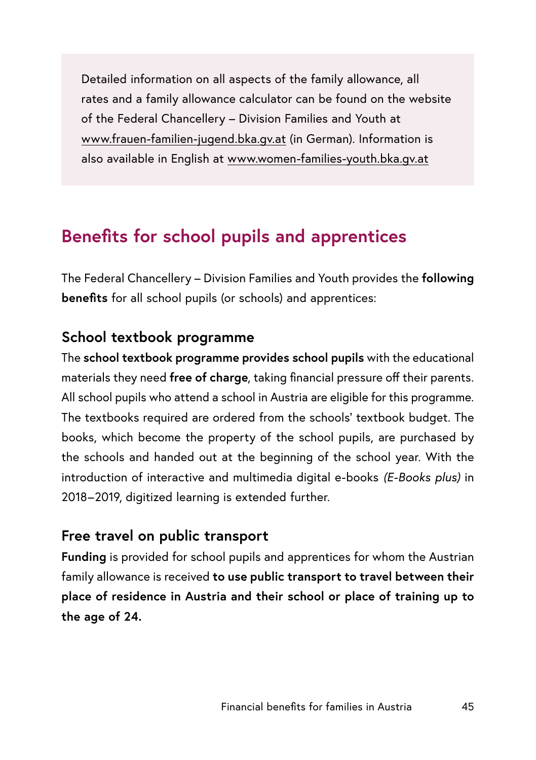Detailed information on all aspects of the family allowance, all rates and a family allowance calculator can be found on the website of the Federal Chancellery – Division Families and Youth at www.frauen-familien-jugend.bka.gv.at (in German). Information is also available in English at www.women-families-youth.bka.gv.at

## Benefits for school pupils and apprentices

The Federal Chancellery – Division Families and Youth provides the **following benefits** for all school pupils (or schools) and apprentices:

### School textbook programme

The **school textbook programme provides school pupils** with the educational materials they need **free of charge**, taking financial pressure off their parents. All school pupils who attend a school in Austria are eligible for this programme. The textbooks required are ordered from the schools' textbook budget. The books, which become the property of the school pupils, are purchased by the schools and handed out at the beginning of the school year. With the introduction of interactive and multimedia digital e-books *(E-Books plus)* in 2018–2019, digitized learning is extended further.

### Free travel on public transport

**Funding** is provided for school pupils and apprentices for whom the Austrian family allowance is received **to use public transport to travel between their place of residence in Austria and their school or place of training up to the age of 24.**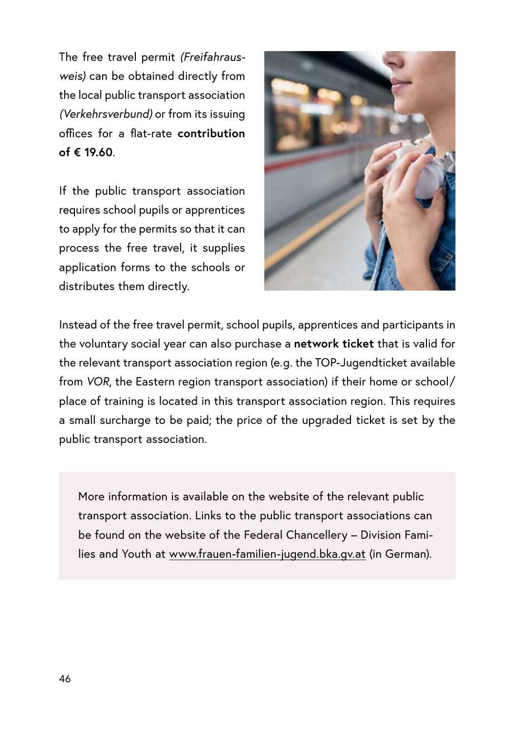The free travel permit *(Freifahrausweis)* can be obtained directly from the local public transport association *(Verkehrsverbund)* or from its issuing offices for a flat-rate **contribution of € 19.60**.

If the public transport association requires school pupils or apprentices to apply for the permits so that it can process the free travel, it supplies application forms to the schools or distributes them directly.

Instead of the free travel permit, school pupils, apprentices and participants in the voluntary social year can also purchase a **network ticket** that is valid for the relevant transport association region (e.g. the TOP-Jugendticket available from *VOR*, the Eastern region transport association) if their home or school/place of training is located in this transport association region. This requires a small surcharge to be paid; the price of the upgraded ticket is set by the public transport association.

More information is available on the website of the relevant public transport association. Links to the public transport associations can be found on the website of the Federal Chancellery – Division Families and Youth at www.frauen-familien-jugend.bka.gv.at (in German).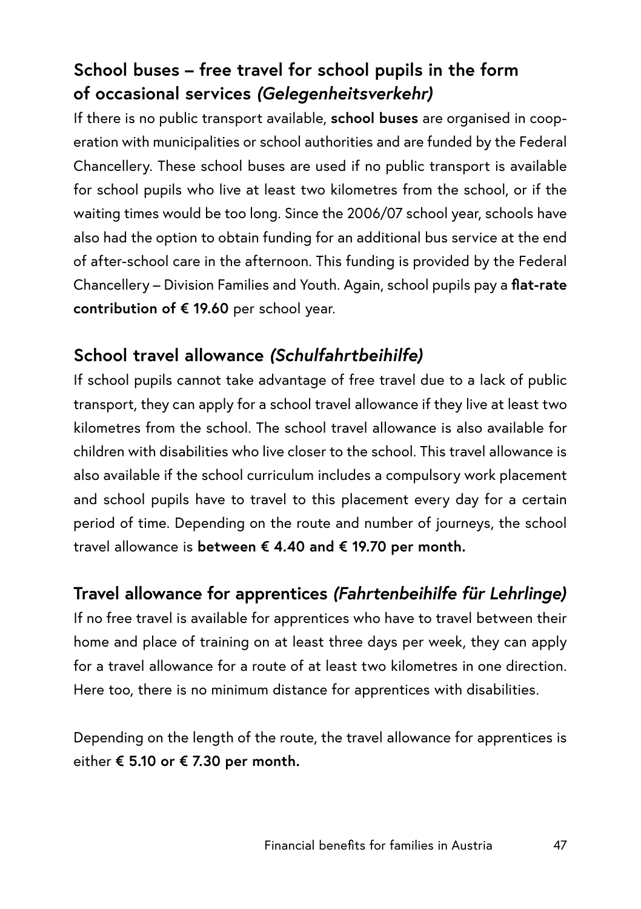## School buses – free travel for school pupils in the form of occasional services *(Gelegenheitsverkehr)*

If there is no public transport available, **school buses** are organised in cooperation with municipalities or school authorities and are funded by the Federal Chancellery. These school buses are used if no public transport is available for school pupils who live at least two kilometres from the school, or if the waiting times would be too long. Since the 2006/07 school year, schools have also had the option to obtain funding for an additional bus service at the end of after-school care in the afternoon. This funding is provided by the Federal Chancellery – Division Families and Youth. Again, school pupils pay a **flat-rate contribution of € 19.60** per school year.

## School travel allowance *(Schulfahrtbeihilfe)*

If school pupils cannot take advantage of free travel due to a lack of public transport, they can apply for a school travel allowance if they live at least two kilometres from the school. The school travel allowance is also available for children with disabilities who live closer to the school. This travel allowance is also available if the school curriculum includes a compulsory work placement and school pupils have to travel to this placement every day for a certain period of time. Depending on the route and number of journeys, the school travel allowance is **between € 4.40 and € 19.70 per month.**

## Travel allowance for apprentices *(Fahrtenbeihilfe für Lehrlinge)*

If no free travel is available for apprentices who have to travel between their home and place of training on at least three days per week, they can apply for a travel allowance for a route of at least two kilometres in one direction. Here too, there is no minimum distance for apprentices with disabilities.

Depending on the length of the route, the travel allowance for apprentices is either **€ 5.10 or € 7.30 per month.**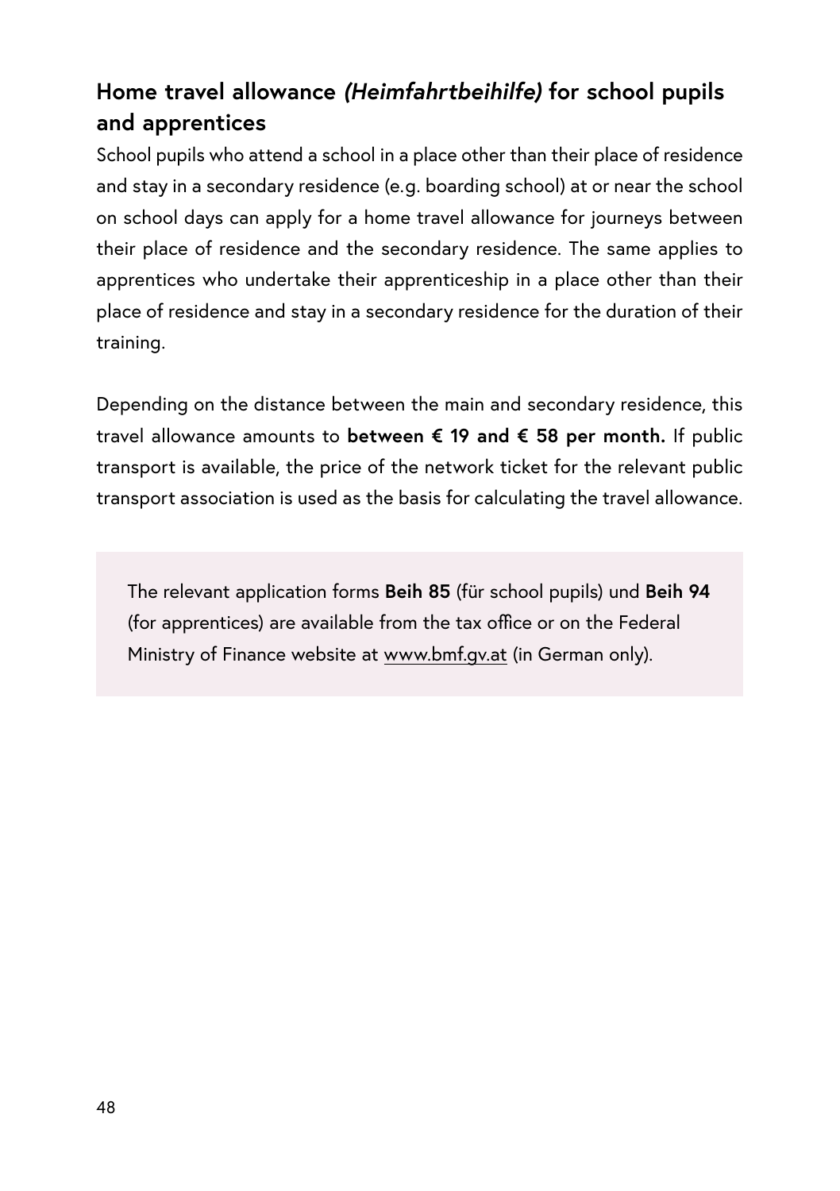## Home travel allowance *(Heimfahrtbeihilfe)* for school pupils and apprentices

School pupils who attend a school in a place other than their place of residence and stay in a secondary residence (e.g. boarding school) at or near the school on school days can apply for a home travel allowance for journeys between their place of residence and the secondary residence. The same applies to apprentices who undertake their apprenticeship in a place other than their place of residence and stay in a secondary residence for the duration of their training.

Depending on the distance between the main and secondary residence, this travel allowance amounts to **between € 19 and € 58 per month.** If public transport is available, the price of the network ticket for the relevant public transport association is used as the basis for calculating the travel allowance.

The relevant application forms **Beih 85** (für school pupils) und **Beih 94** (for apprentices) are available from the tax office or on the Federal Ministry of Finance website at www.bmf.gv.at (in German only).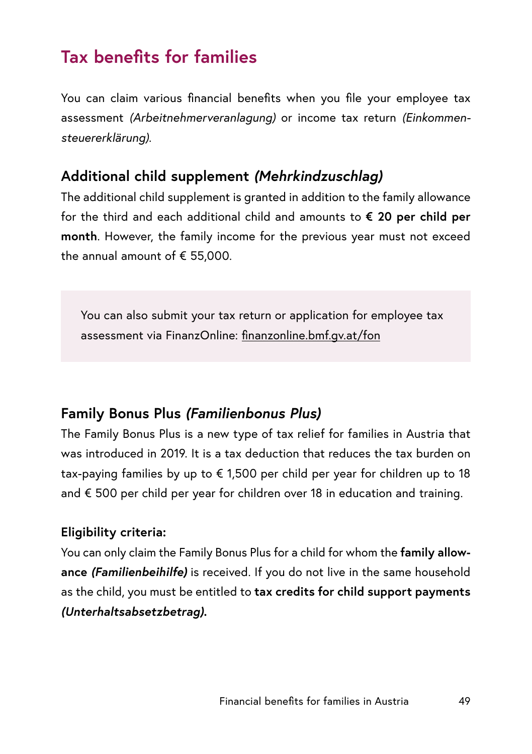# Tax benefits for families

You can claim various financial benefits when you file your employee tax assessment *(Arbeitnehmerveranlagung)* or income tax return *(Einkommensteuererklärung)*.

## Additional child supplement *(Mehrkindzuschlag)*

The additional child supplement is granted in addition to the family allowance for the third and each additional child and amounts to **€ 20 per child per month**. However, the family income for the previous year must not exceed the annual amount of € 55,000.

> You can also submit your tax return or application for employee tax assessment via FinanzOnline: finanzonline.bmf.gv.at/fon

## Family Bonus Plus *(Familienbonus Plus)*

The Family Bonus Plus is a new type of tax relief for families in Austria that was introduced in 2019. It is a tax deduction that reduces the tax burden on tax-paying families by up to € 1,500 per child per year for children up to 18 and € 500 per child per year for children over 18 in education and training.

### Eligibility criteria:

You can only claim the Family Bonus Plus for a child for whom the **family allowance *(Familienbeihilfe)*** is received. If you do not live in the same household as the child, you must be entitled to **tax credits for child support payments *(Unterhaltsabsetzbetrag)*.**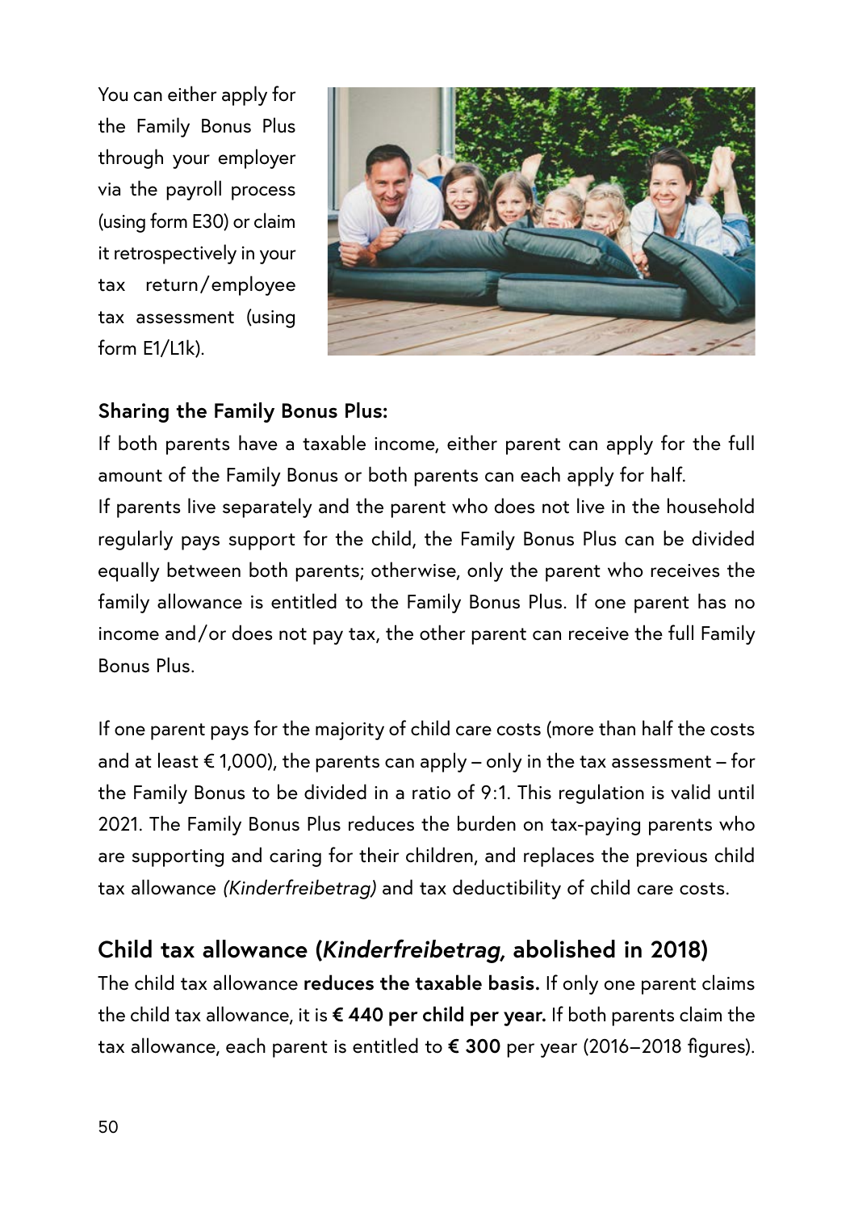You can either apply for the Family Bonus Plus through your employer via the payroll process (using form E30) or claim it retrospectively in your tax return/employee tax assessment (using form E1/L1k).

**Sharing the Family Bonus Plus:**

If both parents have a taxable income, either parent can apply for the full amount of the Family Bonus or both parents can each apply for half.

If parents live separately and the parent who does not live in the household regularly pays support for the child, the Family Bonus Plus can be divided equally between both parents; otherwise, only the parent who receives the family allowance is entitled to the Family Bonus Plus. If one parent has no income and/or does not pay tax, the other parent can receive the full Family Bonus Plus.

If one parent pays for the majority of child care costs (more than half the costs and at least € 1,000), the parents can apply – only in the tax assessment – for the Family Bonus to be divided in a ratio of 9:1. This regulation is valid until 2021. The Family Bonus Plus reduces the burden on tax-paying parents who are supporting and caring for their children, and replaces the previous child tax allowance *(Kinderfreibetrag)* and tax deductibility of child care costs.

## Child tax allowance (*Kinderfreibetrag,* abolished in 2018)

The child tax allowance **reduces the taxable basis.** If only one parent claims the child tax allowance, it is **€ 440 per child per year.** If both parents claim the tax allowance, each parent is entitled to **€ 300** per year (2016–2018 figures).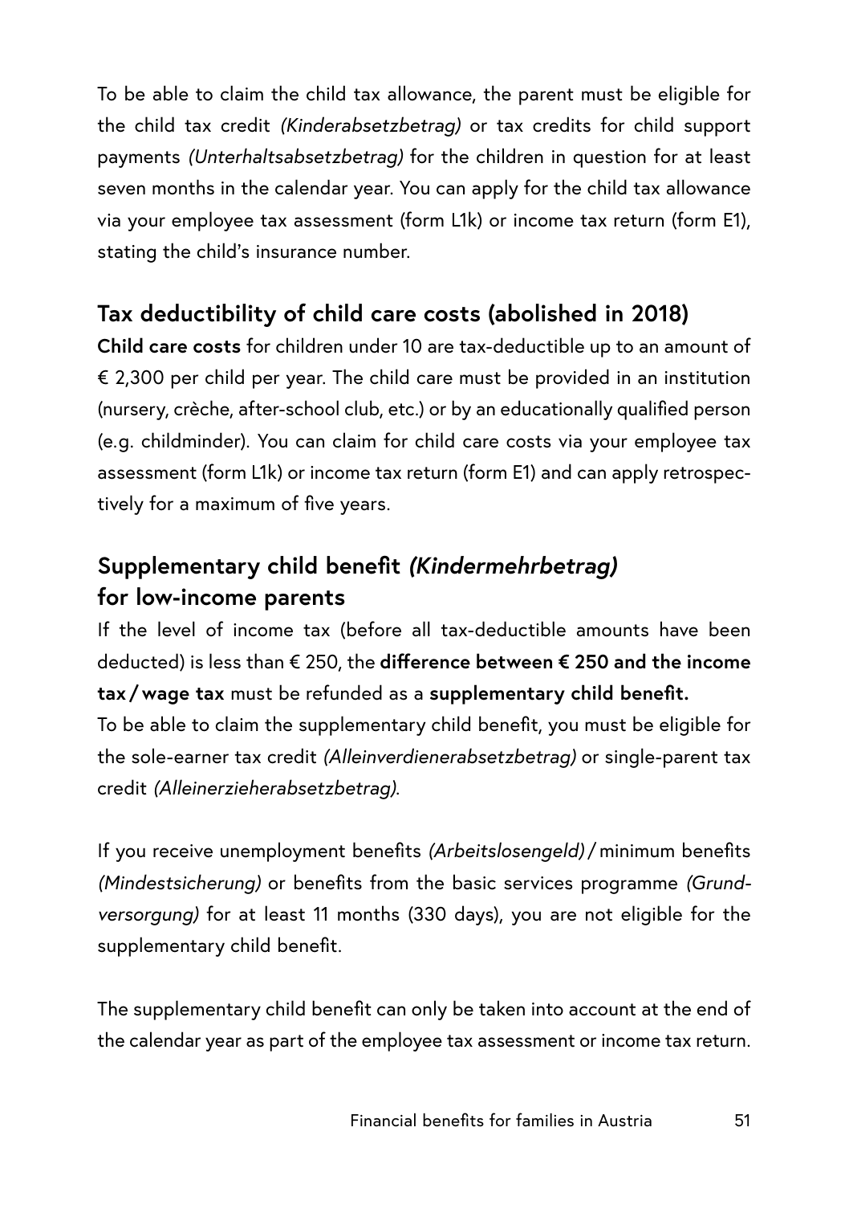To be able to claim the child tax allowance, the parent must be eligible for the child tax credit *(Kinderabsetzbetrag)* or tax credits for child support payments *(Unterhaltsabsetzbetrag)* for the children in question for at least seven months in the calendar year. You can apply for the child tax allowance via your employee tax assessment (form L1k) or income tax return (form E1), stating the child's insurance number.

## Tax deductibility of child care costs (abolished in 2018)

**Child care costs** for children under 10 are tax-deductible up to an amount of € 2,300 per child per year. The child care must be provided in an institution (nursery, crèche, after-school club, etc.) or by an educationally qualified person (e.g. childminder). You can claim for child care costs via your employee tax assessment (form L1k) or income tax return (form E1) and can apply retrospectively for a maximum of five years.

## Supplementary child benefit *(Kindermehrbetrag)* for low-income parents

If the level of income tax (before all tax-deductible amounts have been deducted) is less than € 250, the **difference between € 250 and the income tax / wage tax** must be refunded as a **supplementary child benefit.**
To be able to claim the supplementary child benefit, you must be eligible for the sole-earner tax credit *(Alleinverdienerabsetzbetrag)* or single-parent tax credit *(Alleinerzieherabsetzbetrag)*.

If you receive unemployment benefits *(Arbeitslosengeld)* / minimum benefits *(Mindestsicherung)* or benefits from the basic services programme *(Grundversorgung)* for at least 11 months (330 days), you are not eligible for the supplementary child benefit.

The supplementary child benefit can only be taken into account at the end of the calendar year as part of the employee tax assessment or income tax return.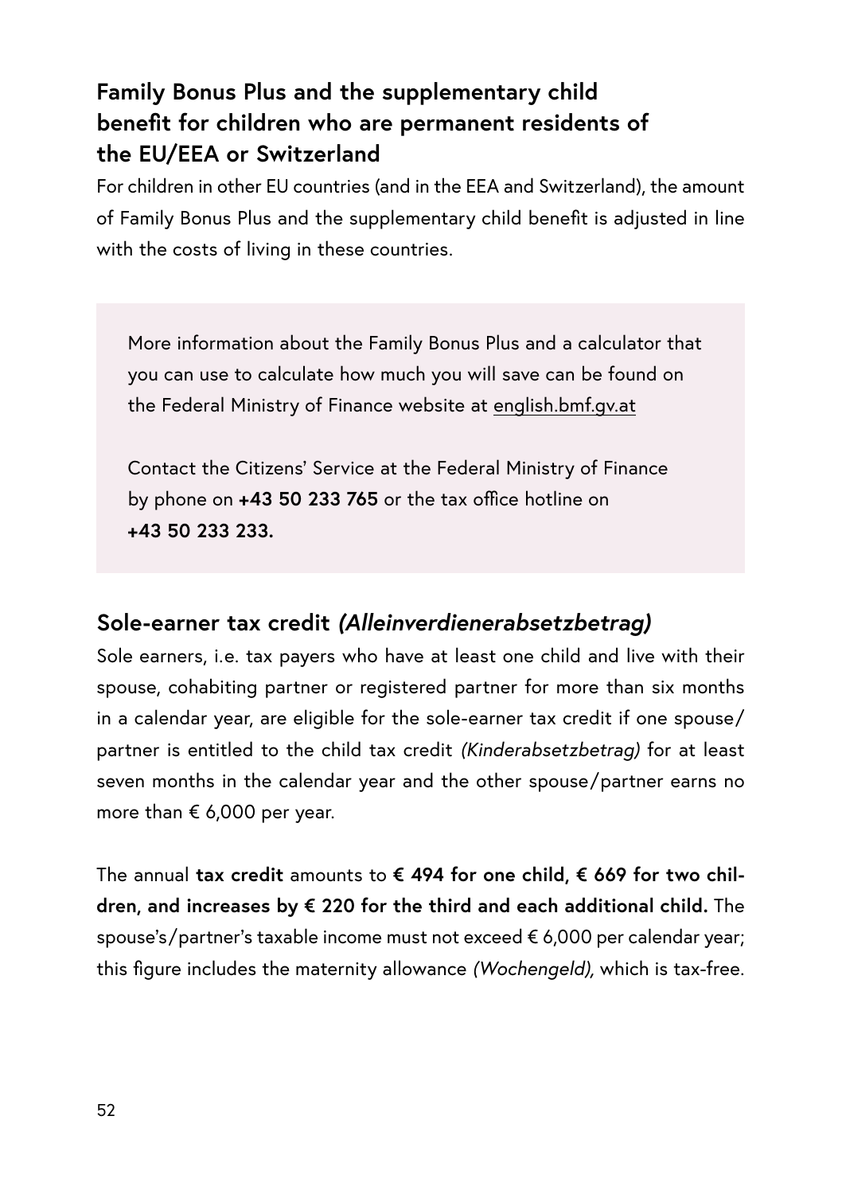## Family Bonus Plus and the supplementary child benefit for children who are permanent residents of the EU/EEA or Switzerland

For children in other EU countries (and in the EEA and Switzerland), the amount of Family Bonus Plus and the supplementary child benefit is adjusted in line with the costs of living in these countries.

> More information about the Family Bonus Plus and a calculator that you can use to calculate how much you will save can be found on the Federal Ministry of Finance website at english.bmf.gv.at
>
> Contact the Citizens' Service at the Federal Ministry of Finance by phone on **+43 50 233 765** or the tax office hotline on **+43 50 233 233.**

## Sole-earner tax credit *(Alleinverdienerabsetzbetrag)*

Sole earners, i.e. tax payers who have at least one child and live with their spouse, cohabiting partner or registered partner for more than six months in a calendar year, are eligible for the sole-earner tax credit if one spouse/partner is entitled to the child tax credit *(Kinderabsetzbetrag)* for at least seven months in the calendar year and the other spouse/partner earns no more than € 6,000 per year.

The annual **tax credit** amounts to **€ 494 for one child, € 669 for two children, and increases by € 220 for the third and each additional child.** The spouse's/partner's taxable income must not exceed € 6,000 per calendar year; this figure includes the maternity allowance *(Wochengeld),* which is tax-free.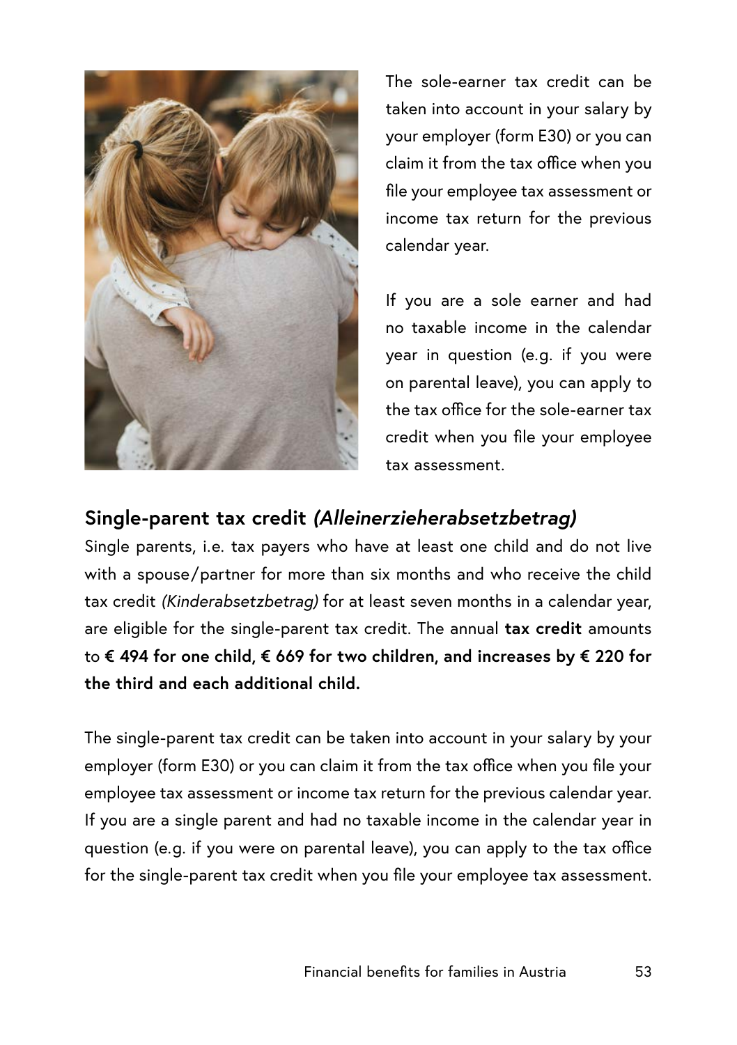The sole-earner tax credit can be taken into account in your salary by your employer (form E30) or you can claim it from the tax office when you file your employee tax assessment or income tax return for the previous calendar year.

If you are a sole earner and had no taxable income in the calendar year in question (e.g. if you were on parental leave), you can apply to the tax office for the sole-earner tax credit when you file your employee tax assessment.

## Single-parent tax credit *(Alleinerzieherabsetzbetrag)*

Single parents, i.e. tax payers who have at least one child and do not live with a spouse/partner for more than six months and who receive the child tax credit *(Kinderabsetzbetrag)* for at least seven months in a calendar year, are eligible for the single-parent tax credit. The annual **tax credit** amounts to **€ 494 for one child, € 669 for two children, and increases by € 220 for the third and each additional child.**

The single-parent tax credit can be taken into account in your salary by your employer (form E30) or you can claim it from the tax office when you file your employee tax assessment or income tax return for the previous calendar year. If you are a single parent and had no taxable income in the calendar year in question (e.g. if you were on parental leave), you can apply to the tax office for the single-parent tax credit when you file your employee tax assessment.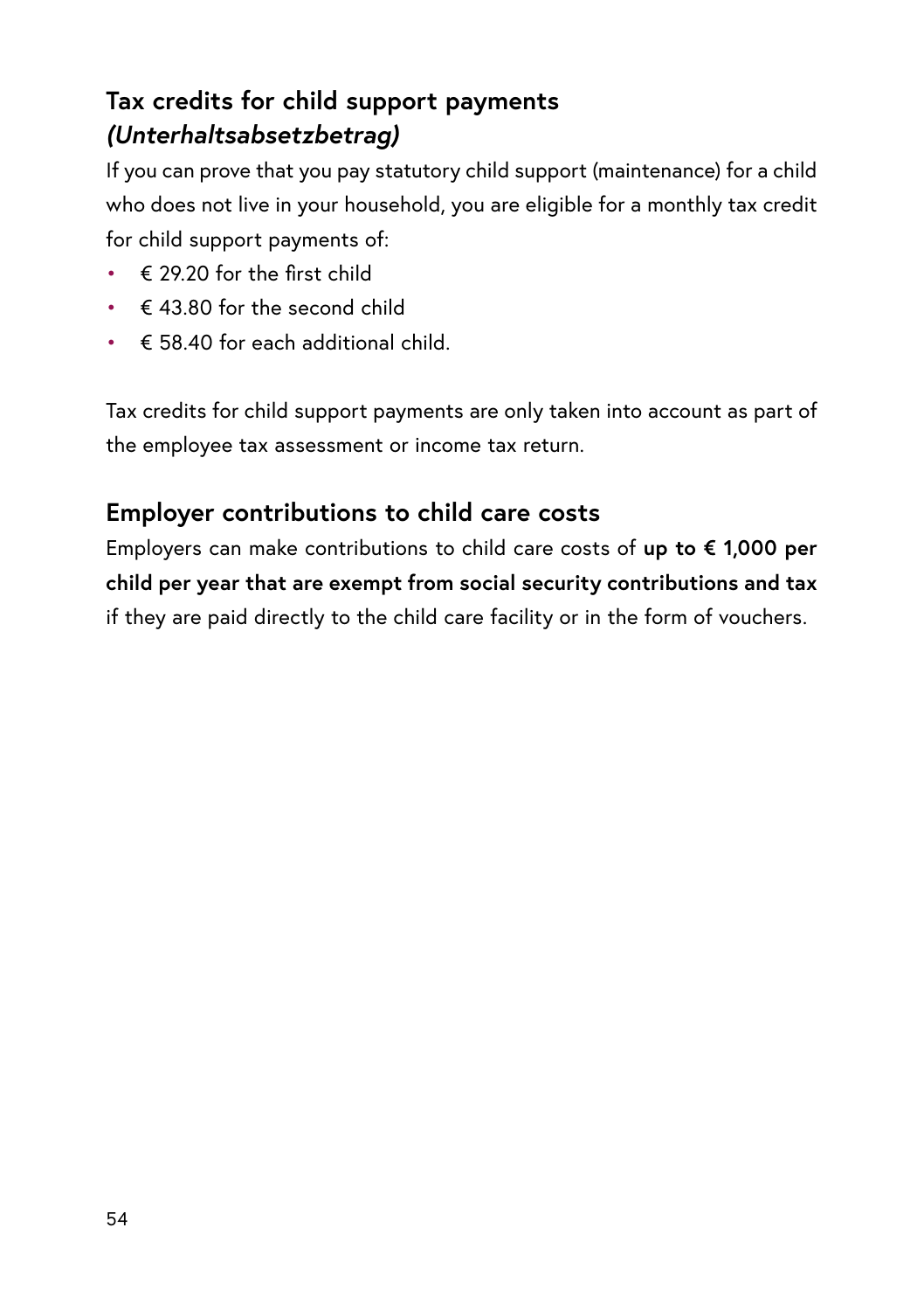## Tax credits for child support payments *(Unterhaltsabsetzbetrag)*

If you can prove that you pay statutory child support (maintenance) for a child who does not live in your household, you are eligible for a monthly tax credit for child support payments of:

- € 29.20 for the first child
- € 43.80 for the second child
- € 58.40 for each additional child.

Tax credits for child support payments are only taken into account as part of the employee tax assessment or income tax return.

## Employer contributions to child care costs

Employers can make contributions to child care costs of **up to € 1,000 per child per year that are exempt from social security contributions and tax** if they are paid directly to the child care facility or in the form of vouchers.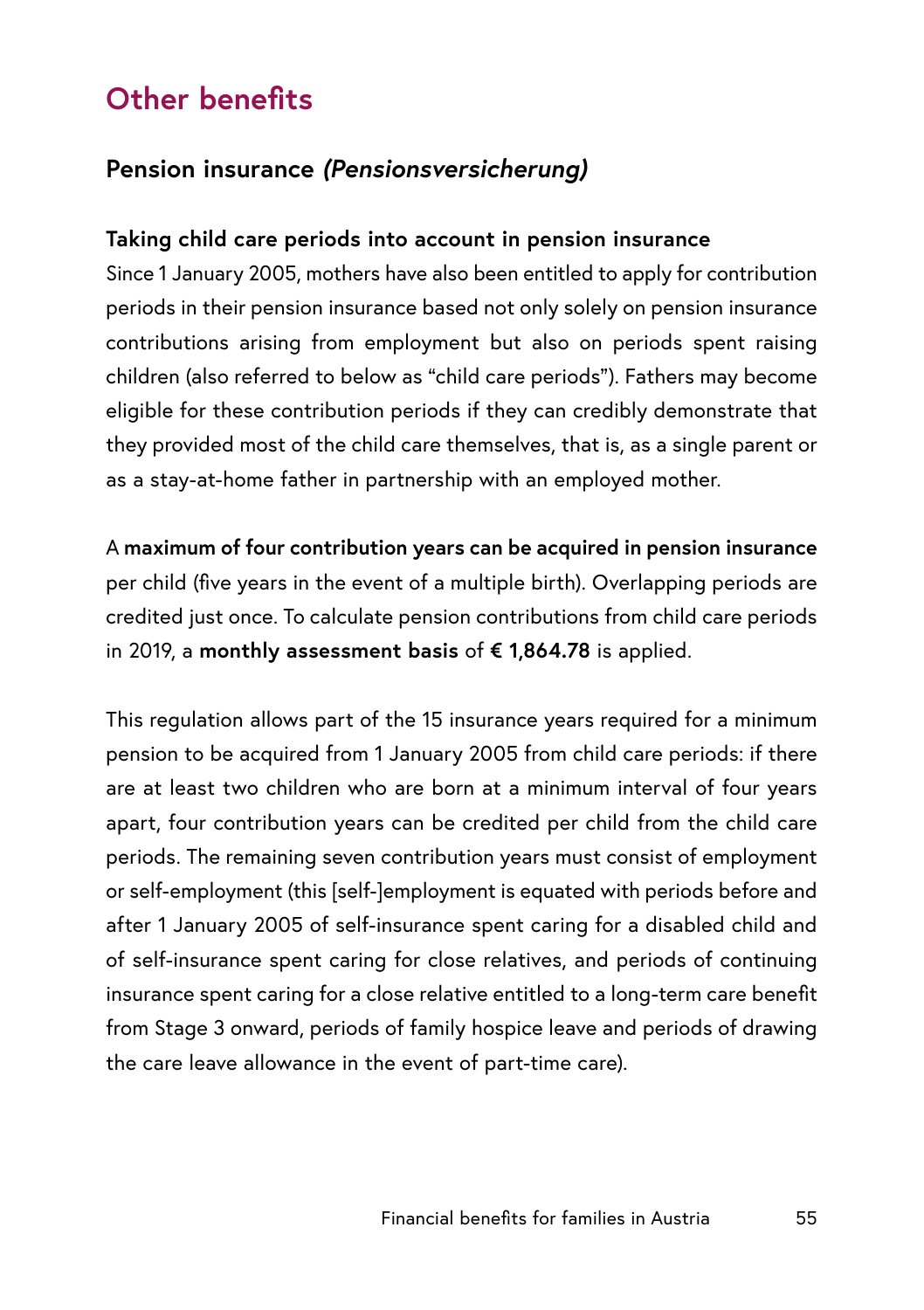# Other benefits

## Pension insurance *(Pensionsversicherung)*

### Taking child care periods into account in pension insurance

Since 1 January 2005, mothers have also been entitled to apply for contribution periods in their pension insurance based not only solely on pension insurance contributions arising from employment but also on periods spent raising children (also referred to below as "child care periods"). Fathers may become eligible for these contribution periods if they can credibly demonstrate that they provided most of the child care themselves, that is, as a single parent or as a stay-at-home father in partnership with an employed mother.

A **maximum of four contribution years can be acquired in pension insurance** per child (five years in the event of a multiple birth). Overlapping periods are credited just once. To calculate pension contributions from child care periods in 2019, a **monthly assessment basis** of **€ 1,864.78** is applied.

This regulation allows part of the 15 insurance years required for a minimum pension to be acquired from 1 January 2005 from child care periods: if there are at least two children who are born at a minimum interval of four years apart, four contribution years can be credited per child from the child care periods. The remaining seven contribution years must consist of employment or self-employment (this [self-]employment is equated with periods before and after 1 January 2005 of self-insurance spent caring for a disabled child and of self-insurance spent caring for close relatives, and periods of continuing insurance spent caring for a close relative entitled to a long-term care benefit from Stage 3 onward, periods of family hospice leave and periods of drawing the care leave allowance in the event of part-time care).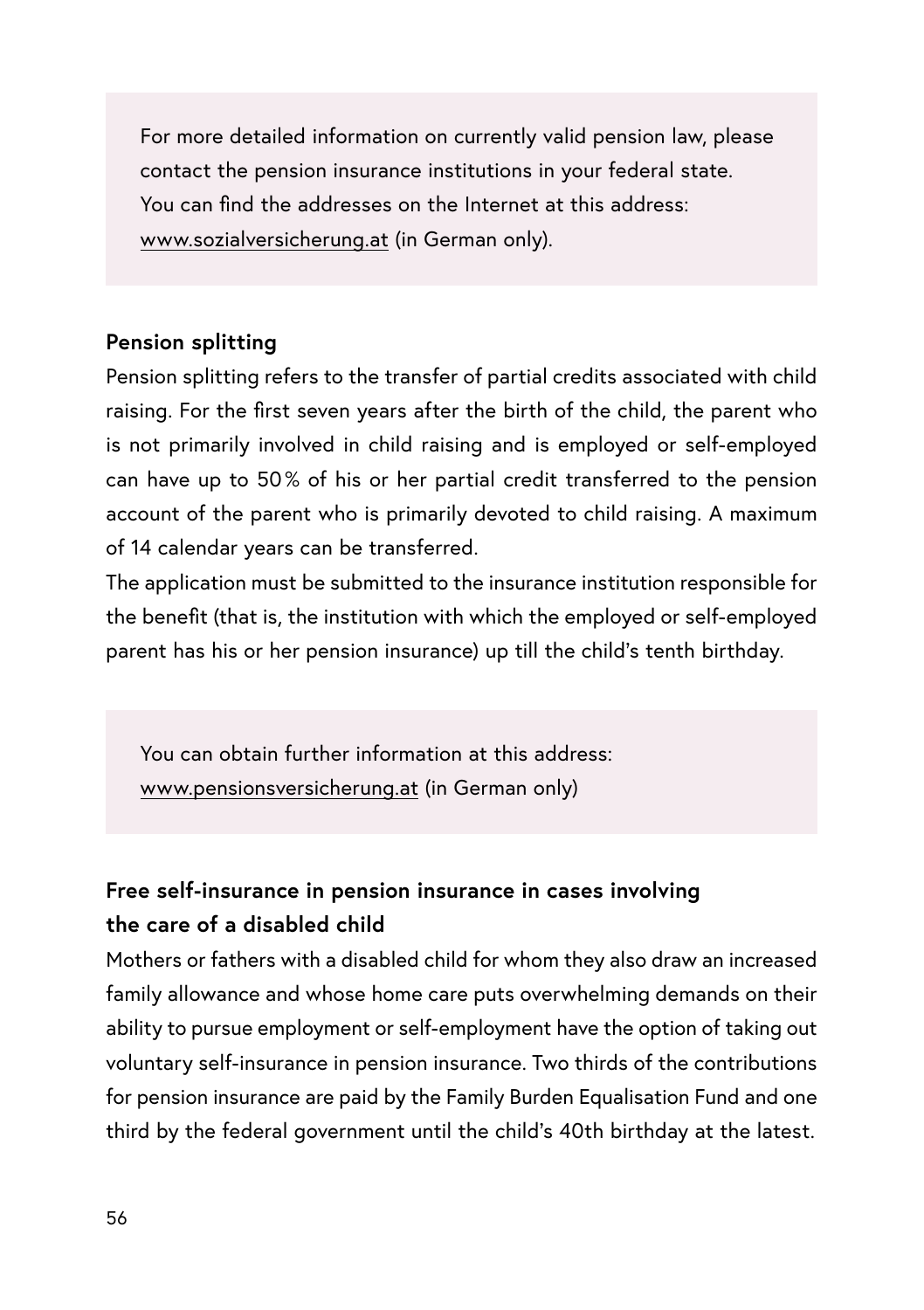For more detailed information on currently valid pension law, please contact the pension insurance institutions in your federal state. You can find the addresses on the Internet at this address: www.sozialversicherung.at (in German only).

**Pension splitting**

Pension splitting refers to the transfer of partial credits associated with child raising. For the first seven years after the birth of the child, the parent who is not primarily involved in child raising and is employed or self-employed can have up to 50 % of his or her partial credit transferred to the pension account of the parent who is primarily devoted to child raising. A maximum of 14 calendar years can be transferred.

The application must be submitted to the insurance institution responsible for the benefit (that is, the institution with which the employed or self-employed parent has his or her pension insurance) up till the child's tenth birthday.

You can obtain further information at this address: www.pensionsversicherung.at (in German only)

**Free self-insurance in pension insurance in cases involving the care of a disabled child**

Mothers or fathers with a disabled child for whom they also draw an increased family allowance and whose home care puts overwhelming demands on their ability to pursue employment or self-employment have the option of taking out voluntary self-insurance in pension insurance. Two thirds of the contributions for pension insurance are paid by the Family Burden Equalisation Fund and one third by the federal government until the child's 40th birthday at the latest.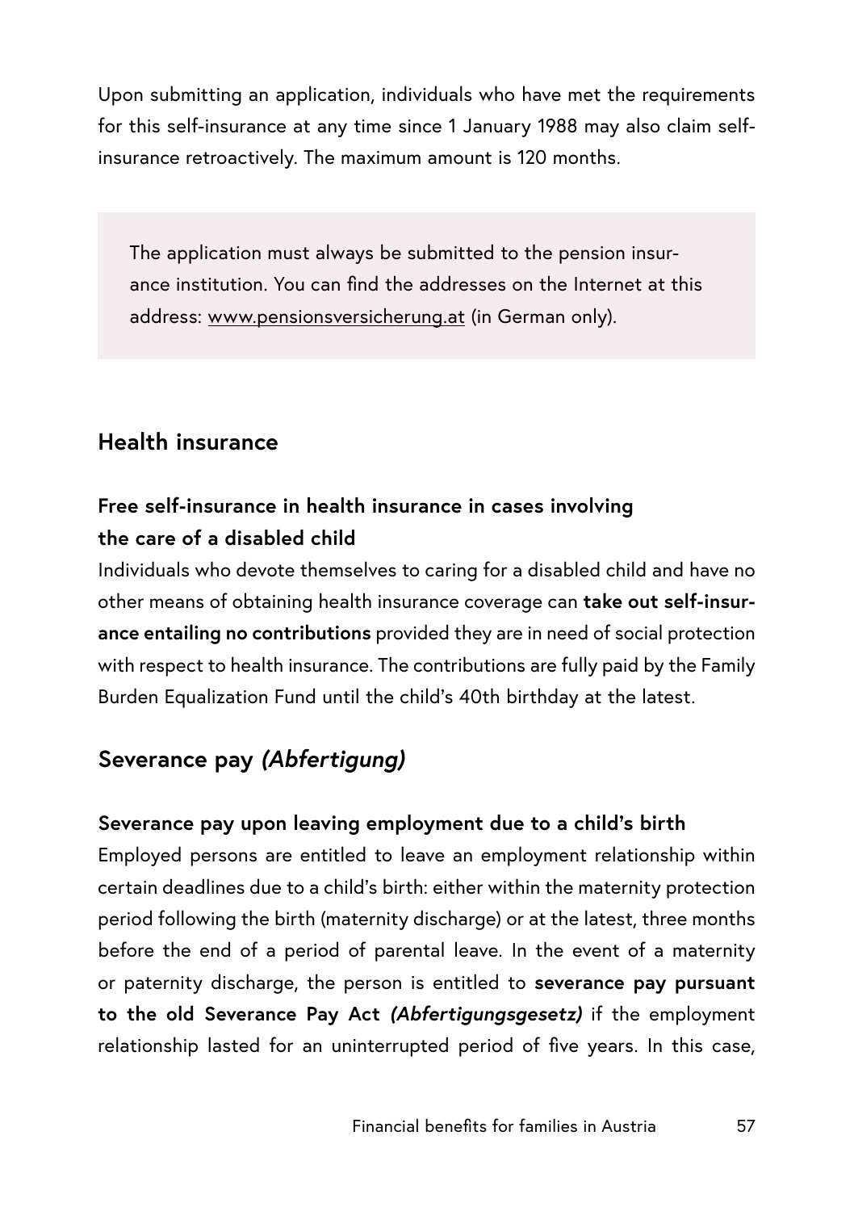Upon submitting an application, individuals who have met the requirements for this self-insurance at any time since 1 January 1988 may also claim self-insurance retroactively. The maximum amount is 120 months.

> The application must always be submitted to the pension insurance institution. You can find the addresses on the Internet at this address: www.pensionsversicherung.at (in German only).

## Health insurance

### Free self-insurance in health insurance in cases involving the care of a disabled child

Individuals who devote themselves to caring for a disabled child and have no other means of obtaining health insurance coverage can **take out self-insurance entailing no contributions** provided they are in need of social protection with respect to health insurance. The contributions are fully paid by the Family Burden Equalization Fund until the child's 40th birthday at the latest.

## Severance pay *(Abfertigung)*

### Severance pay upon leaving employment due to a child's birth

Employed persons are entitled to leave an employment relationship within certain deadlines due to a child's birth: either within the maternity protection period following the birth (maternity discharge) or at the latest, three months before the end of a period of parental leave. In the event of a maternity or paternity discharge, the person is entitled to **severance pay pursuant to the old Severance Pay Act *(Abfertigungsgesetz)*** if the employment relationship lasted for an uninterrupted period of five years. In this case,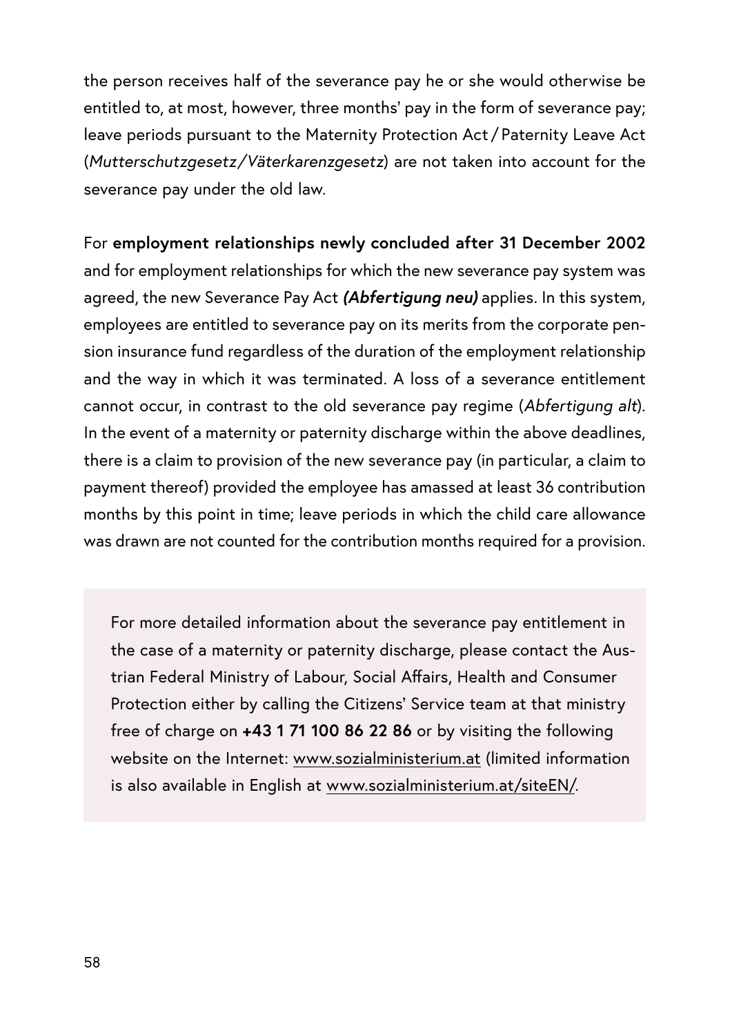the person receives half of the severance pay he or she would otherwise be entitled to, at most, however, three months' pay in the form of severance pay; leave periods pursuant to the Maternity Protection Act / Paternity Leave Act (*Mutterschutzgesetz/Väterkarenzgesetz*) are not taken into account for the severance pay under the old law.

For **employment relationships newly concluded after 31 December 2002** and for employment relationships for which the new severance pay system was agreed, the new Severance Pay Act ***(Abfertigung neu)*** applies. In this system, employees are entitled to severance pay on its merits from the corporate pension insurance fund regardless of the duration of the employment relationship and the way in which it was terminated. A loss of a severance entitlement cannot occur, in contrast to the old severance pay regime (*Abfertigung alt*). In the event of a maternity or paternity discharge within the above deadlines, there is a claim to provision of the new severance pay (in particular, a claim to payment thereof) provided the employee has amassed at least 36 contribution months by this point in time; leave periods in which the child care allowance was drawn are not counted for the contribution months required for a provision.

> For more detailed information about the severance pay entitlement in the case of a maternity or paternity discharge, please contact the Austrian Federal Ministry of Labour, Social Affairs, Health and Consumer Protection either by calling the Citizens' Service team at that ministry free of charge on **+43 1 71 100 86 22 86** or by visiting the following website on the Internet: www.sozialministerium.at (limited information is also available in English at www.sozialministerium.at/siteEN/.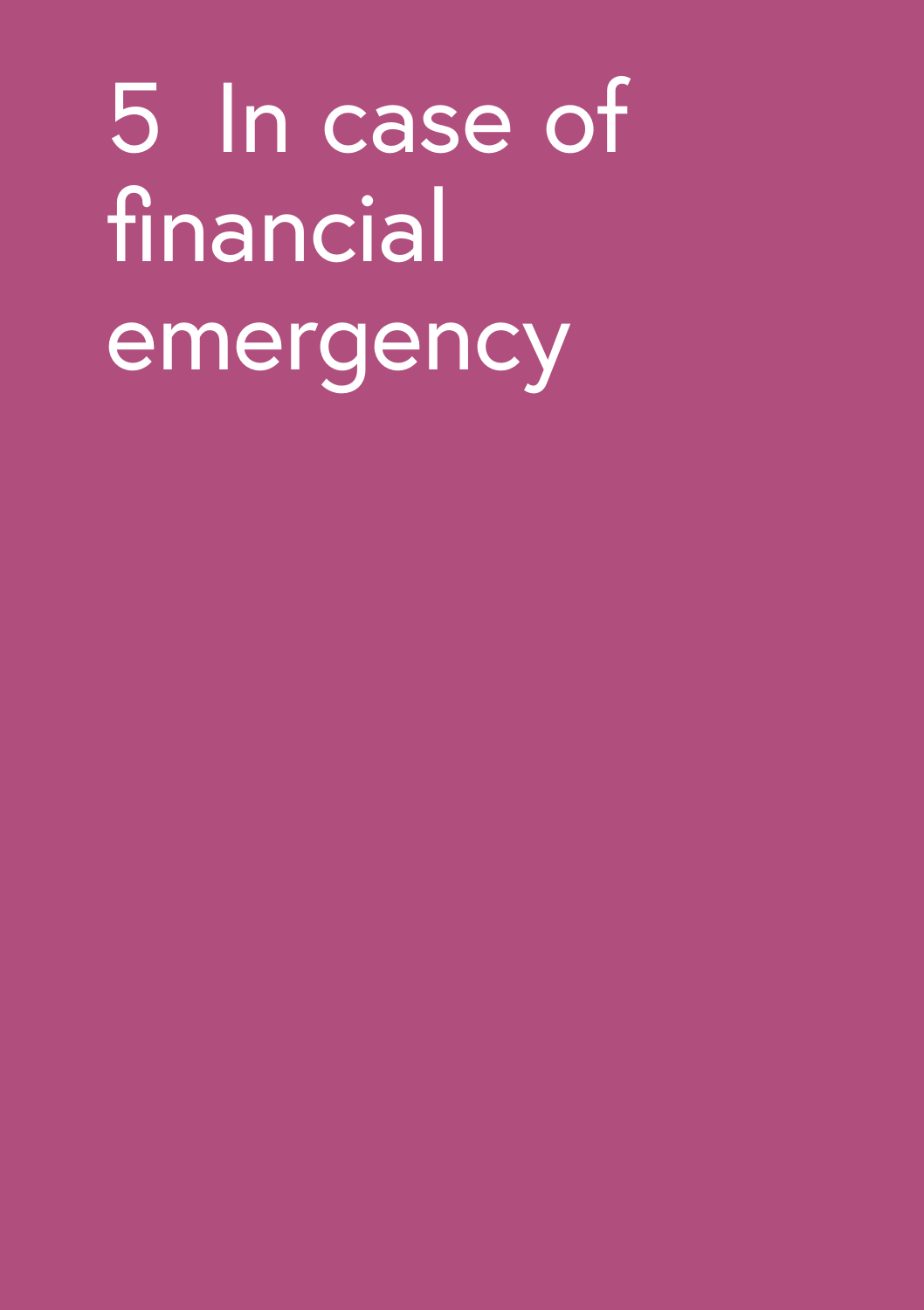# 5 In case of financial emergency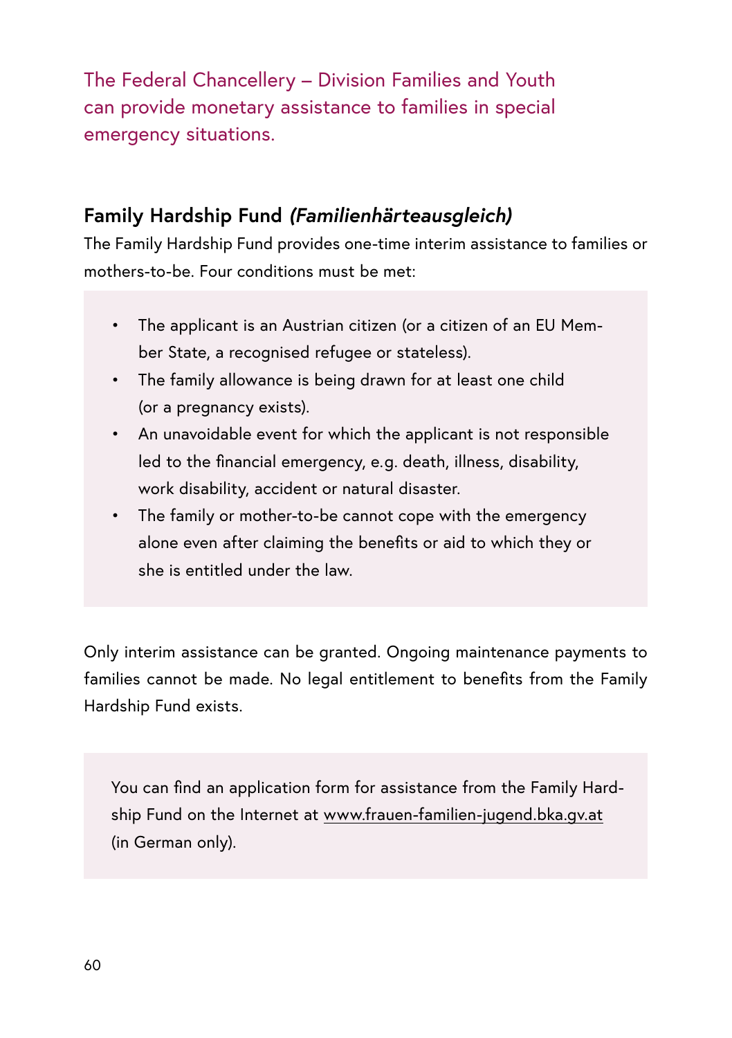The Federal Chancellery – Division Families and Youth can provide monetary assistance to families in special emergency situations.

## Family Hardship Fund *(Familienhärteausgleich)*

The Family Hardship Fund provides one-time interim assistance to families or mothers-to-be. Four conditions must be met:

- The applicant is an Austrian citizen (or a citizen of an EU Member State, a recognised refugee or stateless).
- The family allowance is being drawn for at least one child (or a pregnancy exists).
- An unavoidable event for which the applicant is not responsible led to the financial emergency, e.g. death, illness, disability, work disability, accident or natural disaster.
- The family or mother-to-be cannot cope with the emergency alone even after claiming the benefits or aid to which they or she is entitled under the law.

Only interim assistance can be granted. Ongoing maintenance payments to families cannot be made. No legal entitlement to benefits from the Family Hardship Fund exists.

You can find an application form for assistance from the Family Hardship Fund on the Internet at www.frauen-familien-jugend.bka.gv.at (in German only).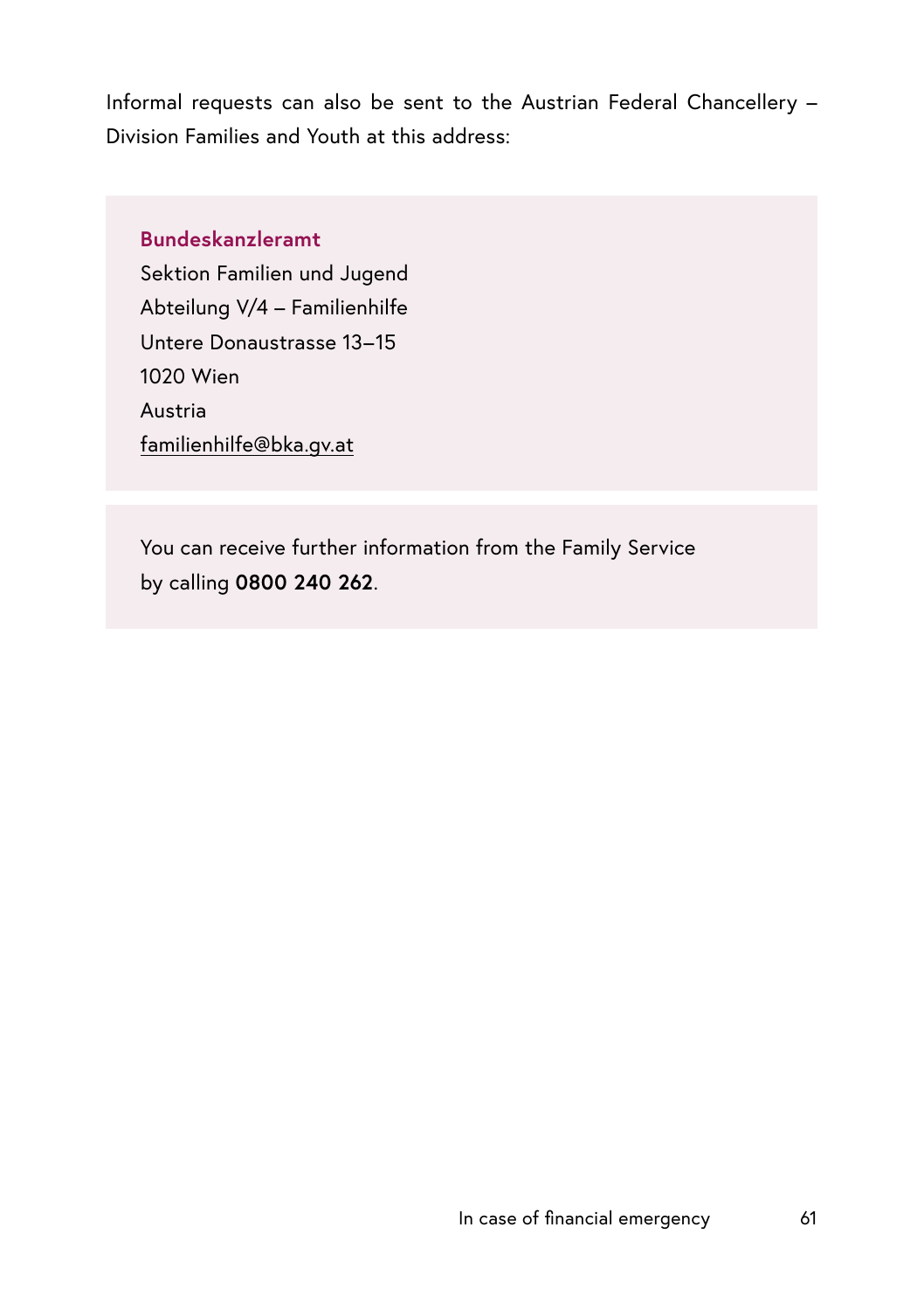Informal requests can also be sent to the Austrian Federal Chancellery – Division Families and Youth at this address:

**Bundeskanzleramt**
Sektion Familien und Jugend
Abteilung V/4 – Familienhilfe
Untere Donaustrasse 13–15
1020 Wien
Austria
familienhilfe@bka.gv.at

You can receive further information from the Family Service by calling **0800 240 262**.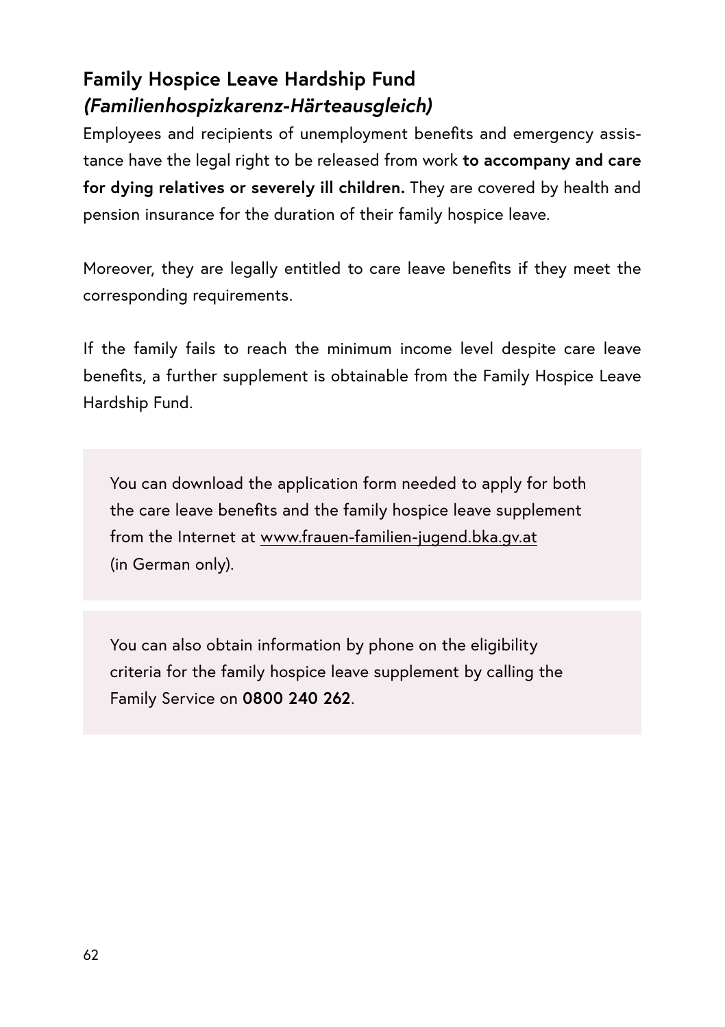## Family Hospice Leave Hardship Fund *(Familienhospizkarenz-Härteausgleich)*

Employees and recipients of unemployment benefits and emergency assistance have the legal right to be released from work **to accompany and care for dying relatives or severely ill children.** They are covered by health and pension insurance for the duration of their family hospice leave.

Moreover, they are legally entitled to care leave benefits if they meet the corresponding requirements.

If the family fails to reach the minimum income level despite care leave benefits, a further supplement is obtainable from the Family Hospice Leave Hardship Fund.

> You can download the application form needed to apply for both the care leave benefits and the family hospice leave supplement from the Internet at www.frauen-familien-jugend.bka.gv.at (in German only).

> You can also obtain information by phone on the eligibility criteria for the family hospice leave supplement by calling the Family Service on **0800 240 262**.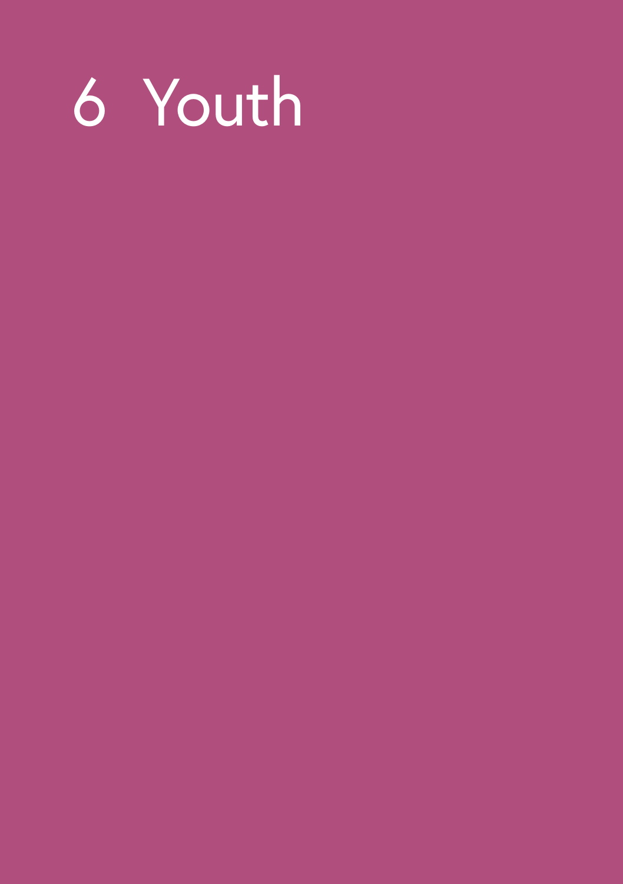# 6 Youth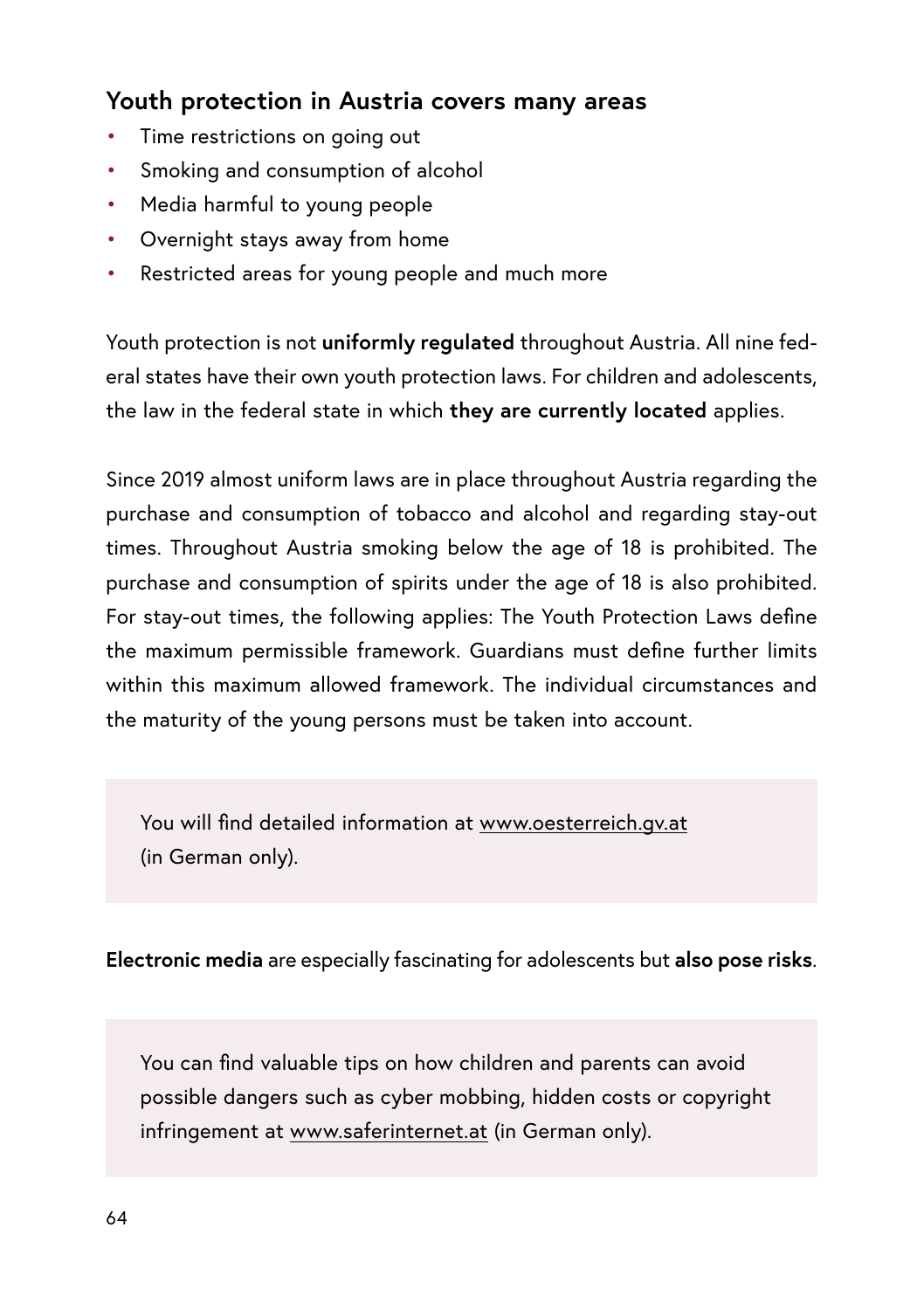## Youth protection in Austria covers many areas

- Time restrictions on going out
- Smoking and consumption of alcohol
- Media harmful to young people
- Overnight stays away from home
- Restricted areas for young people and much more

Youth protection is not **uniformly regulated** throughout Austria. All nine federal states have their own youth protection laws. For children and adolescents, the law in the federal state in which **they are currently located** applies.

Since 2019 almost uniform laws are in place throughout Austria regarding the purchase and consumption of tobacco and alcohol and regarding stay-out times. Throughout Austria smoking below the age of 18 is prohibited. The purchase and consumption of spirits under the age of 18 is also prohibited. For stay-out times, the following applies: The Youth Protection Laws define the maximum permissible framework. Guardians must define further limits within this maximum allowed framework. The individual circumstances and the maturity of the young persons must be taken into account.

> You will find detailed information at www.oesterreich.gv.at (in German only).

**Electronic media** are especially fascinating for adolescents but **also pose risks**.

> You can find valuable tips on how children and parents can avoid possible dangers such as cyber mobbing, hidden costs or copyright infringement at www.saferinternet.at (in German only).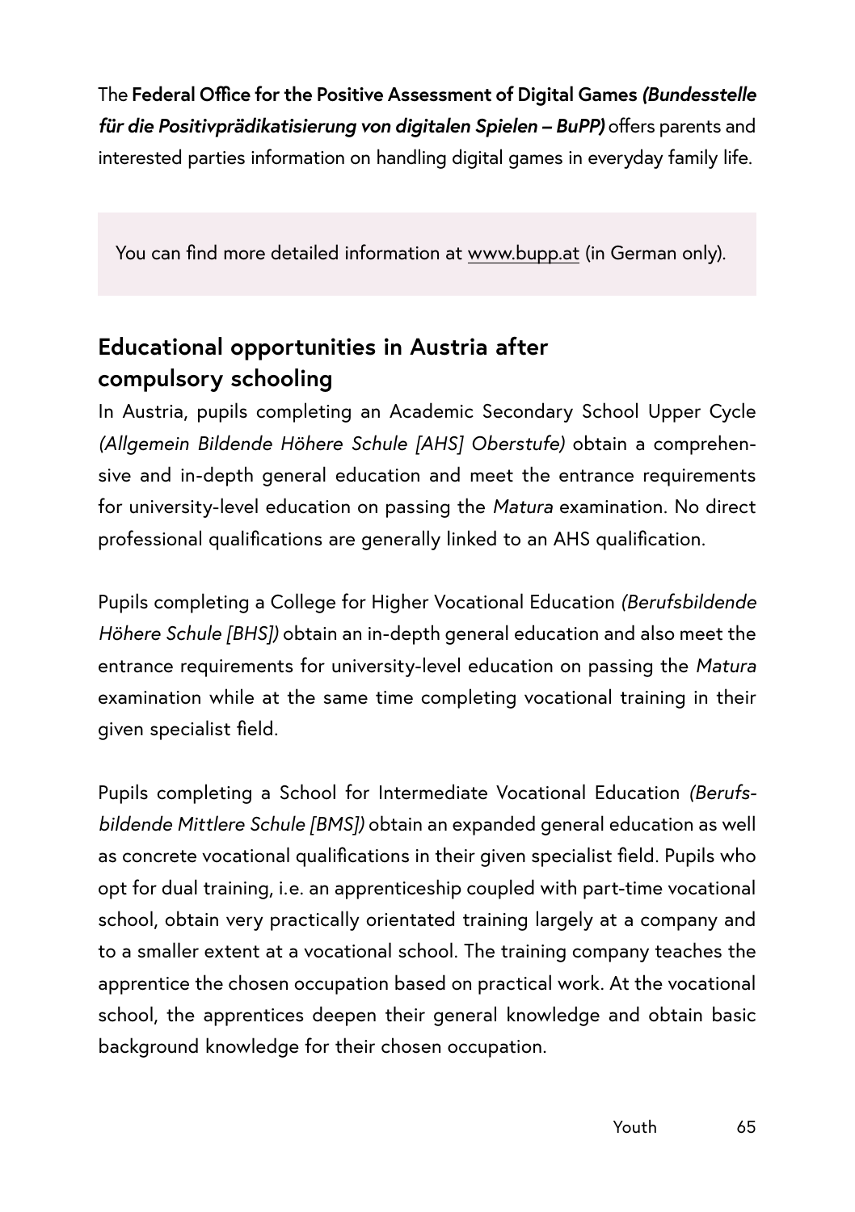The **Federal Office for the Positive Assessment of Digital Games** ***(Bundesstelle für die Positivprädikatisierung von digitalen Spielen – BuPP)*** offers parents and interested parties information on handling digital games in everyday family life.

> You can find more detailed information at www.bupp.at (in German only).

## Educational opportunities in Austria after compulsory schooling

In Austria, pupils completing an Academic Secondary School Upper Cycle *(Allgemein Bildende Höhere Schule [AHS] Oberstufe)* obtain a comprehensive and in-depth general education and meet the entrance requirements for university-level education on passing the *Matura* examination. No direct professional qualifications are generally linked to an AHS qualification.

Pupils completing a College for Higher Vocational Education *(Berufsbildende Höhere Schule [BHS])* obtain an in-depth general education and also meet the entrance requirements for university-level education on passing the *Matura* examination while at the same time completing vocational training in their given specialist field.

Pupils completing a School for Intermediate Vocational Education *(Berufsbildende Mittlere Schule [BMS])* obtain an expanded general education as well as concrete vocational qualifications in their given specialist field. Pupils who opt for dual training, i.e. an apprenticeship coupled with part-time vocational school, obtain very practically orientated training largely at a company and to a smaller extent at a vocational school. The training company teaches the apprentice the chosen occupation based on practical work. At the vocational school, the apprentices deepen their general knowledge and obtain basic background knowledge for their chosen occupation.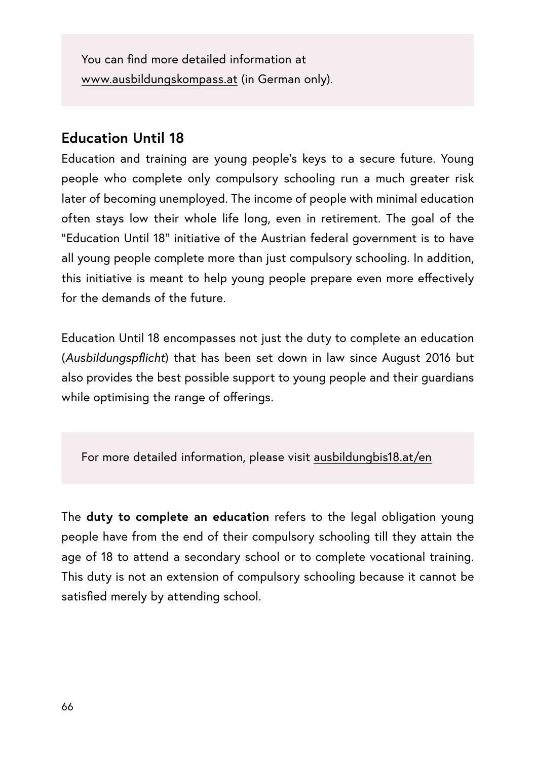You can find more detailed information at www.ausbildungskompass.at (in German only).

## Education Until 18

Education and training are young people's keys to a secure future. Young people who complete only compulsory schooling run a much greater risk later of becoming unemployed. The income of people with minimal education often stays low their whole life long, even in retirement. The goal of the "Education Until 18" initiative of the Austrian federal government is to have all young people complete more than just compulsory schooling. In addition, this initiative is meant to help young people prepare even more effectively for the demands of the future.

Education Until 18 encompasses not just the duty to complete an education (*Ausbildungspflicht*) that has been set down in law since August 2016 but also provides the best possible support to young people and their guardians while optimising the range of offerings.

For more detailed information, please visit ausbildungbis18.at/en

The **duty to complete an education** refers to the legal obligation young people have from the end of their compulsory schooling till they attain the age of 18 to attend a secondary school or to complete vocational training. This duty is not an extension of compulsory schooling because it cannot be satisfied merely by attending school.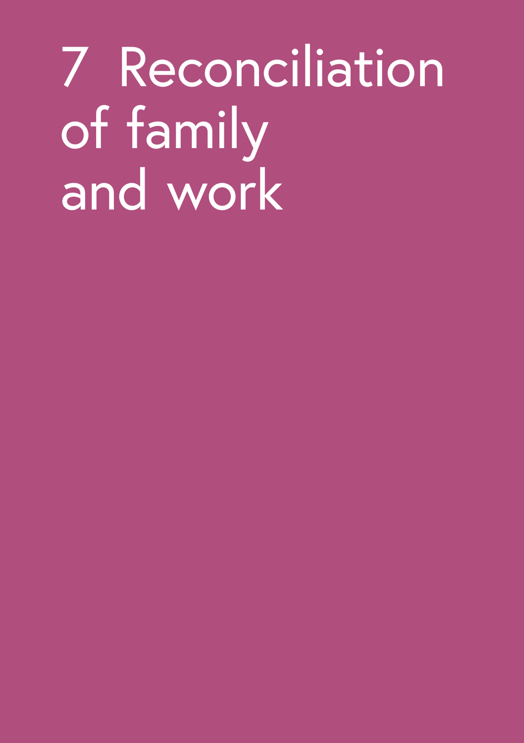# 7 Reconciliation of family and work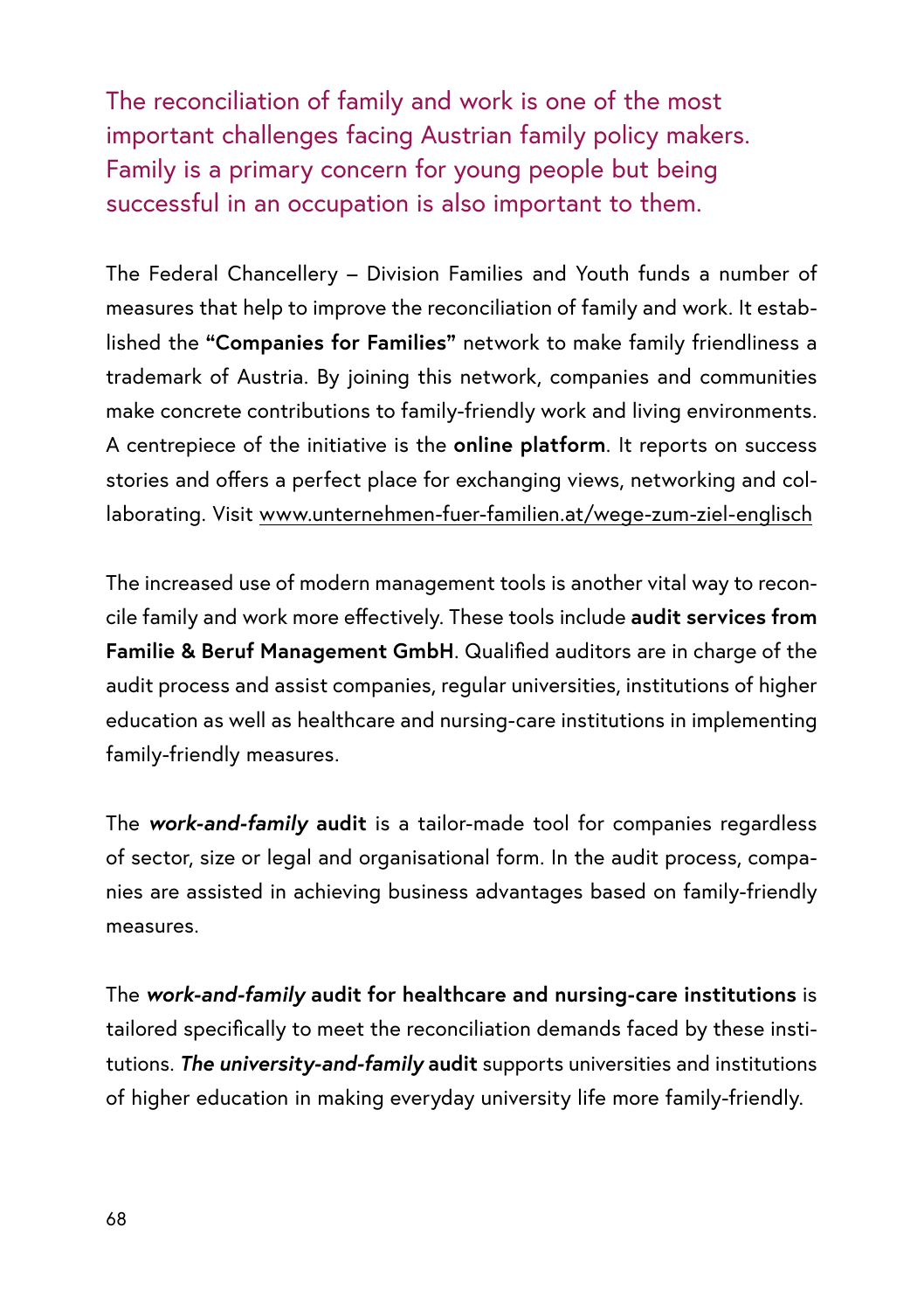The reconciliation of family and work is one of the most important challenges facing Austrian family policy makers. Family is a primary concern for young people but being successful in an occupation is also important to them.

The Federal Chancellery – Division Families and Youth funds a number of measures that help to improve the reconciliation of family and work. It established the **"Companies for Families"** network to make family friendliness a trademark of Austria. By joining this network, companies and communities make concrete contributions to family-friendly work and living environments. A centrepiece of the initiative is the **online platform**. It reports on success stories and offers a perfect place for exchanging views, networking and collaborating. Visit www.unternehmen-fuer-familien.at/wege-zum-ziel-englisch

The increased use of modern management tools is another vital way to reconcile family and work more effectively. These tools include **audit services from Familie & Beruf Management GmbH**. Qualified auditors are in charge of the audit process and assist companies, regular universities, institutions of higher education as well as healthcare and nursing-care institutions in implementing family-friendly measures.

The ***work-and-family*** **audit** is a tailor-made tool for companies regardless of sector, size or legal and organisational form. In the audit process, companies are assisted in achieving business advantages based on family-friendly measures.

The ***work-and-family*** **audit for healthcare and nursing-care institutions** is tailored specifically to meet the reconciliation demands faced by these institutions. ***The university-and-family*** **audit** supports universities and institutions of higher education in making everyday university life more family-friendly.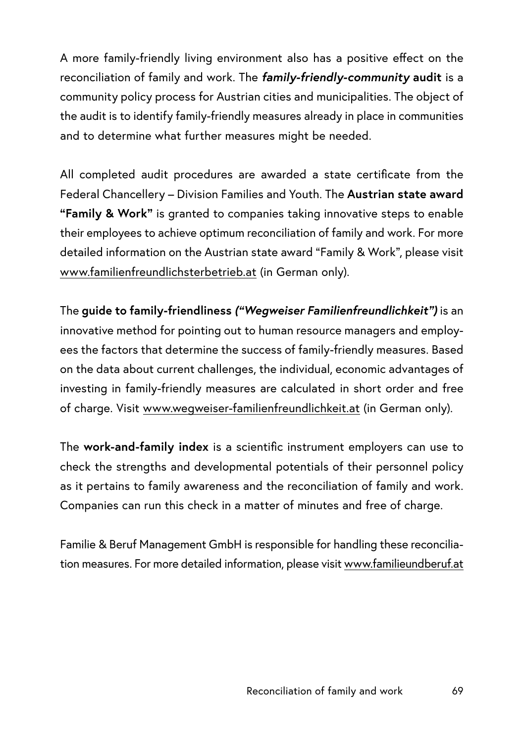A more family-friendly living environment also has a positive effect on the reconciliation of family and work. The ***family-friendly-community* audit** is a community policy process for Austrian cities and municipalities. The object of the audit is to identify family-friendly measures already in place in communities and to determine what further measures might be needed.

All completed audit procedures are awarded a state certificate from the Federal Chancellery – Division Families and Youth. The **Austrian state award "Family & Work"** is granted to companies taking innovative steps to enable their employees to achieve optimum reconciliation of family and work. For more detailed information on the Austrian state award "Family & Work", please visit www.familienfreundlichsterbetrieb.at (in German only).

The **guide to family-friendliness** ***("Wegweiser Familienfreundlichkeit")*** is an innovative method for pointing out to human resource managers and employees the factors that determine the success of family-friendly measures. Based on the data about current challenges, the individual, economic advantages of investing in family-friendly measures are calculated in short order and free of charge. Visit www.wegweiser-familienfreundlichkeit.at (in German only).

The **work-and-family index** is a scientific instrument employers can use to check the strengths and developmental potentials of their personnel policy as it pertains to family awareness and the reconciliation of family and work. Companies can run this check in a matter of minutes and free of charge.

Familie & Beruf Management GmbH is responsible for handling these reconciliation measures. For more detailed information, please visit www.familieundberuf.at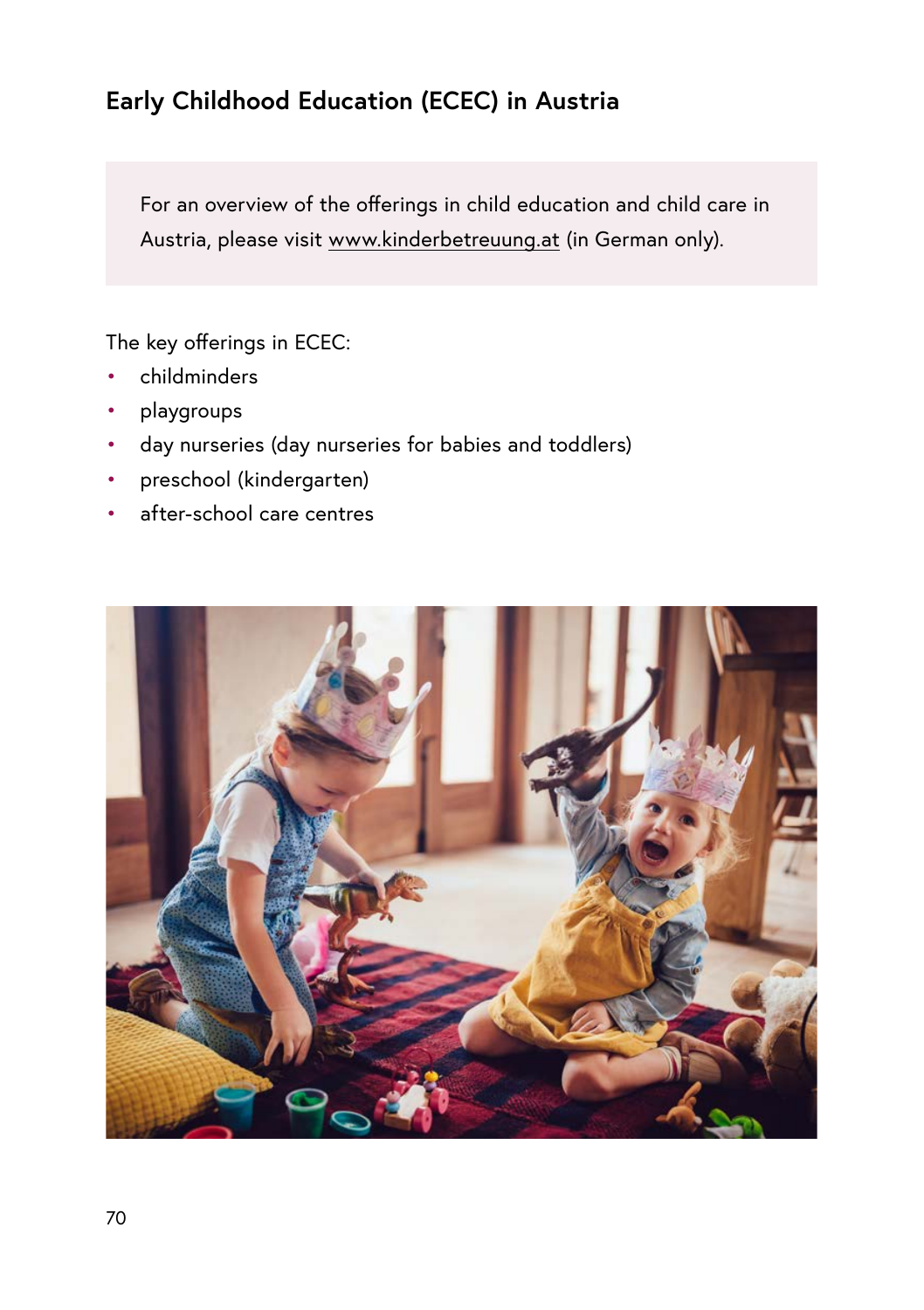## Early Childhood Education (ECEC) in Austria

For an overview of the offerings in child education and child care in Austria, please visit www.kinderbetreuung.at (in German only).

The key offerings in ECEC:

- childminders
- playgroups
- day nurseries (day nurseries for babies and toddlers)
- preschool (kindergarten)
- after-school care centres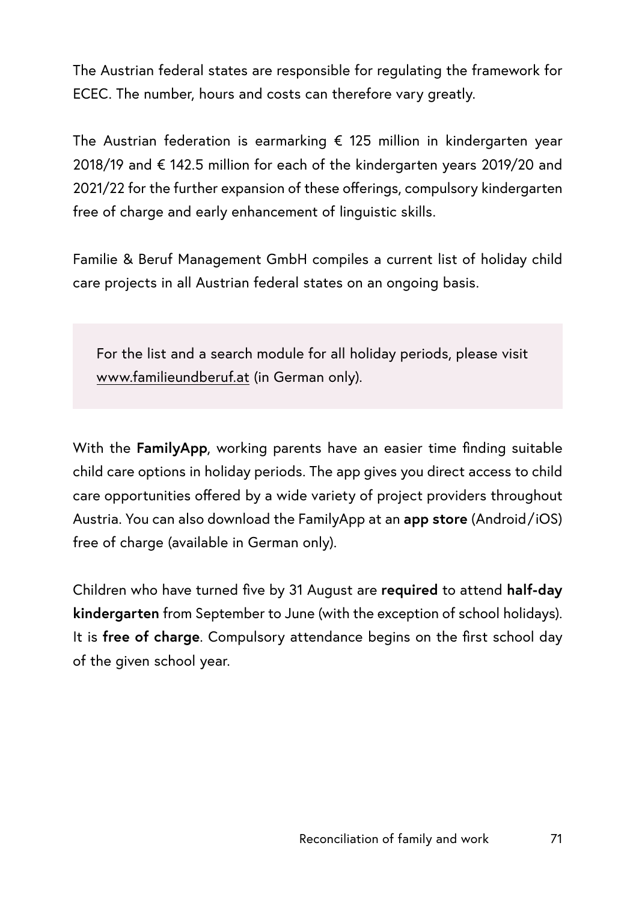The Austrian federal states are responsible for regulating the framework for ECEC. The number, hours and costs can therefore vary greatly.

The Austrian federation is earmarking € 125 million in kindergarten year 2018/19 and € 142.5 million for each of the kindergarten years 2019/20 and 2021/22 for the further expansion of these offerings, compulsory kindergarten free of charge and early enhancement of linguistic skills.

Familie & Beruf Management GmbH compiles a current list of holiday child care projects in all Austrian federal states on an ongoing basis.

> For the list and a search module for all holiday periods, please visit www.familieundberuf.at (in German only).

With the **FamilyApp**, working parents have an easier time finding suitable child care options in holiday periods. The app gives you direct access to child care opportunities offered by a wide variety of project providers throughout Austria. You can also download the FamilyApp at an **app store** (Android/iOS) free of charge (available in German only).

Children who have turned five by 31 August are **required** to attend **half-day kindergarten** from September to June (with the exception of school holidays). It is **free of charge**. Compulsory attendance begins on the first school day of the given school year.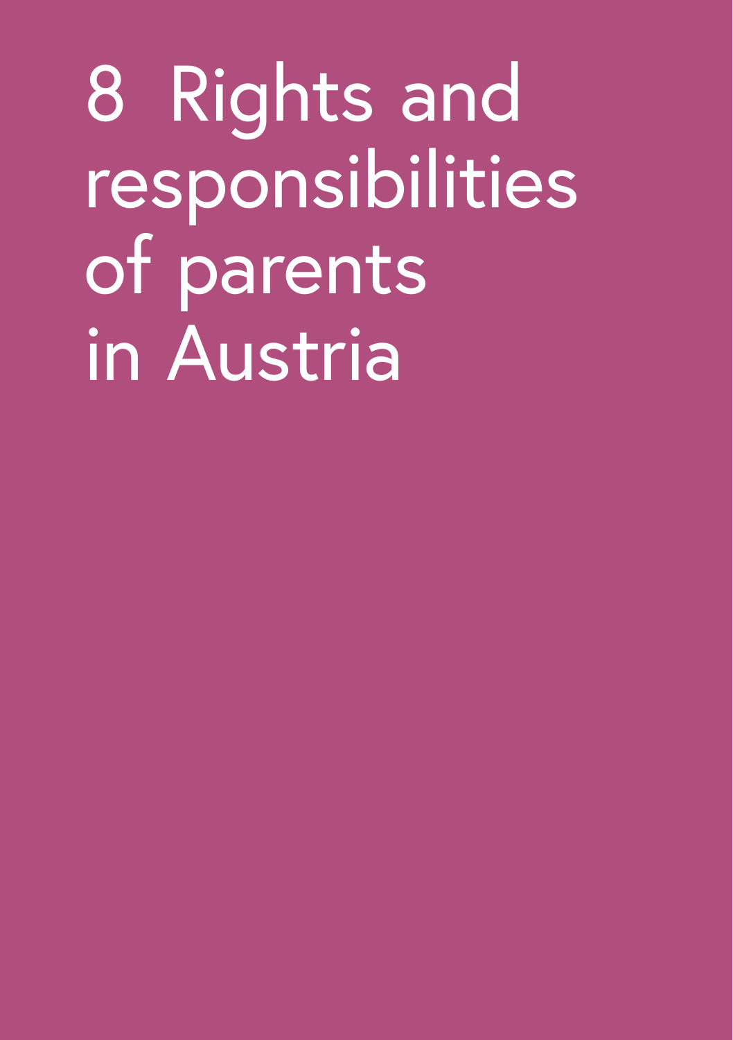# 8 Rights and responsibilities of parents in Austria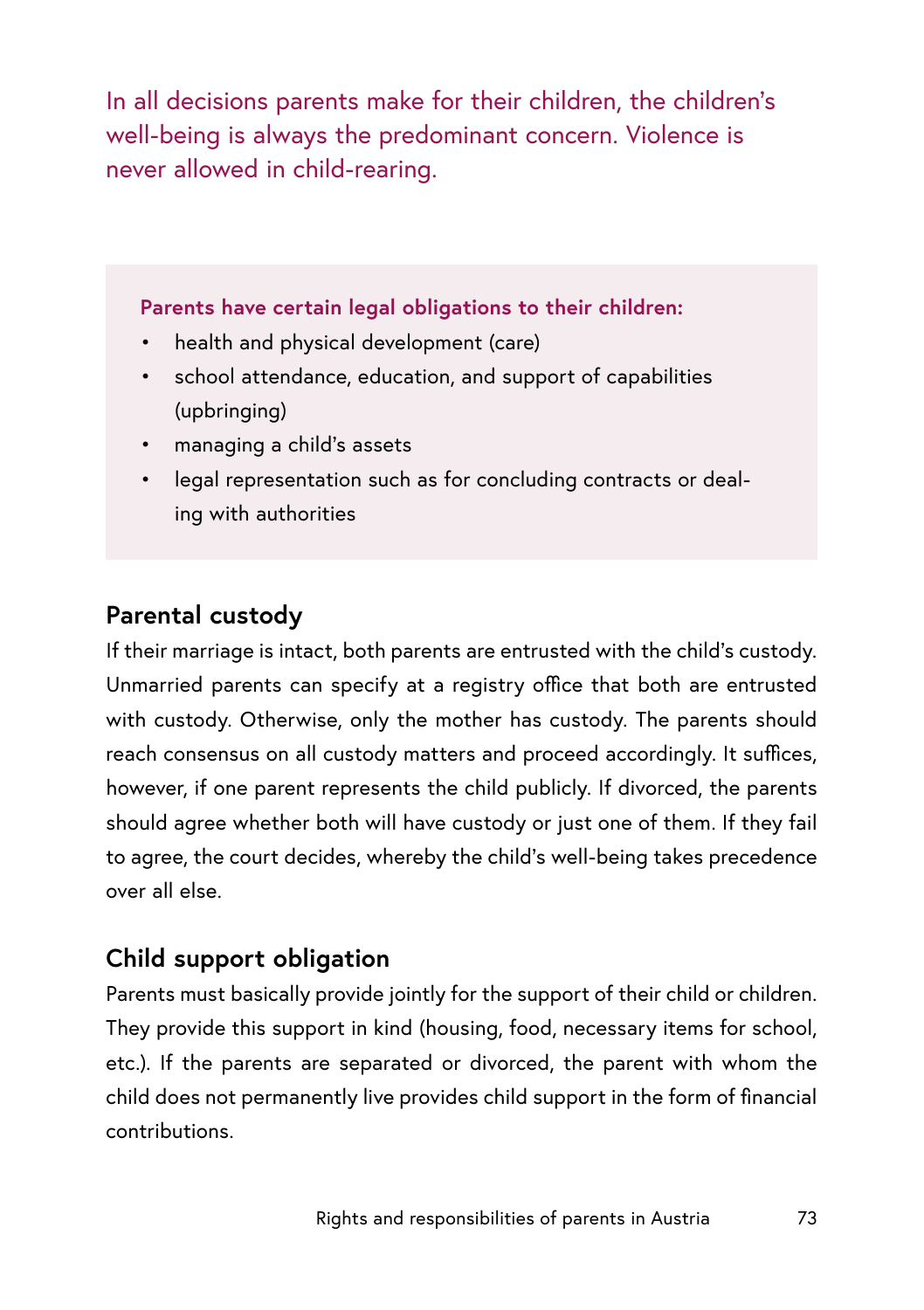In all decisions parents make for their children, the children's well-being is always the predominant concern. Violence is never allowed in child-rearing.

**Parents have certain legal obligations to their children:**

- health and physical development (care)
- school attendance, education, and support of capabilities (upbringing)
- managing a child's assets
- legal representation such as for concluding contracts or dealing with authorities

## Parental custody

If their marriage is intact, both parents are entrusted with the child's custody. Unmarried parents can specify at a registry office that both are entrusted with custody. Otherwise, only the mother has custody. The parents should reach consensus on all custody matters and proceed accordingly. It suffices, however, if one parent represents the child publicly. If divorced, the parents should agree whether both will have custody or just one of them. If they fail to agree, the court decides, whereby the child's well-being takes precedence over all else.

## Child support obligation

Parents must basically provide jointly for the support of their child or children. They provide this support in kind (housing, food, necessary items for school, etc.). If the parents are separated or divorced, the parent with whom the child does not permanently live provides child support in the form of financial contributions.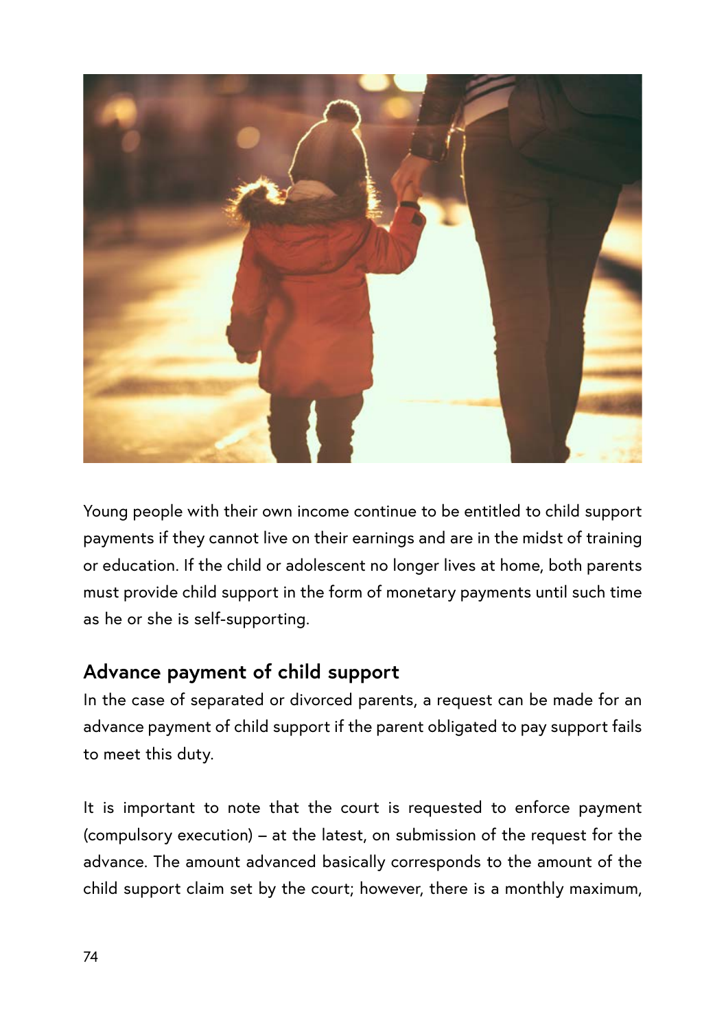Young people with their own income continue to be entitled to child support payments if they cannot live on their earnings and are in the midst of training or education. If the child or adolescent no longer lives at home, both parents must provide child support in the form of monetary payments until such time as he or she is self-supporting.

## Advance payment of child support

In the case of separated or divorced parents, a request can be made for an advance payment of child support if the parent obligated to pay support fails to meet this duty.

It is important to note that the court is requested to enforce payment (compulsory execution) – at the latest, on submission of the request for the advance. The amount advanced basically corresponds to the amount of the child support claim set by the court; however, there is a monthly maximum,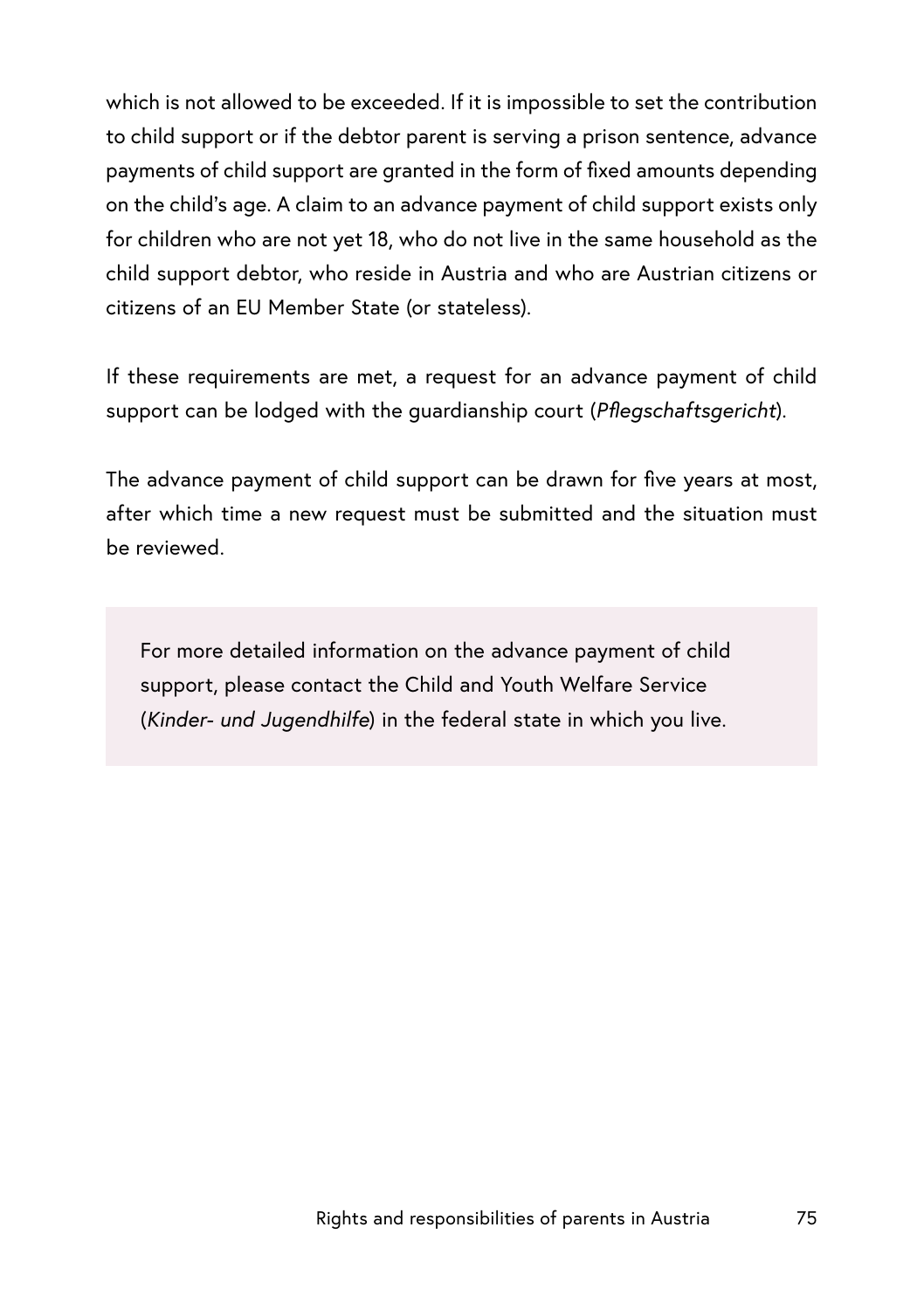which is not allowed to be exceeded. If it is impossible to set the contribution to child support or if the debtor parent is serving a prison sentence, advance payments of child support are granted in the form of fixed amounts depending on the child's age. A claim to an advance payment of child support exists only for children who are not yet 18, who do not live in the same household as the child support debtor, who reside in Austria and who are Austrian citizens or citizens of an EU Member State (or stateless).

If these requirements are met, a request for an advance payment of child support can be lodged with the guardianship court (*Pflegschaftsgericht*).

The advance payment of child support can be drawn for five years at most, after which time a new request must be submitted and the situation must be reviewed.

> For more detailed information on the advance payment of child support, please contact the Child and Youth Welfare Service (*Kinder- und Jugendhilfe*) in the federal state in which you live.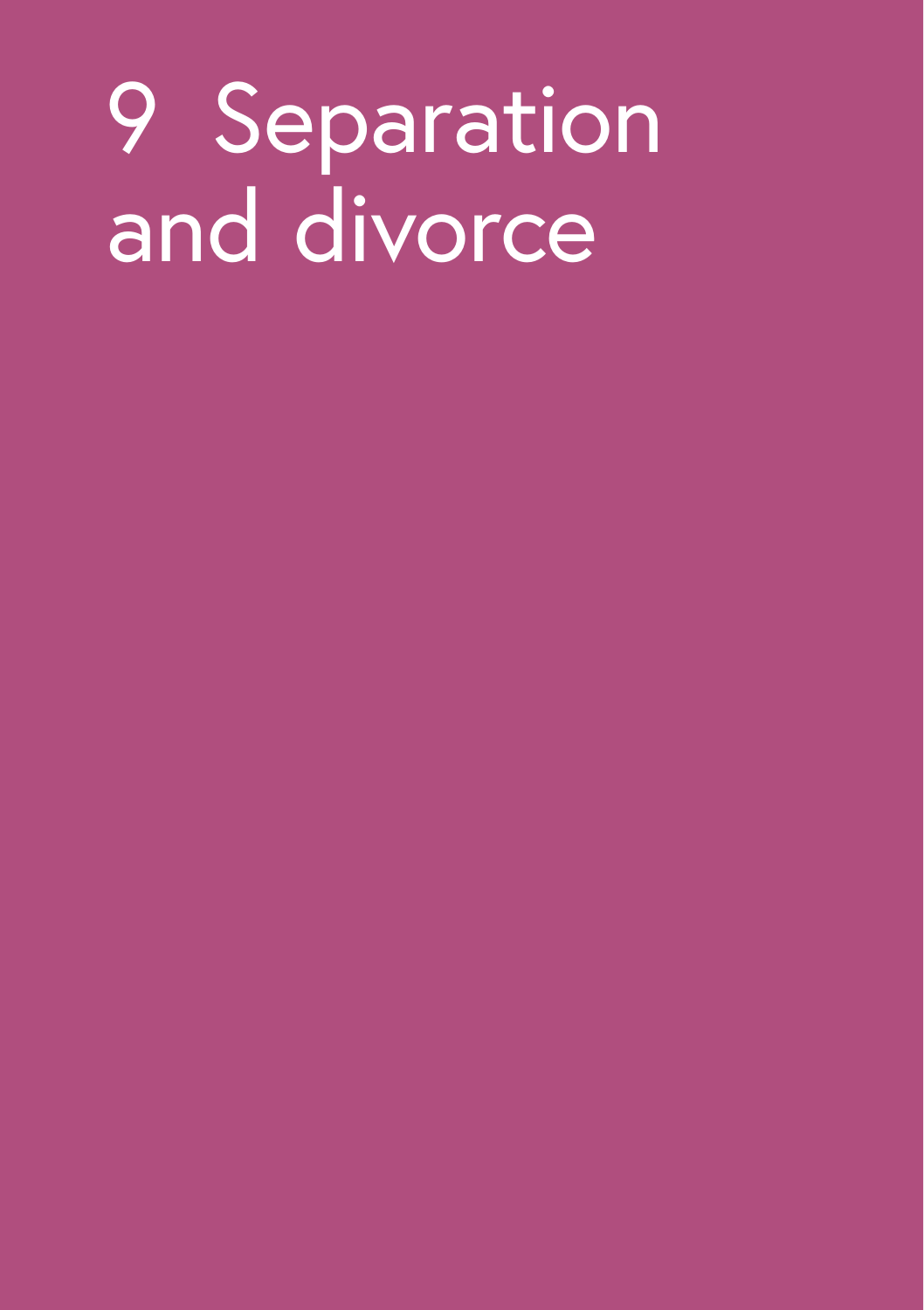# 9 Separation and divorce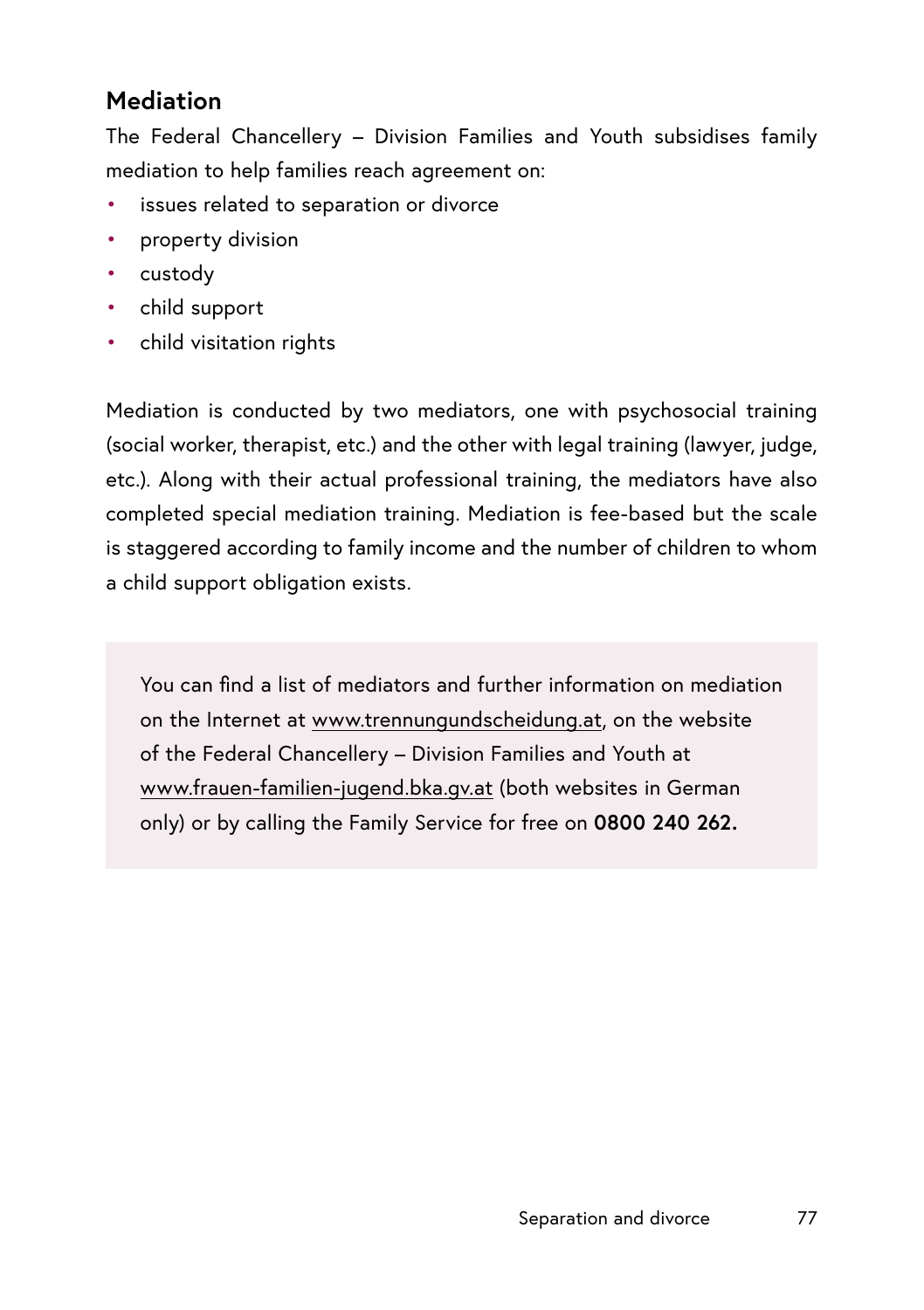## Mediation

The Federal Chancellery – Division Families and Youth subsidises family mediation to help families reach agreement on:

- issues related to separation or divorce
- property division
- custody
- child support
- child visitation rights

Mediation is conducted by two mediators, one with psychosocial training (social worker, therapist, etc.) and the other with legal training (lawyer, judge, etc.). Along with their actual professional training, the mediators have also completed special mediation training. Mediation is fee-based but the scale is staggered according to family income and the number of children to whom a child support obligation exists.

You can find a list of mediators and further information on mediation on the Internet at www.trennungundscheidung.at, on the website of the Federal Chancellery – Division Families and Youth at www.frauen-familien-jugend.bka.gv.at (both websites in German only) or by calling the Family Service for free on **0800 240 262.**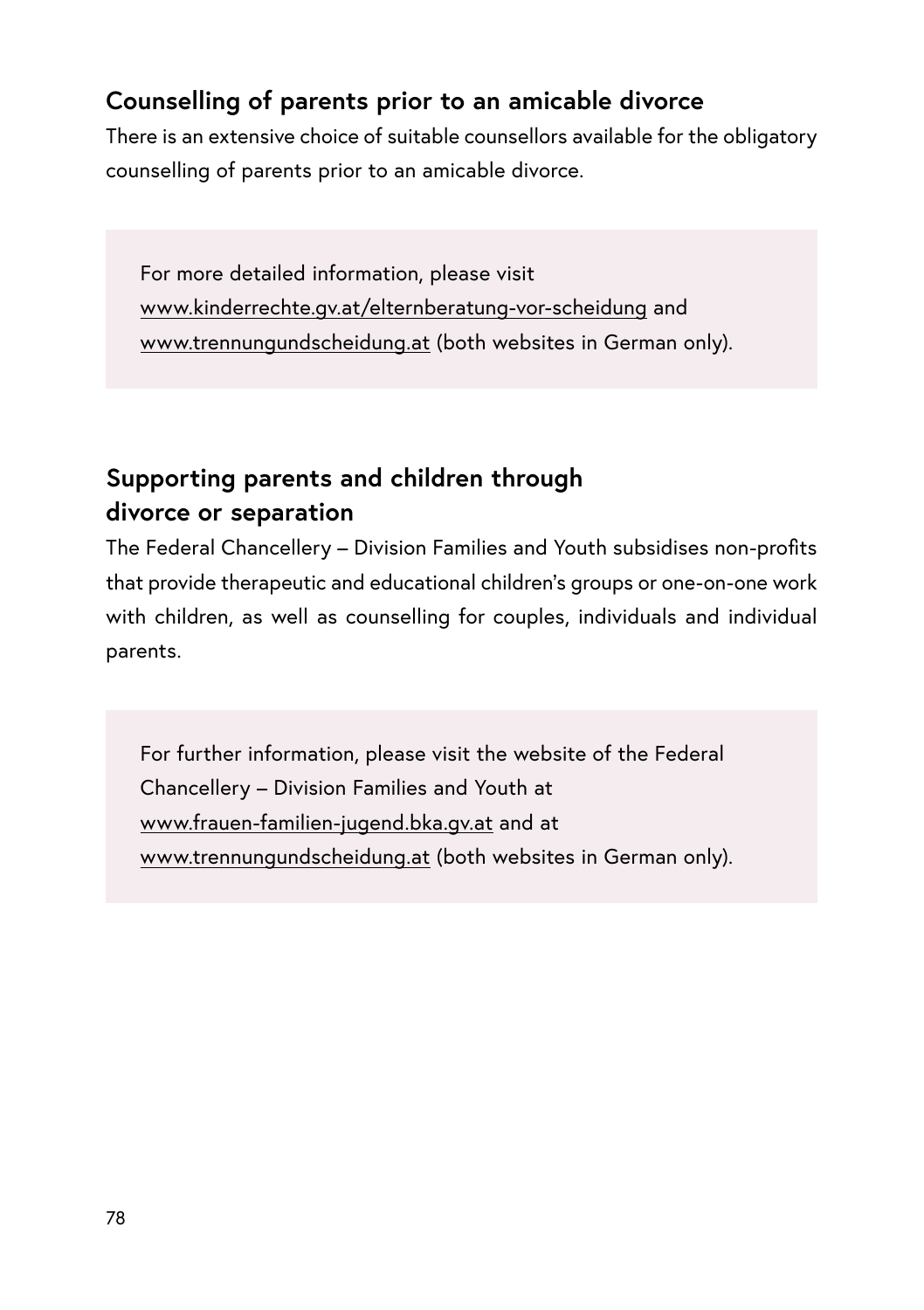## Counselling of parents prior to an amicable divorce

There is an extensive choice of suitable counsellors available for the obligatory counselling of parents prior to an amicable divorce.

> For more detailed information, please visit www.kinderrechte.gv.at/elternberatung-vor-scheidung and www.trennungundscheidung.at (both websites in German only).

## Supporting parents and children through divorce or separation

The Federal Chancellery – Division Families and Youth subsidises non-profits that provide therapeutic and educational children's groups or one-on-one work with children, as well as counselling for couples, individuals and individual parents.

> For further information, please visit the website of the Federal Chancellery – Division Families and Youth at www.frauen-familien-jugend.bka.gv.at and at www.trennungundscheidung.at (both websites in German only).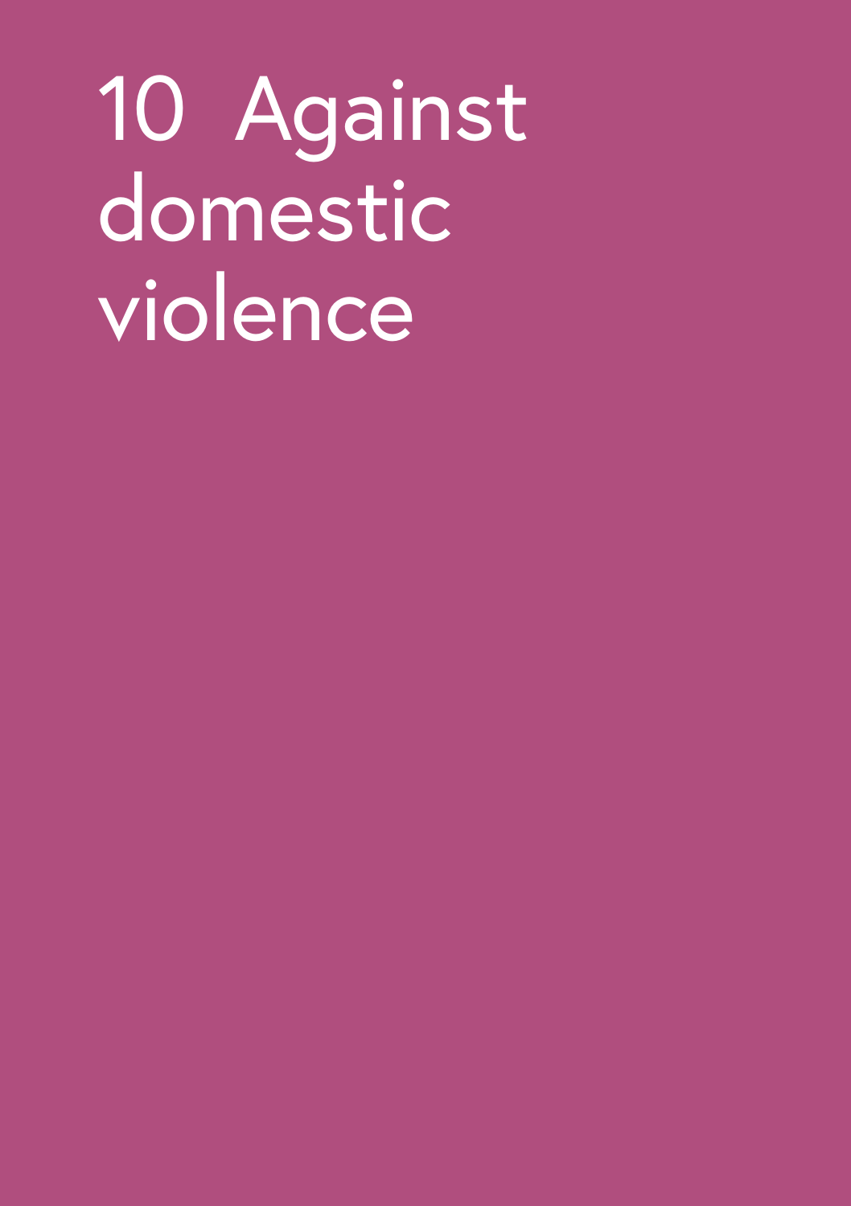# 10 Against domestic violence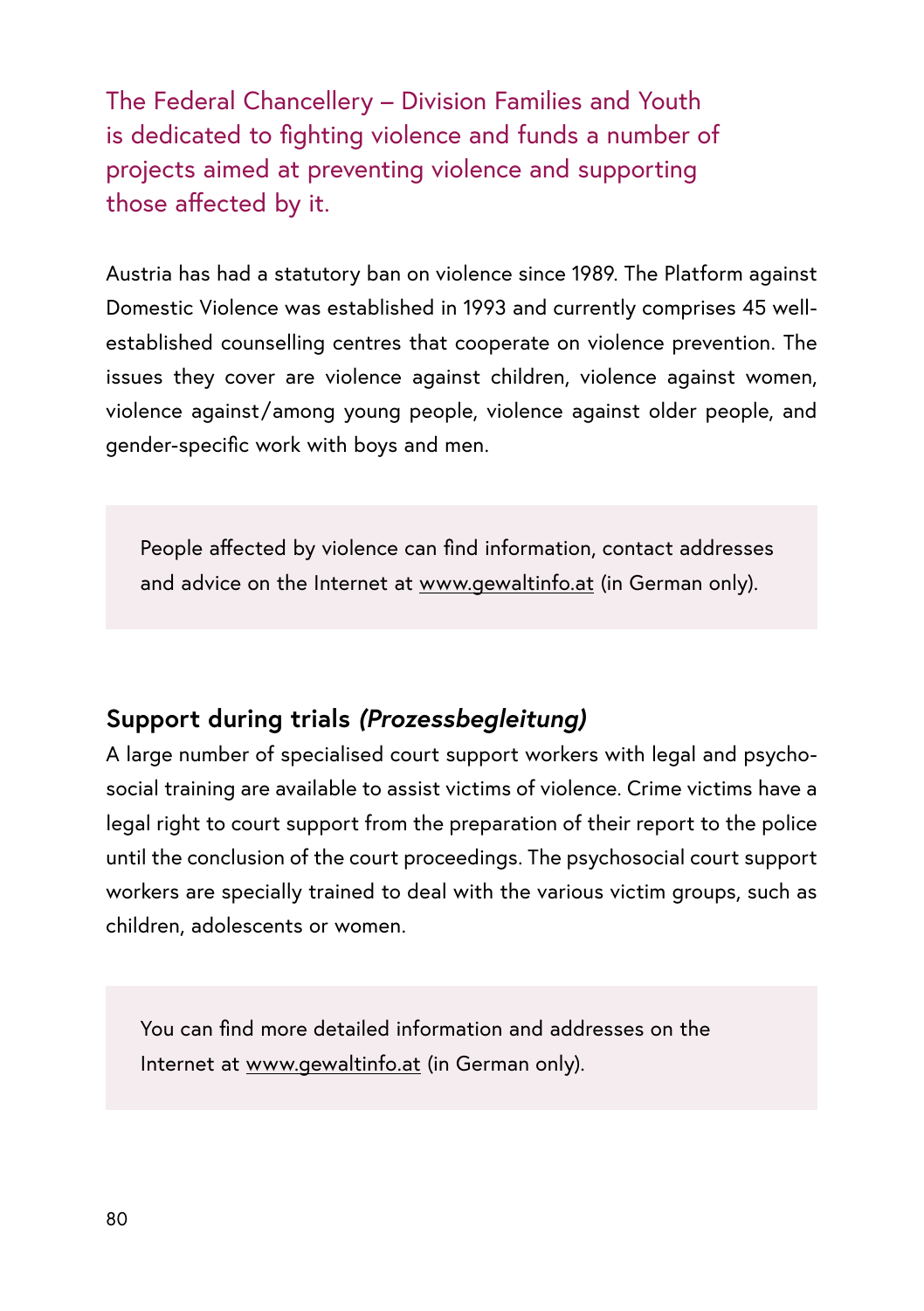The Federal Chancellery – Division Families and Youth is dedicated to fighting violence and funds a number of projects aimed at preventing violence and supporting those affected by it.

Austria has had a statutory ban on violence since 1989. The Platform against Domestic Violence was established in 1993 and currently comprises 45 well-established counselling centres that cooperate on violence prevention. The issues they cover are violence against children, violence against women, violence against/among young people, violence against older people, and gender-specific work with boys and men.

> People affected by violence can find information, contact addresses and advice on the Internet at www.gewaltinfo.at (in German only).

## Support during trials *(Prozessbegleitung)*

A large number of specialised court support workers with legal and psycho-social training are available to assist victims of violence. Crime victims have a legal right to court support from the preparation of their report to the police until the conclusion of the court proceedings. The psychosocial court support workers are specially trained to deal with the various victim groups, such as children, adolescents or women.

> You can find more detailed information and addresses on the Internet at www.gewaltinfo.at (in German only).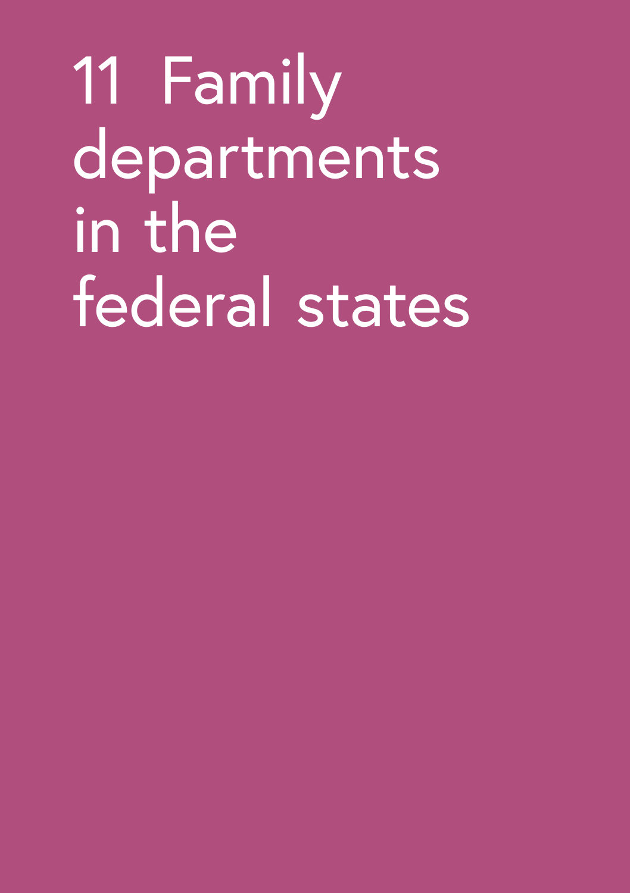# 11 Family departments in the federal states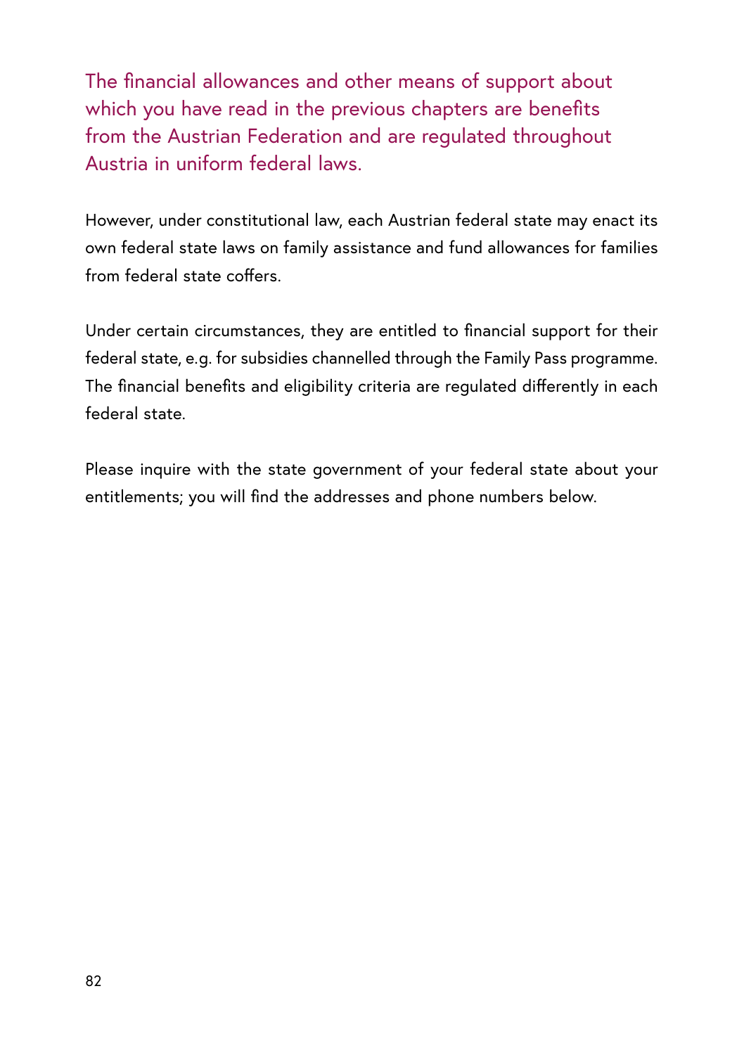The financial allowances and other means of support about which you have read in the previous chapters are benefits from the Austrian Federation and are regulated throughout Austria in uniform federal laws.

However, under constitutional law, each Austrian federal state may enact its own federal state laws on family assistance and fund allowances for families from federal state coffers.

Under certain circumstances, they are entitled to financial support for their federal state, e.g. for subsidies channelled through the Family Pass programme. The financial benefits and eligibility criteria are regulated differently in each federal state.

Please inquire with the state government of your federal state about your entitlements; you will find the addresses and phone numbers below.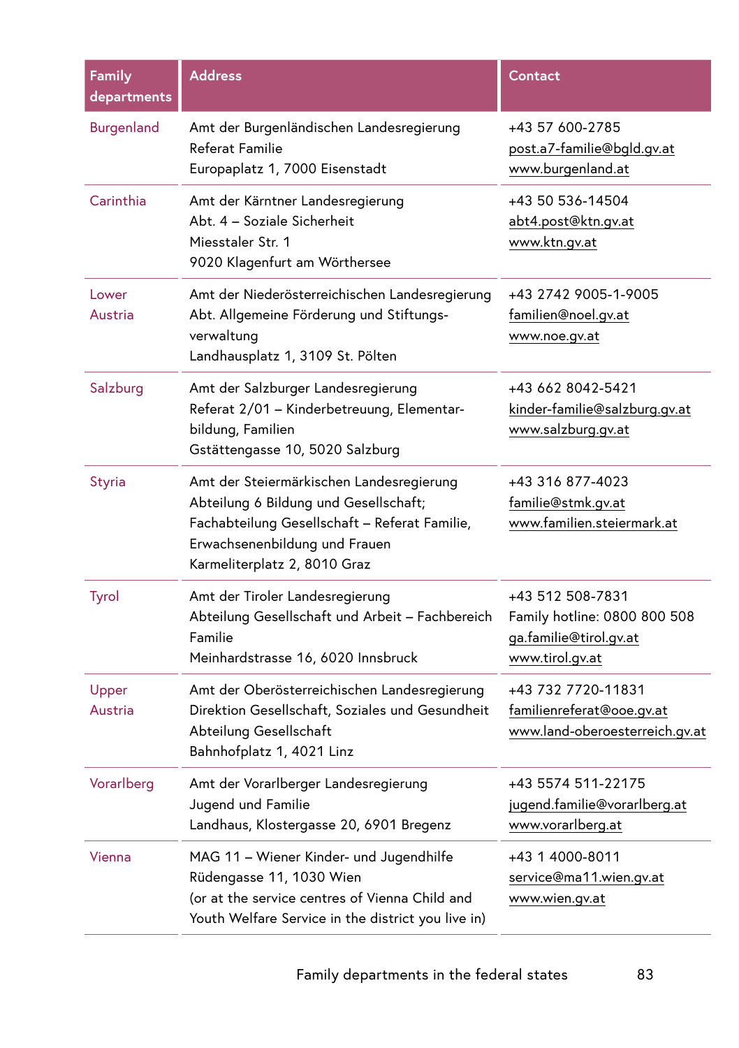| Family departments | Address | Contact |
|---|---|---|
| Burgenland | Amt der Burgenländischen Landesregierung<br>Referat Familie<br>Europaplatz 1, 7000 Eisenstadt | +43 57 600-2785<br>post.a7-familie@bgld.gv.at<br>www.burgenland.at |
| Carinthia | Amt der Kärntner Landesregierung<br>Abt. 4 – Soziale Sicherheit<br>Miesstaler Str. 1<br>9020 Klagenfurt am Wörthersee | +43 50 536-14504<br>abt4.post@ktn.gv.at<br>www.ktn.gv.at |
| Lower Austria | Amt der Niederösterreichischen Landesregierung<br>Abt. Allgemeine Förderung und Stiftungs­verwaltung<br>Landhausplatz 1, 3109 St. Pölten | +43 2742 9005-1-9005<br>familien@noel.gv.at<br>www.noe.gv.at |
| Salzburg | Amt der Salzburger Landesregierung<br>Referat 2/01 – Kinderbetreuung, Elementar­bildung, Familien<br>Gstättengasse 10, 5020 Salzburg | +43 662 8042-5421<br>kinder-familie@salzburg.gv.at<br>www.salzburg.gv.at |
| Styria | Amt der Steiermärkischen Landesregierung<br>Abteilung 6 Bildung und Gesellschaft;<br>Fachabteilung Gesellschaft – Referat Familie, Erwachsenenbildung und Frauen<br>Karmeliterplatz 2, 8010 Graz | +43 316 877-4023<br>familie@stmk.gv.at<br>www.familien.steiermark.at |
| Tyrol | Amt der Tiroler Landesregierung<br>Abteilung Gesellschaft und Arbeit – Fachbereich Familie<br>Meinhardstrasse 16, 6020 Innsbruck | +43 512 508-7831<br>Family hotline: 0800 800 508<br>ga.familie@tirol.gv.at<br>www.tirol.gv.at |
| Upper Austria | Amt der Oberösterreichischen Landesregierung<br>Direktion Gesellschaft, Soziales und Gesundheit<br>Abteilung Gesellschaft<br>Bahnhofplatz 1, 4021 Linz | +43 732 7720-11831<br>familienreferat@ooe.gv.at<br>www.land-oberoesterreich.gv.at |
| Vorarlberg | Amt der Vorarlberger Landesregierung<br>Jugend und Familie<br>Landhaus, Klostergasse 20, 6901 Bregenz | +43 5574 511-22175<br>jugend.familie@vorarlberg.at<br>www.vorarlberg.at |
| Vienna | MAG 11 – Wiener Kinder- und Jugendhilfe<br>Rüdengasse 11, 1030 Wien<br>(or at the service centres of Vienna Child and Youth Welfare Service in the district you live in) | +43 1 4000-8011<br>service@ma11.wien.gv.at<br>www.wien.gv.at |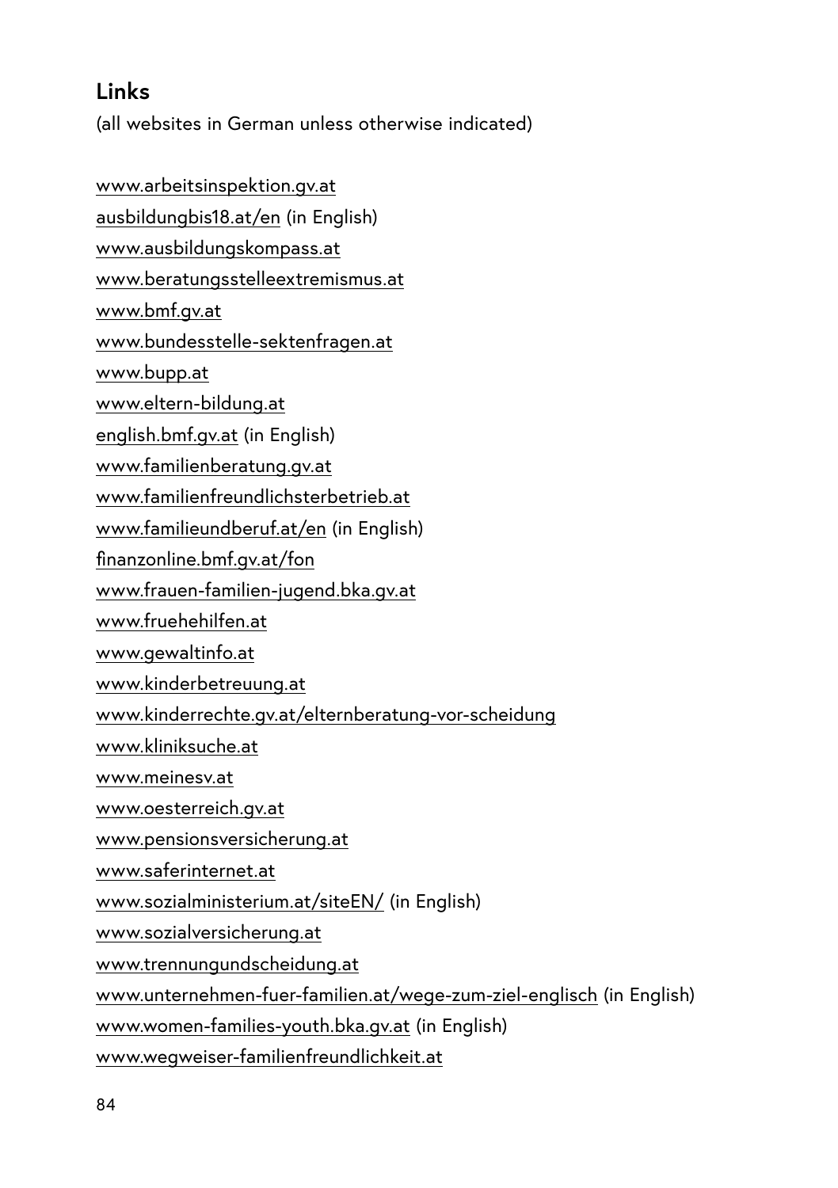## Links

(all websites in German unless otherwise indicated)

www.arbeitsinspektion.gv.at  
ausbildungbis18.at/en (in English)  
www.ausbildungskompass.at  
www.beratungsstelleextremismus.at  
www.bmf.gv.at  
www.bundesstelle-sektenfragen.at  
www.bupp.at  
www.eltern-bildung.at  
english.bmf.gv.at (in English)  
www.familienberatung.gv.at  
www.familienfreundlichsterbetrieb.at  
www.familieundberuf.at/en (in English)  
finanzonline.bmf.gv.at/fon  
www.frauen-familien-jugend.bka.gv.at  
www.fruehehilfen.at  
www.gewaltinfo.at  
www.kinderbetreuung.at  
www.kinderrechte.gv.at/elternberatung-vor-scheidung  
www.kliniksuche.at  
www.meinesv.at  
www.oesterreich.gv.at  
www.pensionsversicherung.at  
www.saferinternet.at  
www.sozialministerium.at/siteEN/ (in English)  
www.sozialversicherung.at  
www.trennungundscheidung.at  
www.unternehmen-fuer-familien.at/wege-zum-ziel-englisch (in English)  
www.women-families-youth.bka.gv.at (in English)  
www.wegweiser-familienfreundlichkeit.at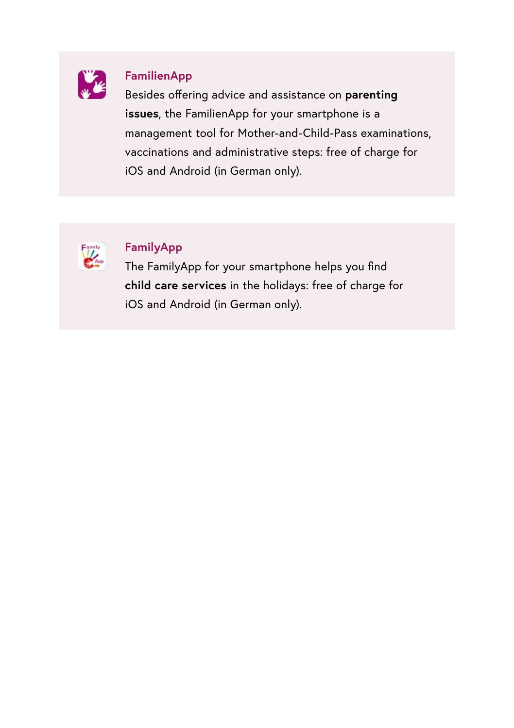### FamilienApp

Besides offering advice and assistance on **parenting issues**, the FamilienApp for your smartphone is a management tool for Mother-and-Child-Pass examinations, vaccinations and administrative steps: free of charge for iOS and Android (in German only).

### FamilyApp

The FamilyApp for your smartphone helps you find **child care services** in the holidays: free of charge for iOS and Android (in German only).